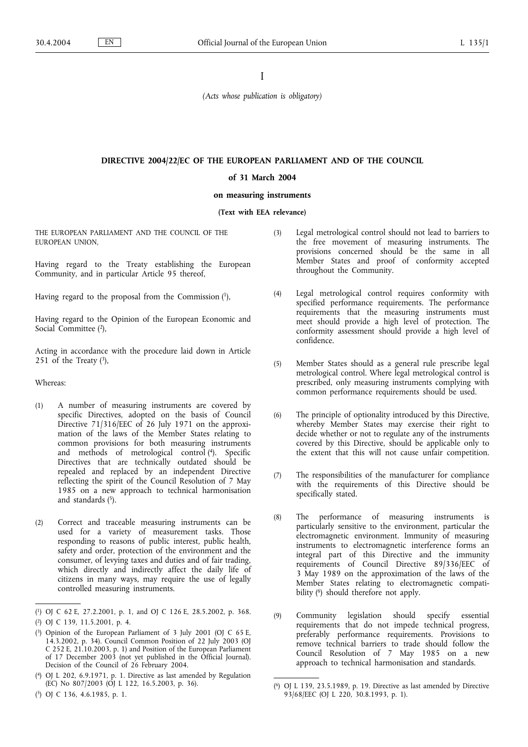I

*(Acts whose publication is obligatory)*

## DIRECTIVE 2004/22/EC OF THE EUROPEAN PARLIAMENT AND OF THE COUNCIL

**of 31 March 2004**

**on measuring instruments**

**(Text with EEA relevance)**

THE EUROPEAN PARLIAMENT AND THE COUNCIL OF THE EUROPEAN UNION,

Having regard to the Treaty establishing the European Community, and in particular Article 95 thereof,

Having regard to the proposal from the Commission [1],

Having regard to the Opinion of the European Economic and Social Committee [2],

Acting in accordance with the procedure laid down in Article 251 of the Treaty [3],

Whereas:

(1) A number of measuring instruments are covered by specific Directives, adopted on the basis of Council Directive 71/316/EEC of 26 July 1971 on the approximation of the laws of the Member States relating to common provisions for both measuring instruments and methods of metrological control [4]. Specific Directives that are technically outdated should be repealed and replaced by an independent Directive reflecting the spirit of the Council Resolution of 7 May 1985 on a new approach to technical harmonisation and standards [5].

(2) Correct and traceable measuring instruments can be used for a variety of measurement tasks. Those responding to reasons of public interest, public health, safety and order, protection of the environment and the consumer, of levying taxes and duties and of fair trading, which directly and indirectly affect the daily life of citizens in many ways, may require the use of legally controlled measuring instruments.

(3) Legal metrological control should not lead to barriers to the free movement of measuring instruments. The provisions concerned should be the same in all Member States and proof of conformity accepted throughout the Community.

(4) Legal metrological control requires conformity with specified performance requirements. The performance requirements that the measuring instruments must meet should provide a high level of protection. The conformity assessment should provide a high level of confidence.

(5) Member States should as a general rule prescribe legal metrological control. Where legal metrological control is prescribed, only measuring instruments complying with common performance requirements should be used.

(6) The principle of optionality introduced by this Directive, whereby Member States may exercise their right to decide whether or not to regulate any of the instruments covered by this Directive, should be applicable only to the extent that this will not cause unfair competition.

(7) The responsibilities of the manufacturer for compliance with the requirements of this Directive should be specifically stated.

(8) The performance of measuring instruments is particularly sensitive to the environment, particular the electromagnetic environment. Immunity of measuring instruments to electromagnetic interference forms an integral part of this Directive and the immunity requirements of Council Directive 89/336/EEC of 3 May 1989 on the approximation of the laws of the Member States relating to electromagnetic compatibility [6] should therefore not apply.

(9) Community legislation should specify essential requirements that do not impede technical progress, preferably performance requirements. Provisions to remove technical barriers to trade should follow the Council Resolution of 7 May 1985 on a new approach to technical harmonisation and standards.

---

[1] OJ C 62 E, 27.2.2001, p. 1, and OJ C 126 E, 28.5.2002, p. 368.

[2] OJ C 139, 11.5.2001, p. 4.

[3] Opinion of the European Parliament of 3 July 2001 (OJ C 65 E, 14.3.2002, p. 34). Council Common Position of 22 July 2003 (OJ C 252 E, 21.10.2003, p. 1) and Position of the European Parliament of 17 December 2003 (not yet published in the Official Journal). Decision of the Council of 26 February 2004.

[4] OJ L 202, 6.9.1971, p. 1. Directive as last amended by Regulation (EC) No 807/2003 (OJ L 122, 16.5.2003, p. 36).

[5] OJ C 136, 4.6.1985, p. 1.

[6] OJ L 139, 23.5.1989, p. 19. Directive as last amended by Directive 93/68/EEC (OJ L 220, 30.8.1993, p. 1).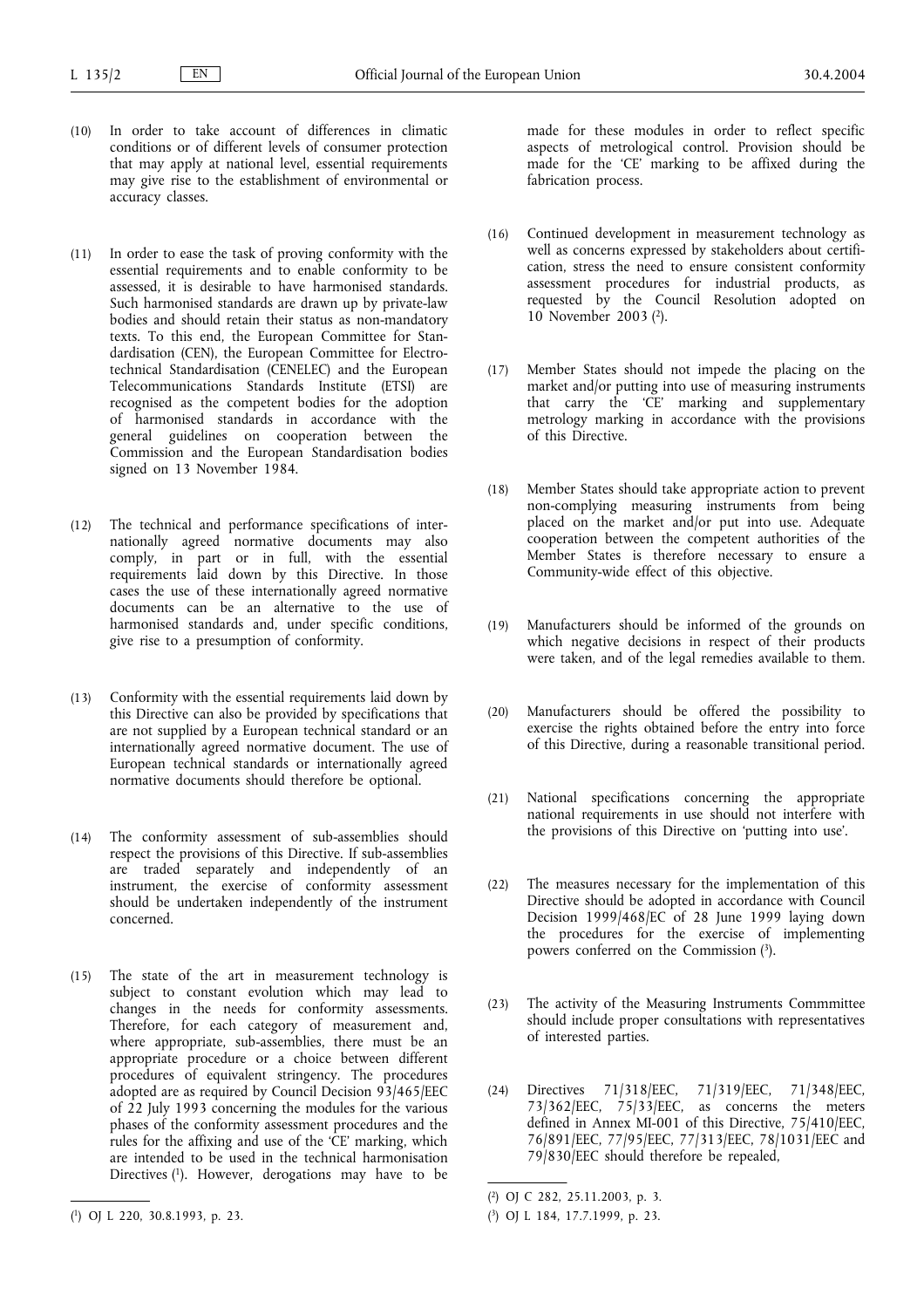(10) In order to take account of differences in climatic conditions or of different levels of consumer protection that may apply at national level, essential requirements may give rise to the establishment of environmental or accuracy classes.

(11) In order to ease the task of proving conformity with the essential requirements and to enable conformity to be assessed, it is desirable to have harmonised standards. Such harmonised standards are drawn up by private-law bodies and should retain their status as non-mandatory texts. To this end, the European Committee for Standardisation (CEN), the European Committee for Electrotechnical Standardisation (CENELEC) and the European Telecommunications Standards Institute (ETSI) are recognised as the competent bodies for the adoption of harmonised standards in accordance with the general guidelines on cooperation between the Commission and the European Standardisation bodies signed on 13 November 1984.

(12) The technical and performance specifications of internationally agreed normative documents may also comply, in part or in full, with the essential requirements laid down by this Directive. In those cases the use of these internationally agreed normative documents can be an alternative to the use of harmonised standards and, under specific conditions, give rise to a presumption of conformity.

(13) Conformity with the essential requirements laid down by this Directive can also be provided by specifications that are not supplied by a European technical standard or an internationally agreed normative document. The use of European technical standards or internationally agreed normative documents should therefore be optional.

(14) The conformity assessment of sub-assemblies should respect the provisions of this Directive. If sub-assemblies are traded separately and independently of an instrument, the exercise of conformity assessment should be undertaken independently of the instrument concerned.

(15) The state of the art in measurement technology is subject to constant evolution which may lead to changes in the needs for conformity assessments. Therefore, for each category of measurement and, where appropriate, sub-assemblies, there must be an appropriate procedure or a choice between different procedures of equivalent stringency. The procedures adopted are as required by Council Decision 93/465/EEC of 22 July 1993 concerning the modules for the various phases of the conformity assessment procedures and the rules for the affixing and use of the 'CE' marking, which are intended to be used in the technical harmonisation Directives [1]. However, derogations may have to be made for these modules in order to reflect specific aspects of metrological control. Provision should be made for the 'CE' marking to be affixed during the fabrication process.

(16) Continued development in measurement technology as well as concerns expressed by stakeholders about certification, stress the need to ensure consistent conformity assessment procedures for industrial products, as requested by the Council Resolution adopted on 10 November 2003 [2].

(17) Member States should not impede the placing on the market and/or putting into use of measuring instruments that carry the 'CE' marking and supplementary metrology marking in accordance with the provisions of this Directive.

(18) Member States should take appropriate action to prevent non-complying measuring instruments from being placed on the market and/or put into use. Adequate cooperation between the competent authorities of the Member States is therefore necessary to ensure a Community-wide effect of this objective.

(19) Manufacturers should be informed of the grounds on which negative decisions in respect of their products were taken, and of the legal remedies available to them.

(20) Manufacturers should be offered the possibility to exercise the rights obtained before the entry into force of this Directive, during a reasonable transitional period.

(21) National specifications concerning the appropriate national requirements in use should not interfere with the provisions of this Directive on 'putting into use'.

(22) The measures necessary for the implementation of this Directive should be adopted in accordance with Council Decision 1999/468/EC of 28 June 1999 laying down the procedures for the exercise of implementing powers conferred on the Commission [3].

(23) The activity of the Measuring Instruments Commmittee should include proper consultations with representatives of interested parties.

(24) Directives 71/318/EEC, 71/319/EEC, 71/348/EEC, 73/362/EEC, 75/33/EEC, as concerns the meters defined in Annex MI-001 of this Directive, 75/410/EEC, 76/891/EEC, 77/95/EEC, 77/313/EEC, 78/1031/EEC and 79/830/EEC should therefore be repealed,

---

[1] OJ L 220, 30.8.1993, p. 23.

[2] OJ C 282, 25.11.2003, p. 3.

[3] OJ L 184, 17.7.1999, p. 23.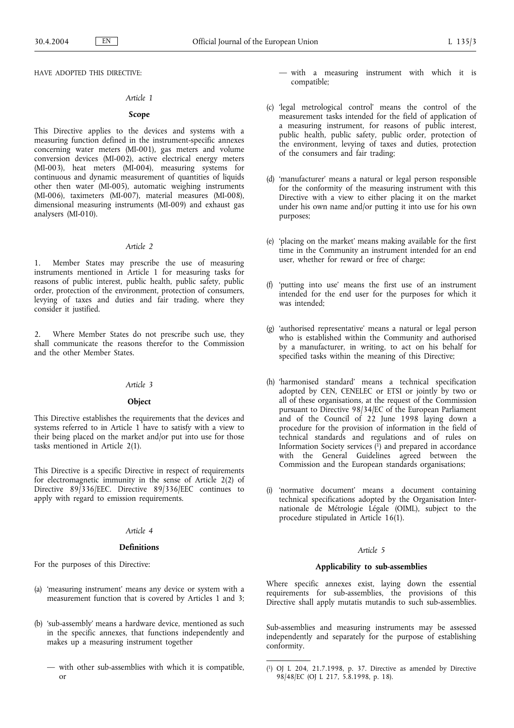HAVE ADOPTED THIS DIRECTIVE:

*Article 1*

**Scope**

This Directive applies to the devices and systems with a measuring function defined in the instrument-specific annexes concerning water meters (MI-001), gas meters and volume conversion devices (MI-002), active electrical energy meters (MI-003), heat meters (MI-004), measuring systems for continuous and dynamic measurement of quantities of liquids other then water (MI-005), automatic weighing instruments (MI-006), taximeters (MI-007), material measures (MI-008), dimensional measuring instruments (MI-009) and exhaust gas analysers (MI-010).

*Article 2*

1. Member States may prescribe the use of measuring instruments mentioned in Article 1 for measuring tasks for reasons of public interest, public health, public safety, public order, protection of the environment, protection of consumers, levying of taxes and duties and fair trading, where they consider it justified.

2. Where Member States do not prescribe such use, they shall communicate the reasons therefor to the Commission and the other Member States.

*Article 3*

**Object**

This Directive establishes the requirements that the devices and systems referred to in Article 1 have to satisfy with a view to their being placed on the market and/or put into use for those tasks mentioned in Article 2(1).

This Directive is a specific Directive in respect of requirements for electromagnetic immunity in the sense of Article 2(2) of Directive 89/336/EEC. Directive 89/336/EEC continues to apply with regard to emission requirements.

*Article 4*

**Definitions**

For the purposes of this Directive:

(a) 'measuring instrument' means any device or system with a measurement function that is covered by Articles 1 and 3;

(b) 'sub-assembly' means a hardware device, mentioned as such in the specific annexes, that functions independently and makes up a measuring instrument together

— with other sub-assemblies with which it is compatible, or

— with a measuring instrument with which it is compatible;

(c) 'legal metrological control' means the control of the measurement tasks intended for the field of application of a measuring instrument, for reasons of public interest, public health, public safety, public order, protection of the environment, levying of taxes and duties, protection of the consumers and fair trading;

(d) 'manufacturer' means a natural or legal person responsible for the conformity of the measuring instrument with this Directive with a view to either placing it on the market under his own name and/or putting it into use for his own purposes;

(e) 'placing on the market' means making available for the first time in the Community an instrument intended for an end user, whether for reward or free of charge;

(f) 'putting into use' means the first use of an instrument intended for the end user for the purposes for which it was intended;

(g) 'authorised representative' means a natural or legal person who is established within the Community and authorised by a manufacturer, in writing, to act on his behalf for specified tasks within the meaning of this Directive;

(h) 'harmonised standard' means a technical specification adopted by CEN, CENELEC or ETSI or jointly by two or all of these organisations, at the request of the Commission pursuant to Directive 98/34/EC of the European Parliament and of the Council of 22 June 1998 laying down a procedure for the provision of information in the field of technical standards and regulations and of rules on Information Society services [1] and prepared in accordance with the General Guidelines agreed between the Commission and the European standards organisations;

(i) 'normative document' means a document containing technical specifications adopted by the Organisation Internationale de Métrologie Légale (OIML), subject to the procedure stipulated in Article 16(1).

*Article 5*

**Applicability to sub-assemblies**

Where specific annexes exist, laying down the essential requirements for sub-assemblies, the provisions of this Directive shall apply mutatis mutandis to such sub-assemblies.

Sub-assemblies and measuring instruments may be assessed independently and separately for the purpose of establishing conformity.

---

[1] OJ L 204, 21.7.1998, p. 37. Directive as amended by Directive 98/48/EC (OJ L 217, 5.8.1998, p. 18).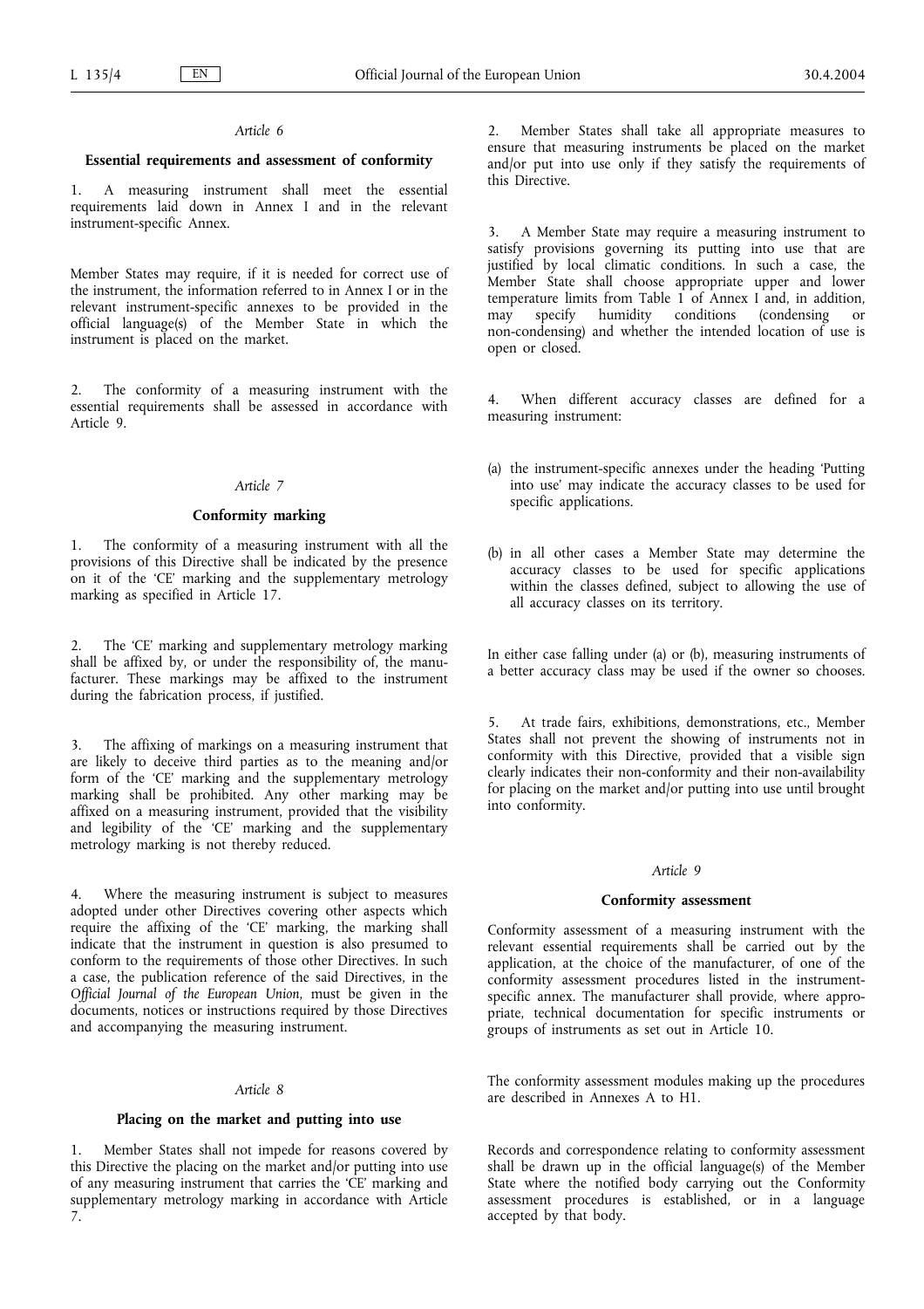*Article 6*

**Essential requirements and assessment of conformity**

1. A measuring instrument shall meet the essential requirements laid down in Annex I and in the relevant instrument-specific Annex.

Member States may require, if it is needed for correct use of the instrument, the information referred to in Annex I or in the relevant instrument-specific annexes to be provided in the official language(s) of the Member State in which the instrument is placed on the market.

2. The conformity of a measuring instrument with the essential requirements shall be assessed in accordance with Article 9.

*Article 7*

**Conformity marking**

1. The conformity of a measuring instrument with all the provisions of this Directive shall be indicated by the presence on it of the 'CE' marking and the supplementary metrology marking as specified in Article 17.

2. The 'CE' marking and supplementary metrology marking shall be affixed by, or under the responsibility of, the manufacturer. These markings may be affixed to the instrument during the fabrication process, if justified.

3. The affixing of markings on a measuring instrument that are likely to deceive third parties as to the meaning and/or form of the 'CE' marking and the supplementary metrology marking shall be prohibited. Any other marking may be affixed on a measuring instrument, provided that the visibility and legibility of the 'CE' marking and the supplementary metrology marking is not thereby reduced.

4. Where the measuring instrument is subject to measures adopted under other Directives covering other aspects which require the affixing of the 'CE' marking, the marking shall indicate that the instrument in question is also presumed to conform to the requirements of those other Directives. In such a case, the publication reference of the said Directives, in the *Official Journal of the European Union*, must be given in the documents, notices or instructions required by those Directives and accompanying the measuring instrument.

*Article 8*

**Placing on the market and putting into use**

1. Member States shall not impede for reasons covered by this Directive the placing on the market and/or putting into use of any measuring instrument that carries the 'CE' marking and supplementary metrology marking in accordance with Article 7.

2. Member States shall take all appropriate measures to ensure that measuring instruments be placed on the market and/or put into use only if they satisfy the requirements of this Directive.

3. A Member State may require a measuring instrument to satisfy provisions governing its putting into use that are justified by local climatic conditions. In such a case, the Member State shall choose appropriate upper and lower temperature limits from Table 1 of Annex I and, in addition, may specify humidity conditions (condensing or non-condensing) and whether the intended location of use is open or closed.

4. When different accuracy classes are defined for a measuring instrument:

(a) the instrument-specific annexes under the heading 'Putting into use' may indicate the accuracy classes to be used for specific applications.

(b) in all other cases a Member State may determine the accuracy classes to be used for specific applications within the classes defined, subject to allowing the use of all accuracy classes on its territory.

In either case falling under (a) or (b), measuring instruments of a better accuracy class may be used if the owner so chooses.

5. At trade fairs, exhibitions, demonstrations, etc., Member States shall not prevent the showing of instruments not in conformity with this Directive, provided that a visible sign clearly indicates their non-conformity and their non-availability for placing on the market and/or putting into use until brought into conformity.

*Article 9*

**Conformity assessment**

Conformity assessment of a measuring instrument with the relevant essential requirements shall be carried out by the application, at the choice of the manufacturer, of one of the conformity assessment procedures listed in the instrument-specific annex. The manufacturer shall provide, where appropriate, technical documentation for specific instruments or groups of instruments as set out in Article 10.

The conformity assessment modules making up the procedures are described in Annexes A to H1.

Records and correspondence relating to conformity assessment shall be drawn up in the official language(s) of the Member State where the notified body carrying out the Conformity assessment procedures is established, or in a language accepted by that body.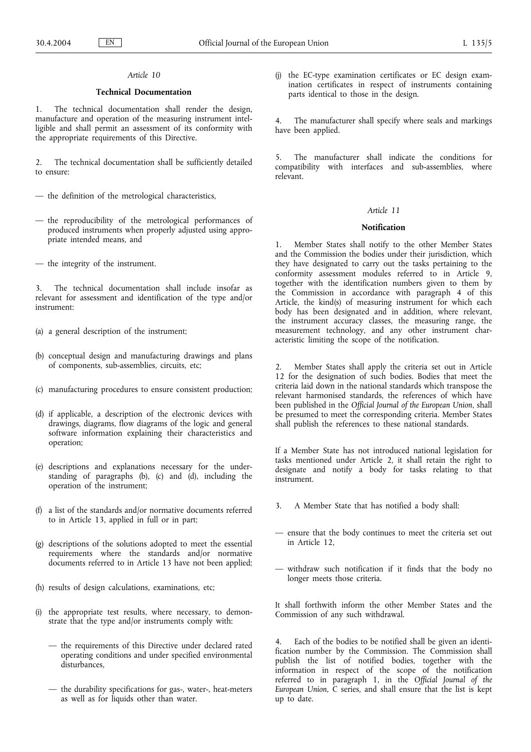### *Article 10*

### **Technical Documentation**

1. The technical documentation shall render the design, manufacture and operation of the measuring instrument intelligible and shall permit an assessment of its conformity with the appropriate requirements of this Directive.

2. The technical documentation shall be sufficiently detailed to ensure:

— the definition of the metrological characteristics,

— the reproducibility of the metrological performances of produced instruments when properly adjusted using appropriate intended means, and

— the integrity of the instrument.

3. The technical documentation shall include insofar as relevant for assessment and identification of the type and/or instrument:

(a) a general description of the instrument;

(b) conceptual design and manufacturing drawings and plans of components, sub-assemblies, circuits, etc;

(c) manufacturing procedures to ensure consistent production;

(d) if applicable, a description of the electronic devices with drawings, diagrams, flow diagrams of the logic and general software information explaining their characteristics and operation;

(e) descriptions and explanations necessary for the understanding of paragraphs (b), (c) and (d), including the operation of the instrument;

(f) a list of the standards and/or normative documents referred to in Article 13, applied in full or in part;

(g) descriptions of the solutions adopted to meet the essential requirements where the standards and/or normative documents referred to in Article 13 have not been applied;

(h) results of design calculations, examinations, etc;

(i) the appropriate test results, where necessary, to demonstrate that the type and/or instruments comply with:

— the requirements of this Directive under declared rated operating conditions and under specified environmental disturbances,

— the durability specifications for gas-, water-, heat-meters as well as for liquids other than water.

(j) the EC-type examination certificates or EC design examination certificates in respect of instruments containing parts identical to those in the design.

4. The manufacturer shall specify where seals and markings have been applied.

5. The manufacturer shall indicate the conditions for compatibility with interfaces and sub-assemblies, where relevant.

### *Article 11*

### **Notification**

1. Member States shall notify to the other Member States and the Commission the bodies under their jurisdiction, which they have designated to carry out the tasks pertaining to the conformity assessment modules referred to in Article 9, together with the identification numbers given to them by the Commission in accordance with paragraph 4 of this Article, the kind(s) of measuring instrument for which each body has been designated and in addition, where relevant, the instrument accuracy classes, the measuring range, the measurement technology, and any other instrument characteristic limiting the scope of the notification.

2. Member States shall apply the criteria set out in Article 12 for the designation of such bodies. Bodies that meet the criteria laid down in the national standards which transpose the relevant harmonised standards, the references of which have been published in the *Official Journal of the European Union*, shall be presumed to meet the corresponding criteria. Member States shall publish the references to these national standards.

If a Member State has not introduced national legislation for tasks mentioned under Article 2, it shall retain the right to designate and notify a body for tasks relating to that instrument.

3. A Member State that has notified a body shall:

— ensure that the body continues to meet the criteria set out in Article 12,

— withdraw such notification if it finds that the body no longer meets those criteria.

It shall forthwith inform the other Member States and the Commission of any such withdrawal.

4. Each of the bodies to be notified shall be given an identification number by the Commission. The Commission shall publish the list of notified bodies, together with the information in respect of the scope of the notification referred to in paragraph 1, in the *Official Journal of the European Union*, C series, and shall ensure that the list is kept up to date.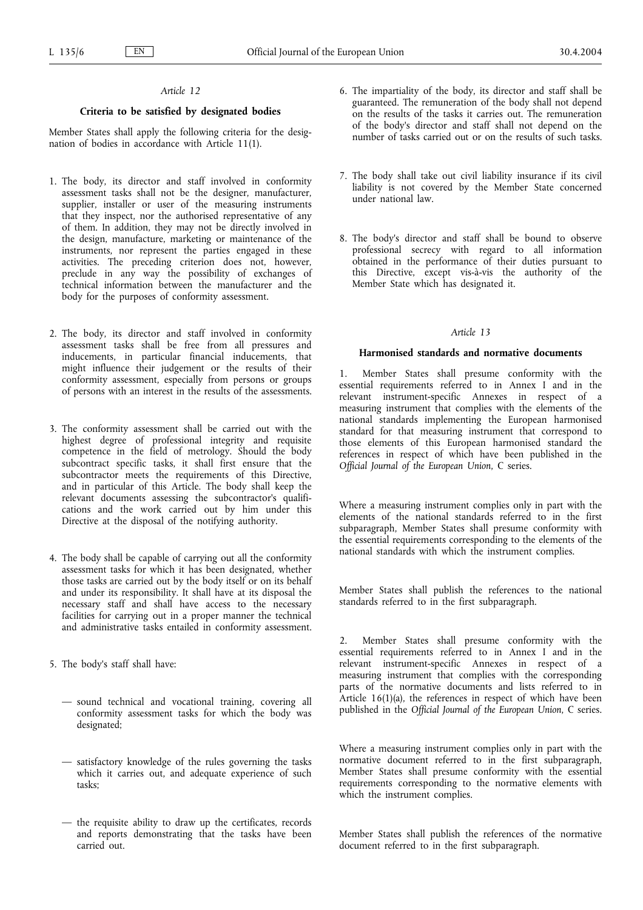*Article 12*

**Criteria to be satisfied by designated bodies**

Member States shall apply the following criteria for the designation of bodies in accordance with Article 11(1).

1. The body, its director and staff involved in conformity assessment tasks shall not be the designer, manufacturer, supplier, installer or user of the measuring instruments that they inspect, nor the authorised representative of any of them. In addition, they may not be directly involved in the design, manufacture, marketing or maintenance of the instruments, nor represent the parties engaged in these activities. The preceding criterion does not, however, preclude in any way the possibility of exchanges of technical information between the manufacturer and the body for the purposes of conformity assessment.

2. The body, its director and staff involved in conformity assessment tasks shall be free from all pressures and inducements, in particular financial inducements, that might influence their judgement or the results of their conformity assessment, especially from persons or groups of persons with an interest in the results of the assessments.

3. The conformity assessment shall be carried out with the highest degree of professional integrity and requisite competence in the field of metrology. Should the body subcontract specific tasks, it shall first ensure that the subcontractor meets the requirements of this Directive, and in particular of this Article. The body shall keep the relevant documents assessing the subcontractor's qualifications and the work carried out by him under this Directive at the disposal of the notifying authority.

4. The body shall be capable of carrying out all the conformity assessment tasks for which it has been designated, whether those tasks are carried out by the body itself or on its behalf and under its responsibility. It shall have at its disposal the necessary staff and shall have access to the necessary facilities for carrying out in a proper manner the technical and administrative tasks entailed in conformity assessment.

5. The body's staff shall have:

   — sound technical and vocational training, covering all conformity assessment tasks for which the body was designated;

   — satisfactory knowledge of the rules governing the tasks which it carries out, and adequate experience of such tasks;

   — the requisite ability to draw up the certificates, records and reports demonstrating that the tasks have been carried out.

6. The impartiality of the body, its director and staff shall be guaranteed. The remuneration of the body shall not depend on the results of the tasks it carries out. The remuneration of the body's director and staff shall not depend on the number of tasks carried out or on the results of such tasks.

7. The body shall take out civil liability insurance if its civil liability is not covered by the Member State concerned under national law.

8. The body's director and staff shall be bound to observe professional secrecy with regard to all information obtained in the performance of their duties pursuant to this Directive, except vis-à-vis the authority of the Member State which has designated it.

*Article 13*

**Harmonised standards and normative documents**

1. Member States shall presume conformity with the essential requirements referred to in Annex I and in the relevant instrument-specific Annexes in respect of a measuring instrument that complies with the elements of the national standards implementing the European harmonised standard for that measuring instrument that correspond to those elements of this European harmonised standard the references in respect of which have been published in the *Official Journal of the European Union*, C series.

Where a measuring instrument complies only in part with the elements of the national standards referred to in the first subparagraph, Member States shall presume conformity with the essential requirements corresponding to the elements of the national standards with which the instrument complies.

Member States shall publish the references to the national standards referred to in the first subparagraph.

2. Member States shall presume conformity with the essential requirements referred to in Annex I and in the relevant instrument-specific Annexes in respect of a measuring instrument that complies with the corresponding parts of the normative documents and lists referred to in Article 16(1)(a), the references in respect of which have been published in the *Official Journal of the European Union*, C series.

Where a measuring instrument complies only in part with the normative document referred to in the first subparagraph, Member States shall presume conformity with the essential requirements corresponding to the normative elements with which the instrument complies.

Member States shall publish the references of the normative document referred to in the first subparagraph.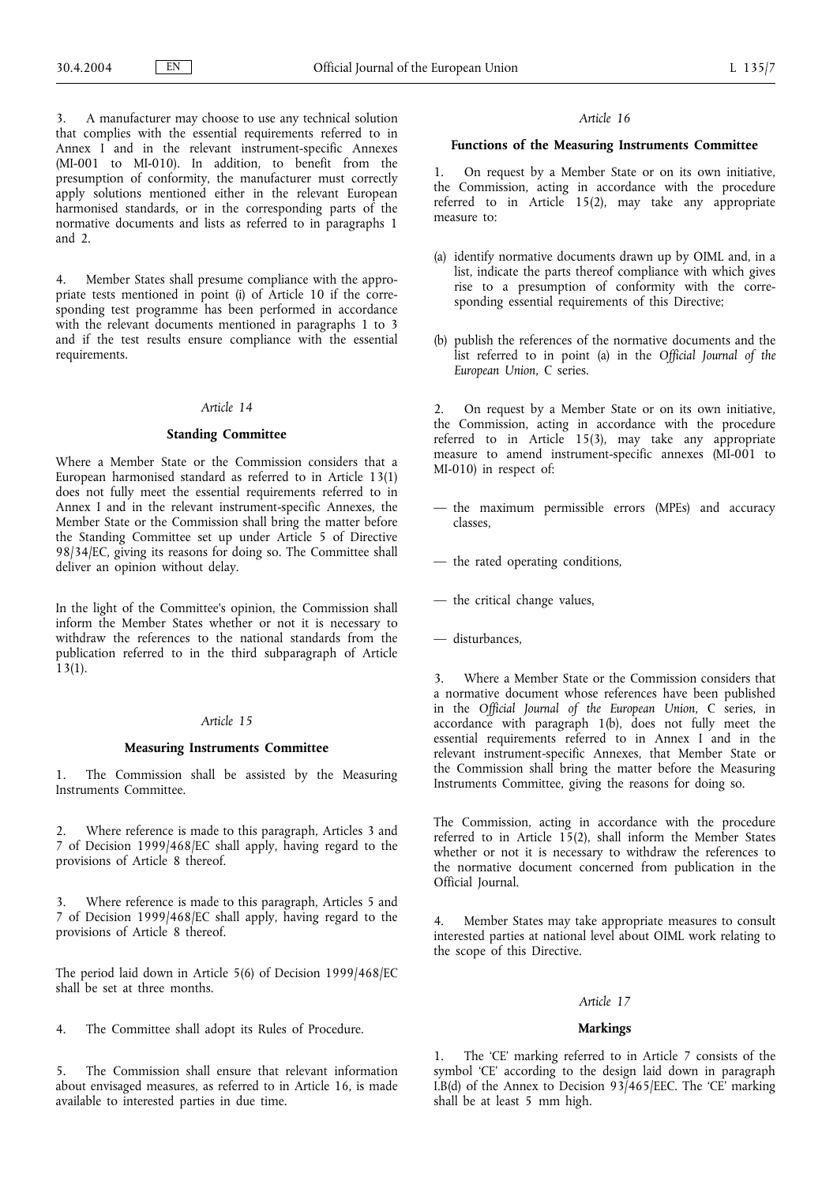3. A manufacturer may choose to use any technical solution that complies with the essential requirements referred to in Annex I and in the relevant instrument-specific Annexes (MI-001 to MI-010). In addition, to benefit from the presumption of conformity, the manufacturer must correctly apply solutions mentioned either in the relevant European harmonised standards, or in the corresponding parts of the normative documents and lists as referred to in paragraphs 1 and 2.

4. Member States shall presume compliance with the appropriate tests mentioned in point (i) of Article 10 if the corresponding test programme has been performed in accordance with the relevant documents mentioned in paragraphs 1 to 3 and if the test results ensure compliance with the essential requirements.

*Article 14*

**Standing Committee**

Where a Member State or the Commission considers that a European harmonised standard as referred to in Article 13(1) does not fully meet the essential requirements referred to in Annex I and in the relevant instrument-specific Annexes, the Member State or the Commission shall bring the matter before the Standing Committee set up under Article 5 of Directive 98/34/EC, giving its reasons for doing so. The Committee shall deliver an opinion without delay.

In the light of the Committee's opinion, the Commission shall inform the Member States whether or not it is necessary to withdraw the references to the national standards from the publication referred to in the third subparagraph of Article 13(1).

*Article 15*

**Measuring Instruments Committee**

1. The Commission shall be assisted by the Measuring Instruments Committee.

2. Where reference is made to this paragraph, Articles 3 and 7 of Decision 1999/468/EC shall apply, having regard to the provisions of Article 8 thereof.

3. Where reference is made to this paragraph, Articles 5 and 7 of Decision 1999/468/EC shall apply, having regard to the provisions of Article 8 thereof.

The period laid down in Article 5(6) of Decision 1999/468/EC shall be set at three months.

4. The Committee shall adopt its Rules of Procedure.

5. The Commission shall ensure that relevant information about envisaged measures, as referred to in Article 16, is made available to interested parties in due time.

*Article 16*

**Functions of the Measuring Instruments Committee**

1. On request by a Member State or on its own initiative, the Commission, acting in accordance with the procedure referred to in Article 15(2), may take any appropriate measure to:

(a) identify normative documents drawn up by OIML and, in a list, indicate the parts thereof compliance with which gives rise to a presumption of conformity with the corresponding essential requirements of this Directive;

(b) publish the references of the normative documents and the list referred to in point (a) in the *Official Journal of the European Union*, C series.

2. On request by a Member State or on its own initiative, the Commission, acting in accordance with the procedure referred to in Article 15(3), may take any appropriate measure to amend instrument-specific annexes (MI-001 to MI-010) in respect of:

— the maximum permissible errors (MPEs) and accuracy classes,

— the rated operating conditions,

— the critical change values,

— disturbances,

3. Where a Member State or the Commission considers that a normative document whose references have been published in the *Official Journal of the European Union*, C series, in accordance with paragraph 1(b), does not fully meet the essential requirements referred to in Annex I and in the relevant instrument-specific Annexes, that Member State or the Commission shall bring the matter before the Measuring Instruments Committee, giving the reasons for doing so.

The Commission, acting in accordance with the procedure referred to in Article 15(2), shall inform the Member States whether or not it is necessary to withdraw the references to the normative document concerned from publication in the Official Journal.

4. Member States may take appropriate measures to consult interested parties at national level about OIML work relating to the scope of this Directive.

*Article 17*

**Markings**

1. The 'CE' marking referred to in Article 7 consists of the symbol 'CE' according to the design laid down in paragraph I.B(d) of the Annex to Decision 93/465/EEC. The 'CE' marking shall be at least 5 mm high.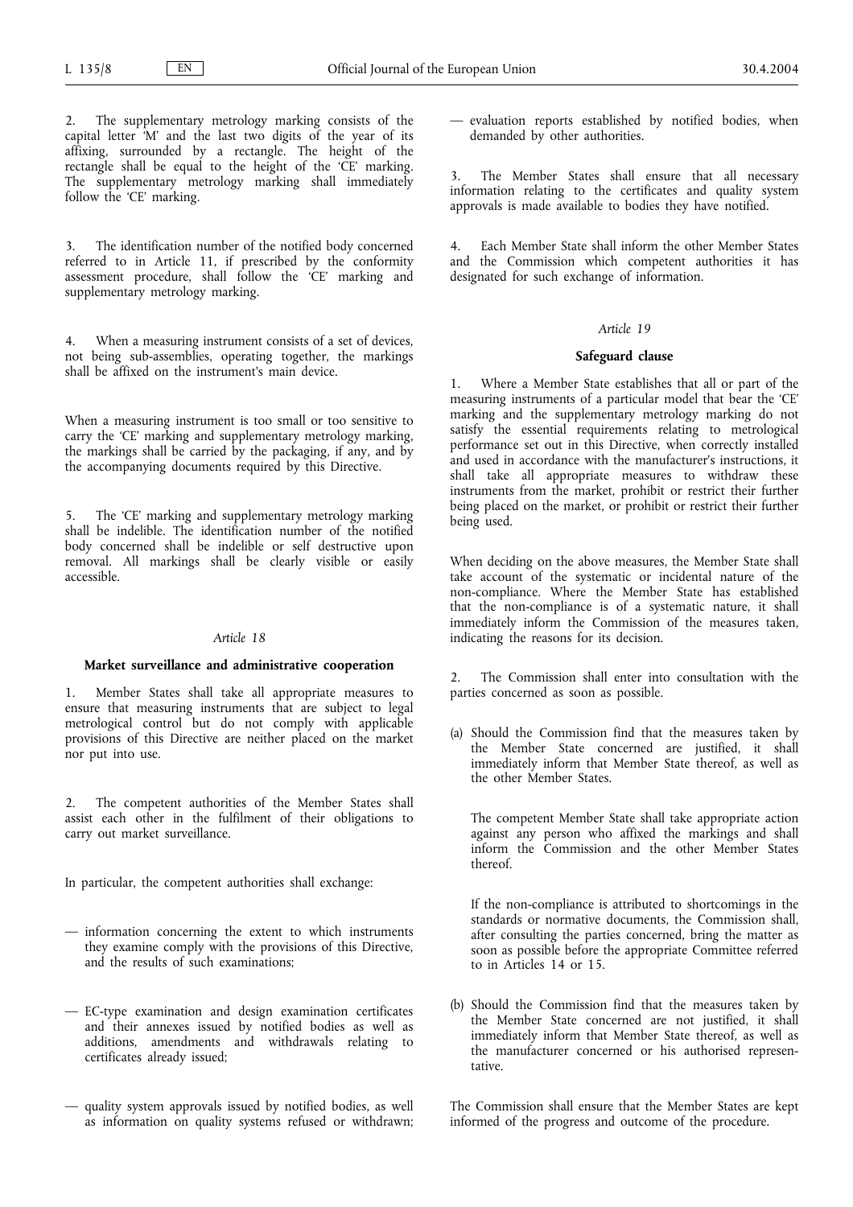2. The supplementary metrology marking consists of the capital letter 'M' and the last two digits of the year of its affixing, surrounded by a rectangle. The height of the rectangle shall be equal to the height of the 'CE' marking. The supplementary metrology marking shall immediately follow the 'CE' marking.

3. The identification number of the notified body concerned referred to in Article 11, if prescribed by the conformity assessment procedure, shall follow the 'CE' marking and supplementary metrology marking.

4. When a measuring instrument consists of a set of devices, not being sub-assemblies, operating together, the markings shall be affixed on the instrument's main device.

When a measuring instrument is too small or too sensitive to carry the 'CE' marking and supplementary metrology marking, the markings shall be carried by the packaging, if any, and by the accompanying documents required by this Directive.

5. The 'CE' marking and supplementary metrology marking shall be indelible. The identification number of the notified body concerned shall be indelible or self destructive upon removal. All markings shall be clearly visible or easily accessible.

*Article 18*

**Market surveillance and administrative cooperation**

1. Member States shall take all appropriate measures to ensure that measuring instruments that are subject to legal metrological control but do not comply with applicable provisions of this Directive are neither placed on the market nor put into use.

2. The competent authorities of the Member States shall assist each other in the fulfilment of their obligations to carry out market surveillance.

In particular, the competent authorities shall exchange:

— information concerning the extent to which instruments they examine comply with the provisions of this Directive, and the results of such examinations;

— EC-type examination and design examination certificates and their annexes issued by notified bodies as well as additions, amendments and withdrawals relating to certificates already issued;

— quality system approvals issued by notified bodies, as well as information on quality systems refused or withdrawn;

— evaluation reports established by notified bodies, when demanded by other authorities.

3. The Member States shall ensure that all necessary information relating to the certificates and quality system approvals is made available to bodies they have notified.

4. Each Member State shall inform the other Member States and the Commission which competent authorities it has designated for such exchange of information.

*Article 19*

**Safeguard clause**

1. Where a Member State establishes that all or part of the measuring instruments of a particular model that bear the 'CE' marking and the supplementary metrology marking do not satisfy the essential requirements relating to metrological performance set out in this Directive, when correctly installed and used in accordance with the manufacturer's instructions, it shall take all appropriate measures to withdraw these instruments from the market, prohibit or restrict their further being placed on the market, or prohibit or restrict their further being used.

When deciding on the above measures, the Member State shall take account of the systematic or incidental nature of the non-compliance. Where the Member State has established that the non-compliance is of a systematic nature, it shall immediately inform the Commission of the measures taken, indicating the reasons for its decision.

2. The Commission shall enter into consultation with the parties concerned as soon as possible.

(a) Should the Commission find that the measures taken by the Member State concerned are justified, it shall immediately inform that Member State thereof, as well as the other Member States.

   The competent Member State shall take appropriate action against any person who affixed the markings and shall inform the Commission and the other Member States thereof.

   If the non-compliance is attributed to shortcomings in the standards or normative documents, the Commission shall, after consulting the parties concerned, bring the matter as soon as possible before the appropriate Committee referred to in Articles 14 or 15.

(b) Should the Commission find that the measures taken by the Member State concerned are not justified, it shall immediately inform that Member State thereof, as well as the manufacturer concerned or his authorised representative.

The Commission shall ensure that the Member States are kept informed of the progress and outcome of the procedure.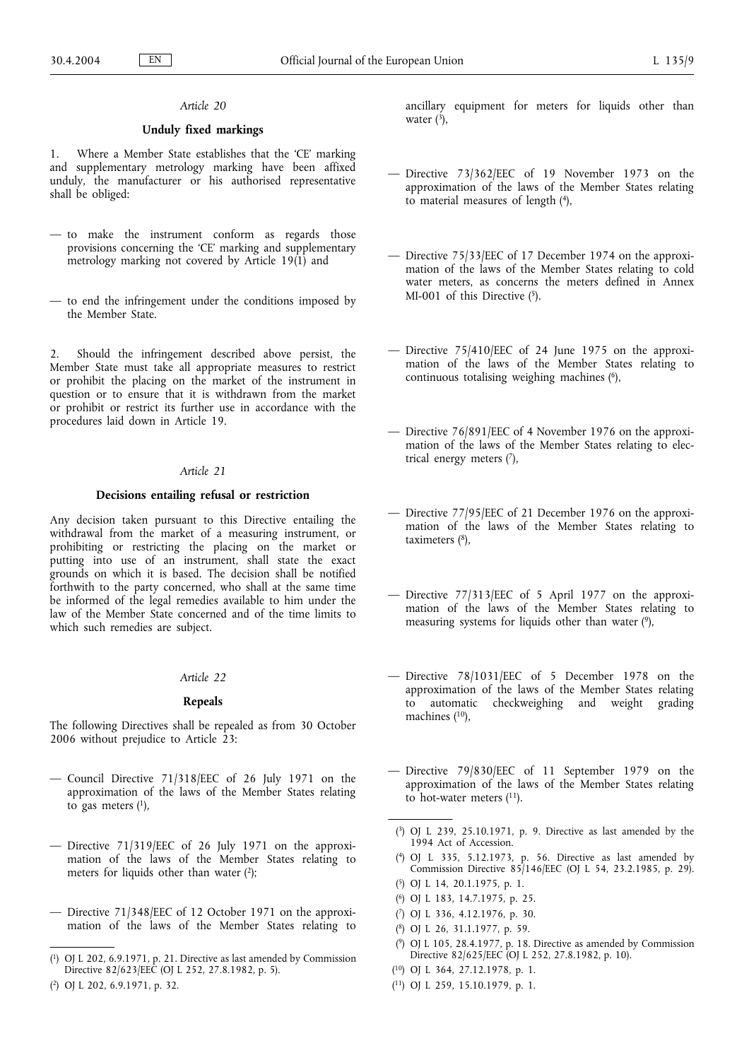*Article 20*

**Unduly fixed markings**

1. Where a Member State establishes that the 'CE' marking and supplementary metrology marking have been affixed unduly, the manufacturer or his authorised representative shall be obliged:

— to make the instrument conform as regards those provisions concerning the 'CE' marking and supplementary metrology marking not covered by Article 19(1) and

— to end the infringement under the conditions imposed by the Member State.

2. Should the infringement described above persist, the Member State must take all appropriate measures to restrict or prohibit the placing on the market of the instrument in question or to ensure that it is withdrawn from the market or prohibit or restrict its further use in accordance with the procedures laid down in Article 19.

*Article 21*

**Decisions entailing refusal or restriction**

Any decision taken pursuant to this Directive entailing the withdrawal from the market of a measuring instrument, or prohibiting or restricting the placing on the market or putting into use of an instrument, shall state the exact grounds on which it is based. The decision shall be notified forthwith to the party concerned, who shall at the same time be informed of the legal remedies available to him under the law of the Member State concerned and of the time limits to which such remedies are subject.

*Article 22*

**Repeals**

The following Directives shall be repealed as from 30 October 2006 without prejudice to Article 23:

— Council Directive 71/318/EEC of 26 July 1971 on the approximation of the laws of the Member States relating to gas meters [1],

— Directive 71/319/EEC of 26 July 1971 on the approximation of the laws of the Member States relating to meters for liquids other than water [2];

— Directive 71/348/EEC of 12 October 1971 on the approximation of the laws of the Member States relating to ancillary equipment for meters for liquids other than water [3],

— Directive 73/362/EEC of 19 November 1973 on the approximation of the laws of the Member States relating to material measures of length [4],

— Directive 75/33/EEC of 17 December 1974 on the approximation of the laws of the Member States relating to cold water meters, as concerns the meters defined in Annex MI-001 of this Directive [5].

— Directive 75/410/EEC of 24 June 1975 on the approximation of the laws of the Member States relating to continuous totalising weighing machines [6],

— Directive 76/891/EEC of 4 November 1976 on the approximation of the laws of the Member States relating to electrical energy meters [7],

— Directive 77/95/EEC of 21 December 1976 on the approximation of the laws of the Member States relating to taximeters [8],

— Directive 77/313/EEC of 5 April 1977 on the approximation of the laws of the Member States relating to measuring systems for liquids other than water [9],

— Directive 78/1031/EEC of 5 December 1978 on the approximation of the laws of the Member States relating to automatic checkweighing and weight grading machines [10],

— Directive 79/830/EEC of 11 September 1979 on the approximation of the laws of the Member States relating to hot-water meters [11].

---

[1] OJ L 202, 6.9.1971, p. 21. Directive as last amended by Commission Directive 82/623/EEC (OJ L 252, 27.8.1982, p. 5).

[2] OJ L 202, 6.9.1971, p. 32.

[3] OJ L 239, 25.10.1971, p. 9. Directive as last amended by the 1994 Act of Accession.

[4] OJ L 335, 5.12.1973, p. 56. Directive as last amended by Commission Directive 85/146/EEC (OJ L 54, 23.2.1985, p. 29).

[5] OJ L 14, 20.1.1975, p. 1.

[6] OJ L 183, 14.7.1975, p. 25.

[7] OJ L 336, 4.12.1976, p. 30.

[8] OJ L 26, 31.1.1977, p. 59.

[9] OJ L 105, 28.4.1977, p. 18. Directive as amended by Commission Directive 82/625/EEC (OJ L 252, 27.8.1982, p. 10).

[10] OJ L 364, 27.12.1978, p. 1.

[11] OJ L 259, 15.10.1979, p. 1.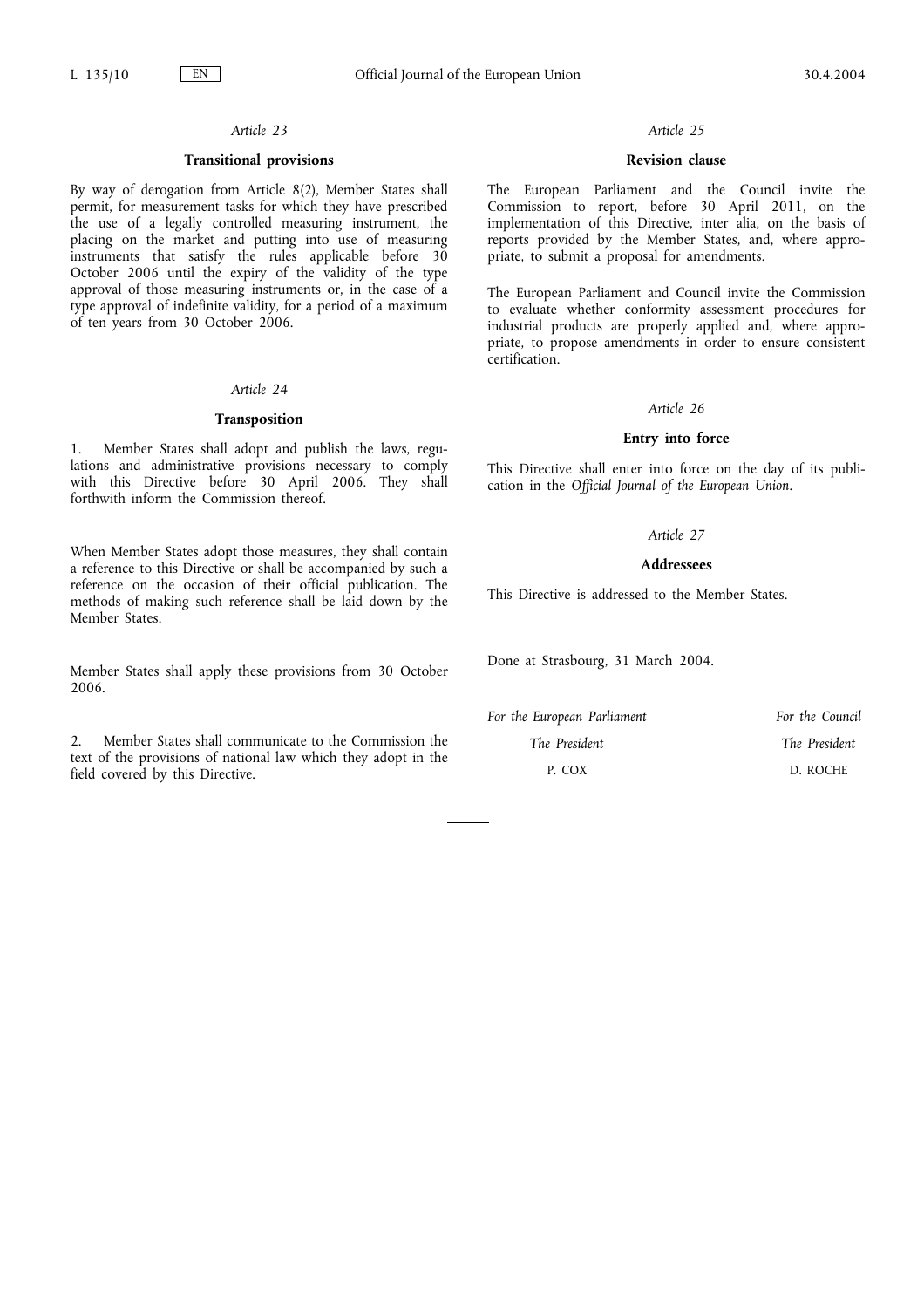*Article 23*

**Transitional provisions**

By way of derogation from Article 8(2), Member States shall permit, for measurement tasks for which they have prescribed the use of a legally controlled measuring instrument, the placing on the market and putting into use of measuring instruments that satisfy the rules applicable before 30 October 2006 until the expiry of the validity of the type approval of those measuring instruments or, in the case of a type approval of indefinite validity, for a period of a maximum of ten years from 30 October 2006.

*Article 24*

**Transposition**

1. Member States shall adopt and publish the laws, regulations and administrative provisions necessary to comply with this Directive before 30 April 2006. They shall forthwith inform the Commission thereof.

When Member States adopt those measures, they shall contain a reference to this Directive or shall be accompanied by such a reference on the occasion of their official publication. The methods of making such reference shall be laid down by the Member States.

Member States shall apply these provisions from 30 October 2006.

2. Member States shall communicate to the Commission the text of the provisions of national law which they adopt in the field covered by this Directive.

*Article 25*

**Revision clause**

The European Parliament and the Council invite the Commission to report, before 30 April 2011, on the implementation of this Directive, inter alia, on the basis of reports provided by the Member States, and, where appropriate, to submit a proposal for amendments.

The European Parliament and Council invite the Commission to evaluate whether conformity assessment procedures for industrial products are properly applied and, where appropriate, to propose amendments in order to ensure consistent certification.

*Article 26*

**Entry into force**

This Directive shall enter into force on the day of its publication in the *Official Journal of the European Union*.

*Article 27*

**Addressees**

This Directive is addressed to the Member States.

Done at Strasbourg, 31 March 2004.

| *For the European Parliament* | *For the Council* |
|---|---|
| *The President* | *The President* |
| P. COX | D. ROCHE |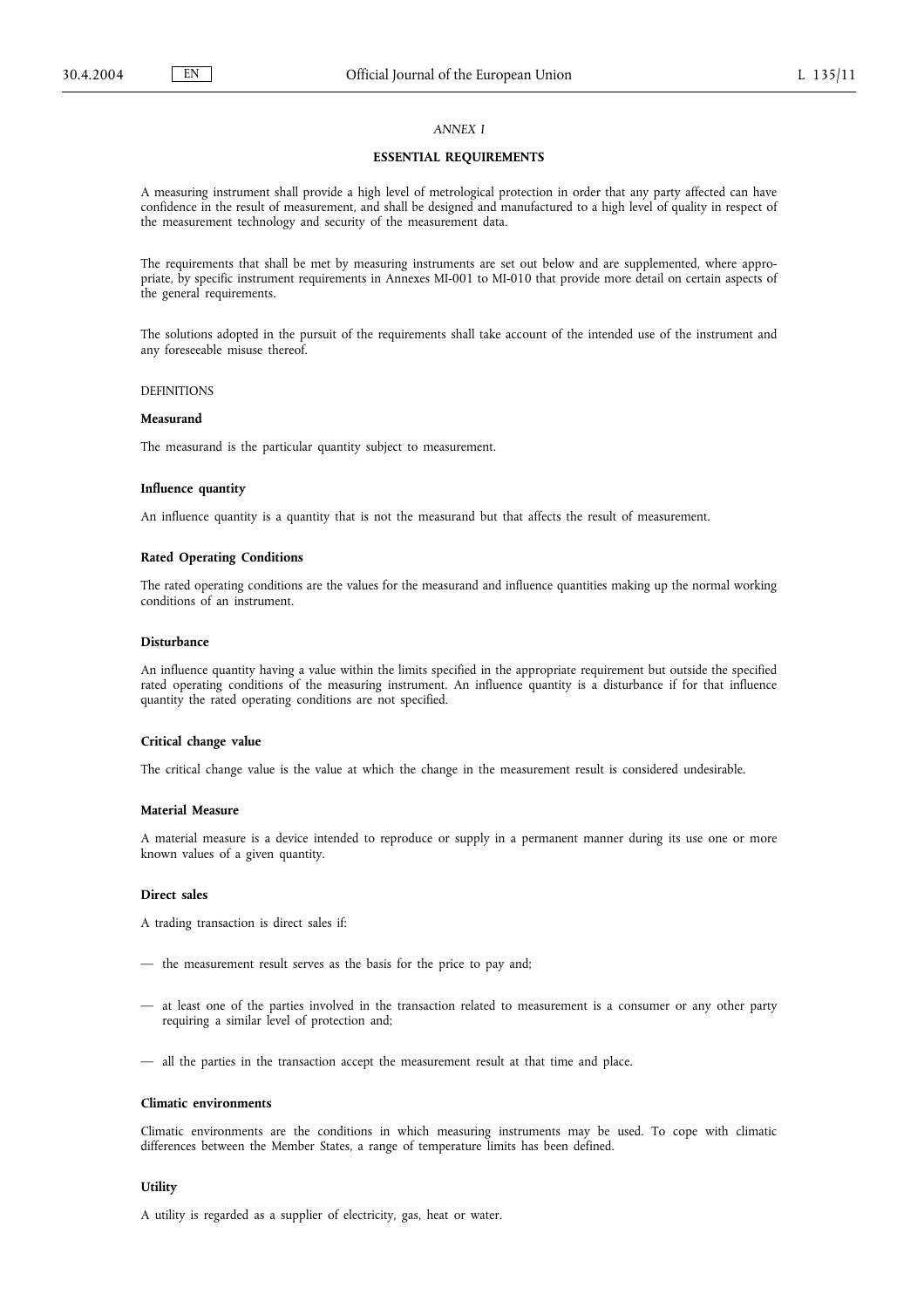*ANNEX I*

## ESSENTIAL REQUIREMENTS

A measuring instrument shall provide a high level of metrological protection in order that any party affected can have confidence in the result of measurement, and shall be designed and manufactured to a high level of quality in respect of the measurement technology and security of the measurement data.

The requirements that shall be met by measuring instruments are set out below and are supplemented, where appropriate, by specific instrument requirements in Annexes MI-001 to MI-010 that provide more detail on certain aspects of the general requirements.

The solutions adopted in the pursuit of the requirements shall take account of the intended use of the instrument and any foreseeable misuse thereof.

DEFINITIONS

**Measurand**

The measurand is the particular quantity subject to measurement.

**Influence quantity**

An influence quantity is a quantity that is not the measurand but that affects the result of measurement.

**Rated Operating Conditions**

The rated operating conditions are the values for the measurand and influence quantities making up the normal working conditions of an instrument.

**Disturbance**

An influence quantity having a value within the limits specified in the appropriate requirement but outside the specified rated operating conditions of the measuring instrument. An influence quantity is a disturbance if for that influence quantity the rated operating conditions are not specified.

**Critical change value**

The critical change value is the value at which the change in the measurement result is considered undesirable.

**Material Measure**

A material measure is a device intended to reproduce or supply in a permanent manner during its use one or more known values of a given quantity.

**Direct sales**

A trading transaction is direct sales if:

— the measurement result serves as the basis for the price to pay and;

— at least one of the parties involved in the transaction related to measurement is a consumer or any other party requiring a similar level of protection and;

— all the parties in the transaction accept the measurement result at that time and place.

**Climatic environments**

Climatic environments are the conditions in which measuring instruments may be used. To cope with climatic differences between the Member States, a range of temperature limits has been defined.

**Utility**

A utility is regarded as a supplier of electricity, gas, heat or water.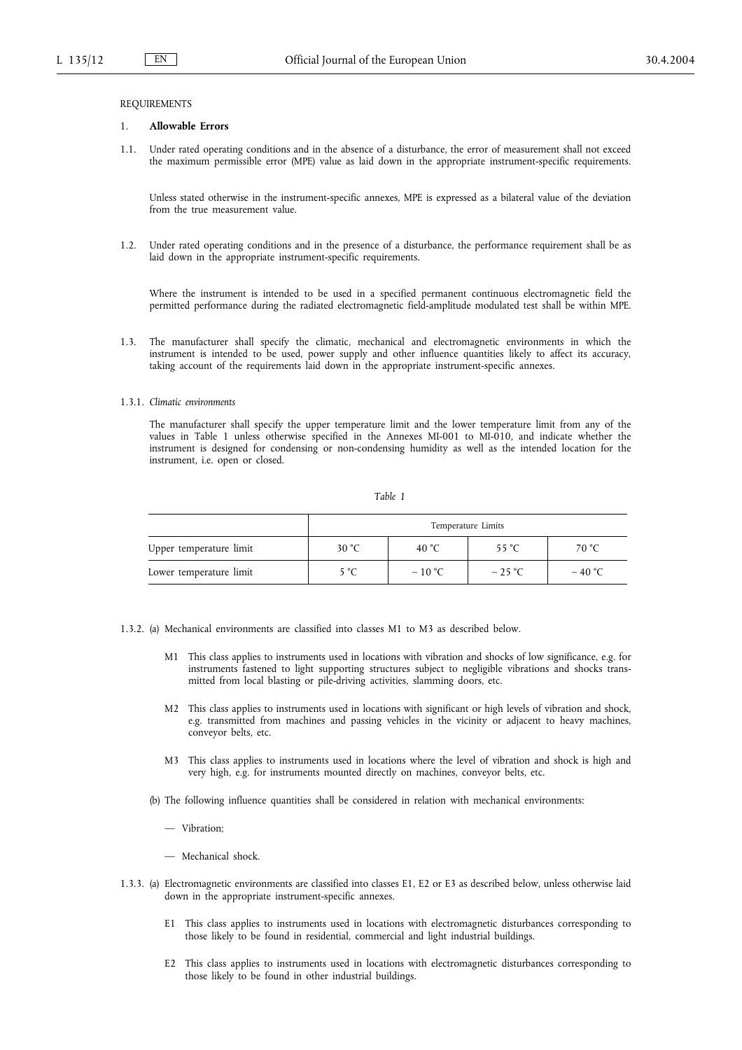REQUIREMENTS

1. **Allowable Errors**

1.1. Under rated operating conditions and in the absence of a disturbance, the error of measurement shall not exceed the maximum permissible error (MPE) value as laid down in the appropriate instrument-specific requirements.

Unless stated otherwise in the instrument-specific annexes, MPE is expressed as a bilateral value of the deviation from the true measurement value.

1.2. Under rated operating conditions and in the presence of a disturbance, the performance requirement shall be as laid down in the appropriate instrument-specific requirements.

Where the instrument is intended to be used in a specified permanent continuous electromagnetic field the permitted performance during the radiated electromagnetic field-amplitude modulated test shall be within MPE.

1.3. The manufacturer shall specify the climatic, mechanical and electromagnetic environments in which the instrument is intended to be used, power supply and other influence quantities likely to affect its accuracy, taking account of the requirements laid down in the appropriate instrument-specific annexes.

1.3.1. *Climatic environments*

The manufacturer shall specify the upper temperature limit and the lower temperature limit from any of the values in Table 1 unless otherwise specified in the Annexes MI-001 to MI-010, and indicate whether the instrument is designed for condensing or non-condensing humidity as well as the intended location for the instrument, i.e. open or closed.

*Table 1*

| | Temperature Limits | | | |
|---|---|---|---|---|
| Upper temperature limit | 30 °C | 40 °C | 55 °C | 70 °C |
| Lower temperature limit | 5 °C | − 10 °C | − 25 °C | − 40 °C |

1.3.2. (a) Mechanical environments are classified into classes M1 to M3 as described below.

M1 This class applies to instruments used in locations with vibration and shocks of low significance, e.g. for instruments fastened to light supporting structures subject to negligible vibrations and shocks transmitted from local blasting or pile-driving activities, slamming doors, etc.

M2 This class applies to instruments used in locations with significant or high levels of vibration and shock, e.g. transmitted from machines and passing vehicles in the vicinity or adjacent to heavy machines, conveyor belts, etc.

M3 This class applies to instruments used in locations where the level of vibration and shock is high and very high, e.g. for instruments mounted directly on machines, conveyor belts, etc.

(b) The following influence quantities shall be considered in relation with mechanical environments:

— Vibration;

— Mechanical shock.

1.3.3. (a) Electromagnetic environments are classified into classes E1, E2 or E3 as described below, unless otherwise laid down in the appropriate instrument-specific annexes.

E1 This class applies to instruments used in locations with electromagnetic disturbances corresponding to those likely to be found in residential, commercial and light industrial buildings.

E2 This class applies to instruments used in locations with electromagnetic disturbances corresponding to those likely to be found in other industrial buildings.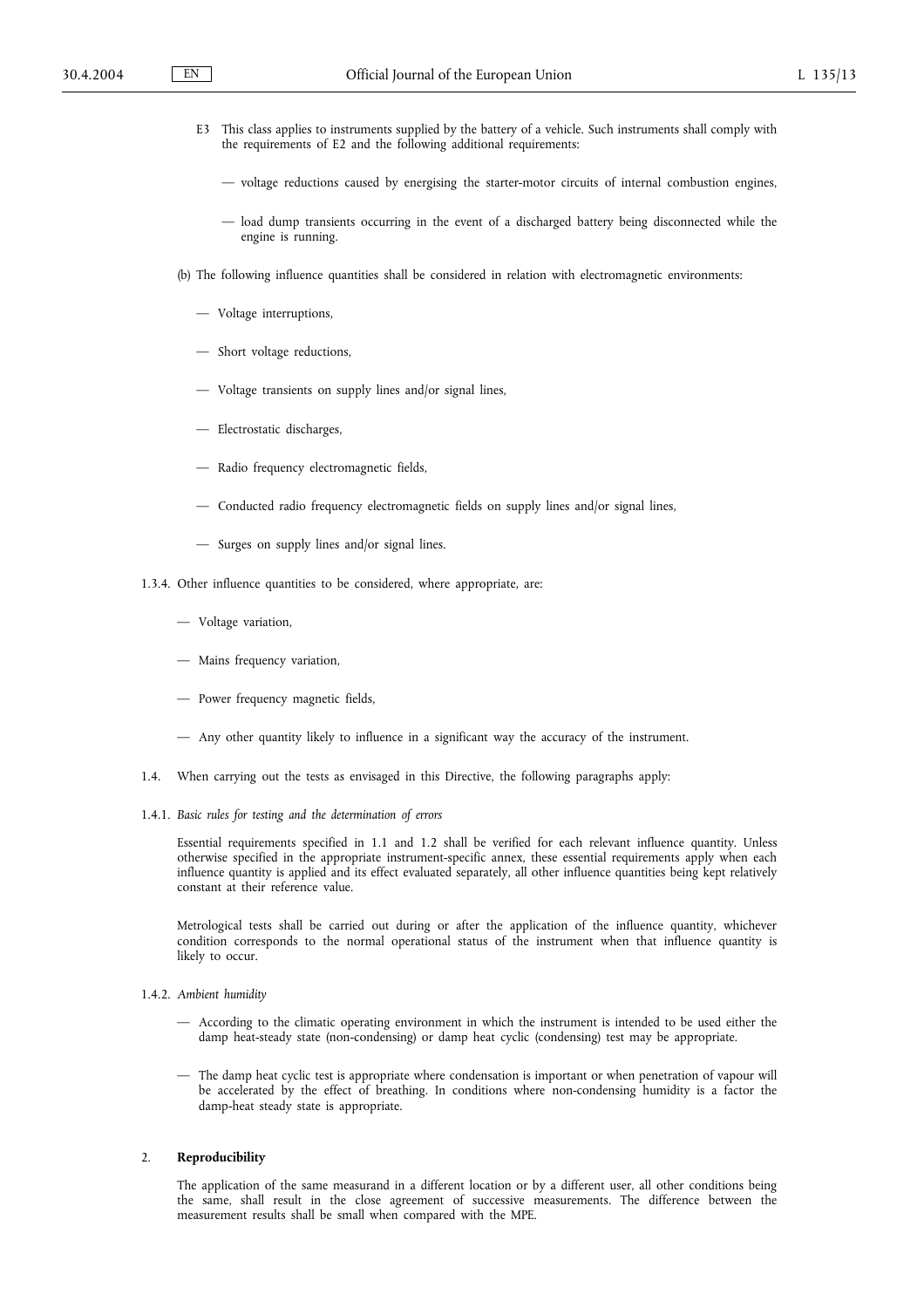E3 This class applies to instruments supplied by the battery of a vehicle. Such instruments shall comply with the requirements of E2 and the following additional requirements:

— voltage reductions caused by energising the starter-motor circuits of internal combustion engines,

— load dump transients occurring in the event of a discharged battery being disconnected while the engine is running.

(b) The following influence quantities shall be considered in relation with electromagnetic environments:

— Voltage interruptions,

— Short voltage reductions,

— Voltage transients on supply lines and/or signal lines,

— Electrostatic discharges,

— Radio frequency electromagnetic fields,

— Conducted radio frequency electromagnetic fields on supply lines and/or signal lines,

— Surges on supply lines and/or signal lines.

1.3.4. Other influence quantities to be considered, where appropriate, are:

— Voltage variation,

— Mains frequency variation,

— Power frequency magnetic fields,

— Any other quantity likely to influence in a significant way the accuracy of the instrument.

1.4. When carrying out the tests as envisaged in this Directive, the following paragraphs apply:

1.4.1. *Basic rules for testing and the determination of errors*

Essential requirements specified in 1.1 and 1.2 shall be verified for each relevant influence quantity. Unless otherwise specified in the appropriate instrument-specific annex, these essential requirements apply when each influence quantity is applied and its effect evaluated separately, all other influence quantities being kept relatively constant at their reference value.

Metrological tests shall be carried out during or after the application of the influence quantity, whichever condition corresponds to the normal operational status of the instrument when that influence quantity is likely to occur.

1.4.2. *Ambient humidity*

— According to the climatic operating environment in which the instrument is intended to be used either the damp heat-steady state (non-condensing) or damp heat cyclic (condensing) test may be appropriate.

— The damp heat cyclic test is appropriate where condensation is important or when penetration of vapour will be accelerated by the effect of breathing. In conditions where non-condensing humidity is a factor the damp-heat steady state is appropriate.

## 2. **Reproducibility**

The application of the same measurand in a different location or by a different user, all other conditions being the same, shall result in the close agreement of successive measurements. The difference between the measurement results shall be small when compared with the MPE.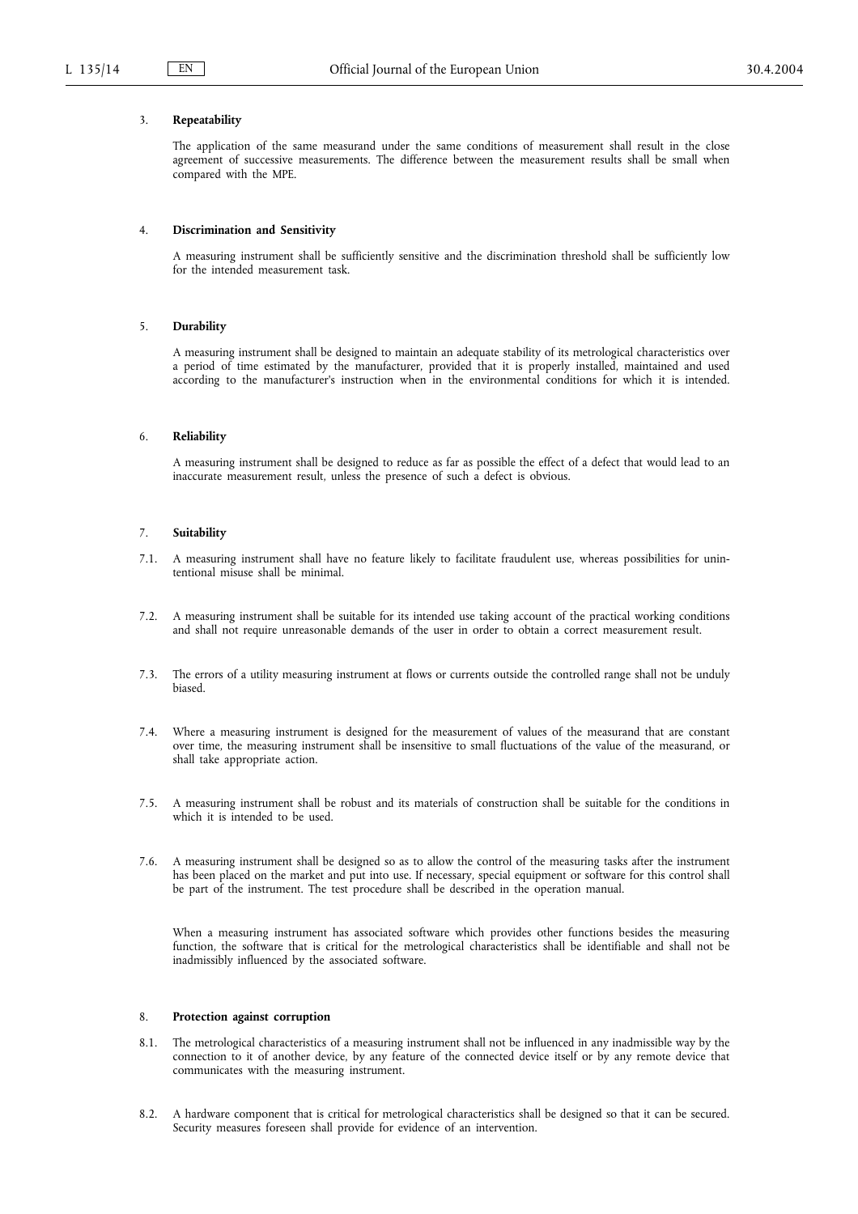3. **Repeatability**

The application of the same measurand under the same conditions of measurement shall result in the close agreement of successive measurements. The difference between the measurement results shall be small when compared with the MPE.

4. **Discrimination and Sensitivity**

A measuring instrument shall be sufficiently sensitive and the discrimination threshold shall be sufficiently low for the intended measurement task.

5. **Durability**

A measuring instrument shall be designed to maintain an adequate stability of its metrological characteristics over a period of time estimated by the manufacturer, provided that it is properly installed, maintained and used according to the manufacturer's instruction when in the environmental conditions for which it is intended.

6. **Reliability**

A measuring instrument shall be designed to reduce as far as possible the effect of a defect that would lead to an inaccurate measurement result, unless the presence of such a defect is obvious.

7. **Suitability**

7.1. A measuring instrument shall have no feature likely to facilitate fraudulent use, whereas possibilities for unintentional misuse shall be minimal.

7.2. A measuring instrument shall be suitable for its intended use taking account of the practical working conditions and shall not require unreasonable demands of the user in order to obtain a correct measurement result.

7.3. The errors of a utility measuring instrument at flows or currents outside the controlled range shall not be unduly biased.

7.4. Where a measuring instrument is designed for the measurement of values of the measurand that are constant over time, the measuring instrument shall be insensitive to small fluctuations of the value of the measurand, or shall take appropriate action.

7.5. A measuring instrument shall be robust and its materials of construction shall be suitable for the conditions in which it is intended to be used.

7.6. A measuring instrument shall be designed so as to allow the control of the measuring tasks after the instrument has been placed on the market and put into use. If necessary, special equipment or software for this control shall be part of the instrument. The test procedure shall be described in the operation manual.

When a measuring instrument has associated software which provides other functions besides the measuring function, the software that is critical for the metrological characteristics shall be identifiable and shall not be inadmissibly influenced by the associated software.

8. **Protection against corruption**

8.1. The metrological characteristics of a measuring instrument shall not be influenced in any inadmissible way by the connection to it of another device, by any feature of the connected device itself or by any remote device that communicates with the measuring instrument.

8.2. A hardware component that is critical for metrological characteristics shall be designed so that it can be secured. Security measures foreseen shall provide for evidence of an intervention.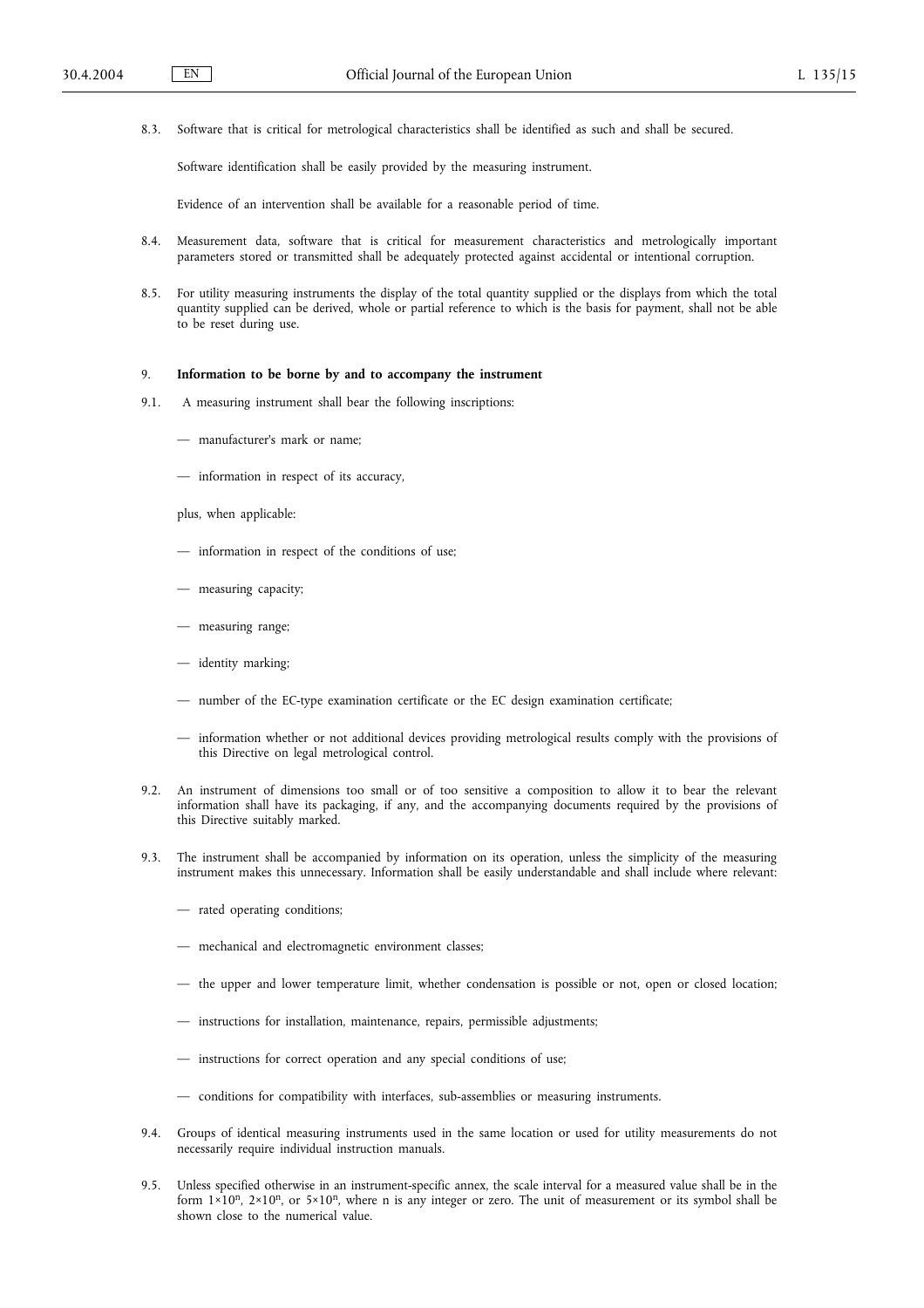8.3. Software that is critical for metrological characteristics shall be identified as such and shall be secured.

Software identification shall be easily provided by the measuring instrument.

Evidence of an intervention shall be available for a reasonable period of time.

8.4. Measurement data, software that is critical for measurement characteristics and metrologically important parameters stored or transmitted shall be adequately protected against accidental or intentional corruption.

8.5. For utility measuring instruments the display of the total quantity supplied or the displays from which the total quantity supplied can be derived, whole or partial reference to which is the basis for payment, shall not be able to be reset during use.

## 9. **Information to be borne by and to accompany the instrument**

9.1. A measuring instrument shall bear the following inscriptions:

— manufacturer's mark or name;

— information in respect of its accuracy,

plus, when applicable:

— information in respect of the conditions of use;

— measuring capacity;

— measuring range;

— identity marking;

— number of the EC-type examination certificate or the EC design examination certificate;

— information whether or not additional devices providing metrological results comply with the provisions of this Directive on legal metrological control.

9.2. An instrument of dimensions too small or of too sensitive a composition to allow it to bear the relevant information shall have its packaging, if any, and the accompanying documents required by the provisions of this Directive suitably marked.

9.3. The instrument shall be accompanied by information on its operation, unless the simplicity of the measuring instrument makes this unnecessary. Information shall be easily understandable and shall include where relevant:

— rated operating conditions;

— mechanical and electromagnetic environment classes;

— the upper and lower temperature limit, whether condensation is possible or not, open or closed location;

— instructions for installation, maintenance, repairs, permissible adjustments;

— instructions for correct operation and any special conditions of use;

— conditions for compatibility with interfaces, sub-assemblies or measuring instruments.

9.4. Groups of identical measuring instruments used in the same location or used for utility measurements do not necessarily require individual instruction manuals.

9.5. Unless specified otherwise in an instrument-specific annex, the scale interval for a measured value shall be in the form $1\times10^n$, $2\times10^n$, or $5\times10^n$, where n is any integer or zero. The unit of measurement or its symbol shall be shown close to the numerical value.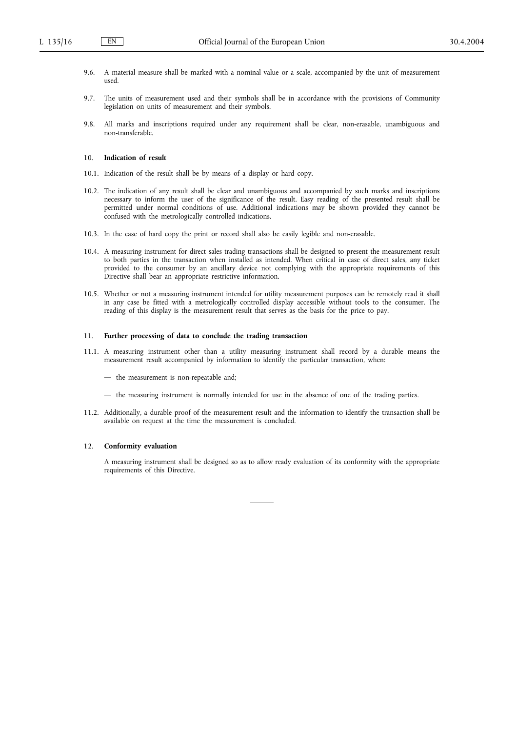9.6. A material measure shall be marked with a nominal value or a scale, accompanied by the unit of measurement used.

9.7. The units of measurement used and their symbols shall be in accordance with the provisions of Community legislation on units of measurement and their symbols.

9.8. All marks and inscriptions required under any requirement shall be clear, non-erasable, unambiguous and non-transferable.

## 10. **Indication of result**

10.1. Indication of the result shall be by means of a display or hard copy.

10.2. The indication of any result shall be clear and unambiguous and accompanied by such marks and inscriptions necessary to inform the user of the significance of the result. Easy reading of the presented result shall be permitted under normal conditions of use. Additional indications may be shown provided they cannot be confused with the metrologically controlled indications.

10.3. In the case of hard copy the print or record shall also be easily legible and non-erasable.

10.4. A measuring instrument for direct sales trading transactions shall be designed to present the measurement result to both parties in the transaction when installed as intended. When critical in case of direct sales, any ticket provided to the consumer by an ancillary device not complying with the appropriate requirements of this Directive shall bear an appropriate restrictive information.

10.5. Whether or not a measuring instrument intended for utility measurement purposes can be remotely read it shall in any case be fitted with a metrologically controlled display accessible without tools to the consumer. The reading of this display is the measurement result that serves as the basis for the price to pay.

## 11. **Further processing of data to conclude the trading transaction**

11.1. A measuring instrument other than a utility measuring instrument shall record by a durable means the measurement result accompanied by information to identify the particular transaction, when:

— the measurement is non-repeatable and;

— the measuring instrument is normally intended for use in the absence of one of the trading parties.

11.2. Additionally, a durable proof of the measurement result and the information to identify the transaction shall be available on request at the time the measurement is concluded.

## 12. **Conformity evaluation**

A measuring instrument shall be designed so as to allow ready evaluation of its conformity with the appropriate requirements of this Directive.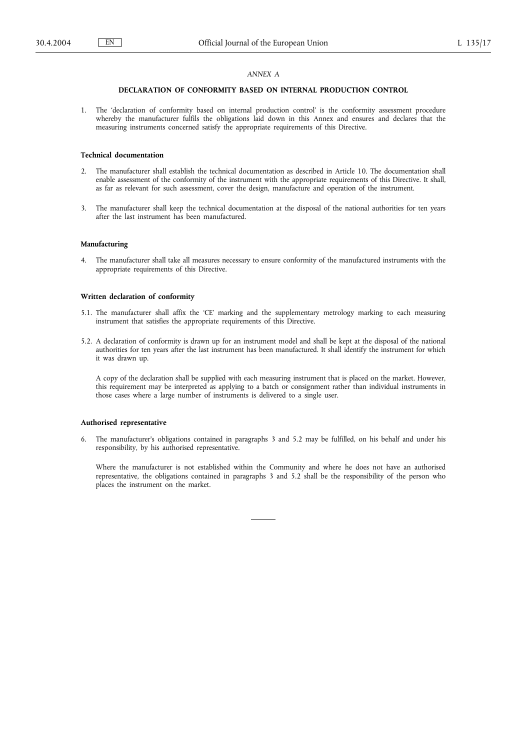*ANNEX A*

## DECLARATION OF CONFORMITY BASED ON INTERNAL PRODUCTION CONTROL

1. The 'declaration of conformity based on internal production control' is the conformity assessment procedure whereby the manufacturer fulfils the obligations laid down in this Annex and ensures and declares that the measuring instruments concerned satisfy the appropriate requirements of this Directive.

### Technical documentation

2. The manufacturer shall establish the technical documentation as described in Article 10. The documentation shall enable assessment of the conformity of the instrument with the appropriate requirements of this Directive. It shall, as far as relevant for such assessment, cover the design, manufacture and operation of the instrument.

3. The manufacturer shall keep the technical documentation at the disposal of the national authorities for ten years after the last instrument has been manufactured.

### Manufacturing

4. The manufacturer shall take all measures necessary to ensure conformity of the manufactured instruments with the appropriate requirements of this Directive.

### Written declaration of conformity

5.1. The manufacturer shall affix the 'CE' marking and the supplementary metrology marking to each measuring instrument that satisfies the appropriate requirements of this Directive.

5.2. A declaration of conformity is drawn up for an instrument model and shall be kept at the disposal of the national authorities for ten years after the last instrument has been manufactured. It shall identify the instrument for which it was drawn up.

A copy of the declaration shall be supplied with each measuring instrument that is placed on the market. However, this requirement may be interpreted as applying to a batch or consignment rather than individual instruments in those cases where a large number of instruments is delivered to a single user.

### Authorised representative

6. The manufacturer's obligations contained in paragraphs 3 and 5.2 may be fulfilled, on his behalf and under his responsibility, by his authorised representative.

Where the manufacturer is not established within the Community and where he does not have an authorised representative, the obligations contained in paragraphs 3 and 5.2 shall be the responsibility of the person who places the instrument on the market.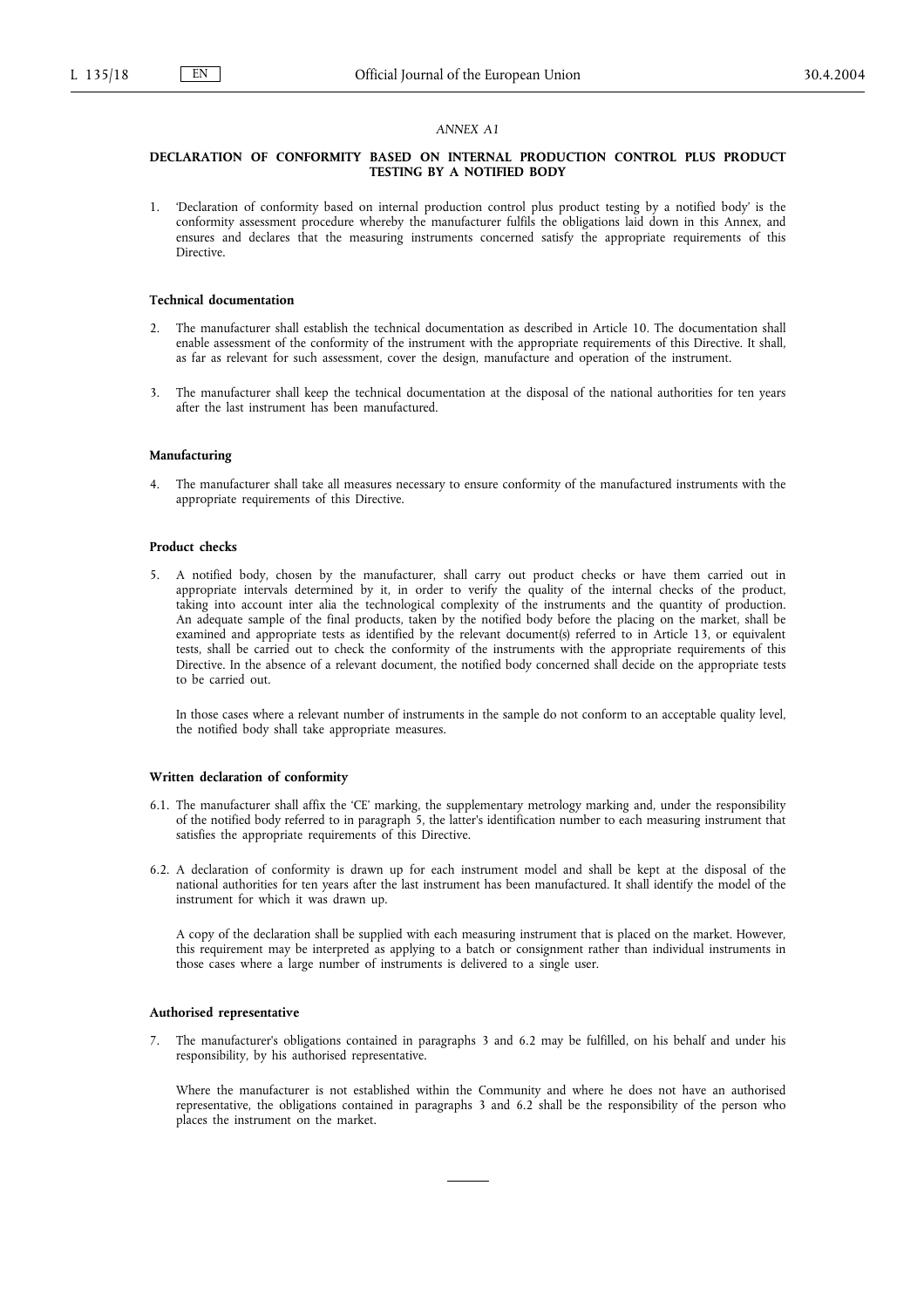*ANNEX A1*

**DECLARATION OF CONFORMITY BASED ON INTERNAL PRODUCTION CONTROL PLUS PRODUCT TESTING BY A NOTIFIED BODY**

1. 'Declaration of conformity based on internal production control plus product testing by a notified body' is the conformity assessment procedure whereby the manufacturer fulfils the obligations laid down in this Annex, and ensures and declares that the measuring instruments concerned satisfy the appropriate requirements of this Directive.

**Technical documentation**

2. The manufacturer shall establish the technical documentation as described in Article 10. The documentation shall enable assessment of the conformity of the instrument with the appropriate requirements of this Directive. It shall, as far as relevant for such assessment, cover the design, manufacture and operation of the instrument.

3. The manufacturer shall keep the technical documentation at the disposal of the national authorities for ten years after the last instrument has been manufactured.

**Manufacturing**

4. The manufacturer shall take all measures necessary to ensure conformity of the manufactured instruments with the appropriate requirements of this Directive.

**Product checks**

5. A notified body, chosen by the manufacturer, shall carry out product checks or have them carried out in appropriate intervals determined by it, in order to verify the quality of the internal checks of the product, taking into account inter alia the technological complexity of the instruments and the quantity of production. An adequate sample of the final products, taken by the notified body before the placing on the market, shall be examined and appropriate tests as identified by the relevant document(s) referred to in Article 13, or equivalent tests, shall be carried out to check the conformity of the instruments with the appropriate requirements of this Directive. In the absence of a relevant document, the notified body concerned shall decide on the appropriate tests to be carried out.

   In those cases where a relevant number of instruments in the sample do not conform to an acceptable quality level, the notified body shall take appropriate measures.

**Written declaration of conformity**

6.1. The manufacturer shall affix the 'CE' marking, the supplementary metrology marking and, under the responsibility of the notified body referred to in paragraph 5, the latter's identification number to each measuring instrument that satisfies the appropriate requirements of this Directive.

6.2. A declaration of conformity is drawn up for each instrument model and shall be kept at the disposal of the national authorities for ten years after the last instrument has been manufactured. It shall identify the model of the instrument for which it was drawn up.

   A copy of the declaration shall be supplied with each measuring instrument that is placed on the market. However, this requirement may be interpreted as applying to a batch or consignment rather than individual instruments in those cases where a large number of instruments is delivered to a single user.

**Authorised representative**

7. The manufacturer's obligations contained in paragraphs 3 and 6.2 may be fulfilled, on his behalf and under his responsibility, by his authorised representative.

   Where the manufacturer is not established within the Community and where he does not have an authorised representative, the obligations contained in paragraphs 3 and 6.2 shall be the responsibility of the person who places the instrument on the market.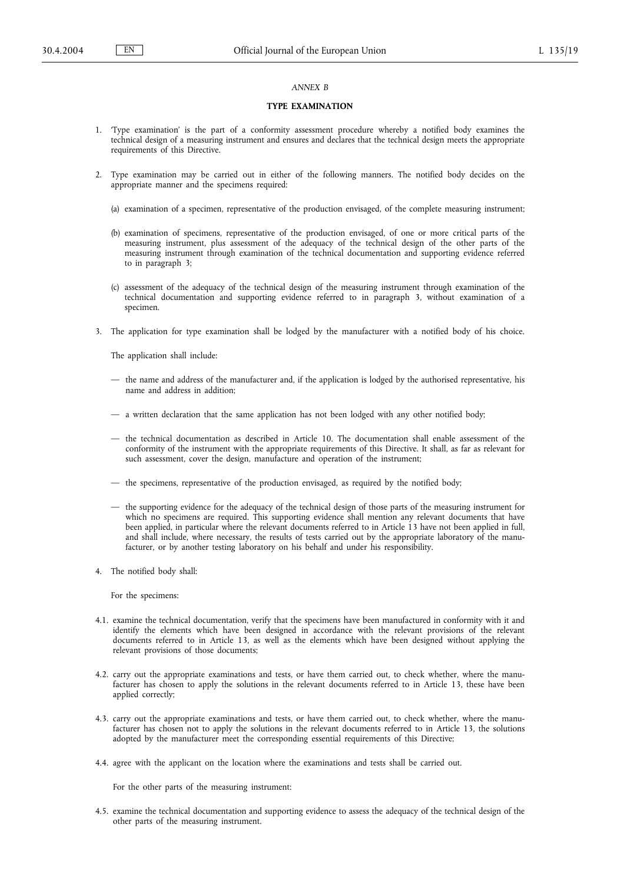*ANNEX B*

# TYPE EXAMINATION

1. 'Type examination' is the part of a conformity assessment procedure whereby a notified body examines the technical design of a measuring instrument and ensures and declares that the technical design meets the appropriate requirements of this Directive.

2. Type examination may be carried out in either of the following manners. The notified body decides on the appropriate manner and the specimens required:

   (a) examination of a specimen, representative of the production envisaged, of the complete measuring instrument;

   (b) examination of specimens, representative of the production envisaged, of one or more critical parts of the measuring instrument, plus assessment of the adequacy of the technical design of the other parts of the measuring instrument through examination of the technical documentation and supporting evidence referred to in paragraph 3;

   (c) assessment of the adequacy of the technical design of the measuring instrument through examination of the technical documentation and supporting evidence referred to in paragraph 3, without examination of a specimen.

3. The application for type examination shall be lodged by the manufacturer with a notified body of his choice.

   The application shall include:

   — the name and address of the manufacturer and, if the application is lodged by the authorised representative, his name and address in addition;

   — a written declaration that the same application has not been lodged with any other notified body;

   — the technical documentation as described in Article 10. The documentation shall enable assessment of the conformity of the instrument with the appropriate requirements of this Directive. It shall, as far as relevant for such assessment, cover the design, manufacture and operation of the instrument;

   — the specimens, representative of the production envisaged, as required by the notified body;

   — the supporting evidence for the adequacy of the technical design of those parts of the measuring instrument for which no specimens are required. This supporting evidence shall mention any relevant documents that have been applied, in particular where the relevant documents referred to in Article 13 have not been applied in full, and shall include, where necessary, the results of tests carried out by the appropriate laboratory of the manufacturer, or by another testing laboratory on his behalf and under his responsibility.

4. The notified body shall:

   For the specimens:

4.1. examine the technical documentation, verify that the specimens have been manufactured in conformity with it and identify the elements which have been designed in accordance with the relevant provisions of the relevant documents referred to in Article 13, as well as the elements which have been designed without applying the relevant provisions of those documents;

4.2. carry out the appropriate examinations and tests, or have them carried out, to check whether, where the manufacturer has chosen to apply the solutions in the relevant documents referred to in Article 13, these have been applied correctly;

4.3. carry out the appropriate examinations and tests, or have them carried out, to check whether, where the manufacturer has chosen not to apply the solutions in the relevant documents referred to in Article 13, the solutions adopted by the manufacturer meet the corresponding essential requirements of this Directive;

4.4. agree with the applicant on the location where the examinations and tests shall be carried out.

   For the other parts of the measuring instrument:

4.5. examine the technical documentation and supporting evidence to assess the adequacy of the technical design of the other parts of the measuring instrument.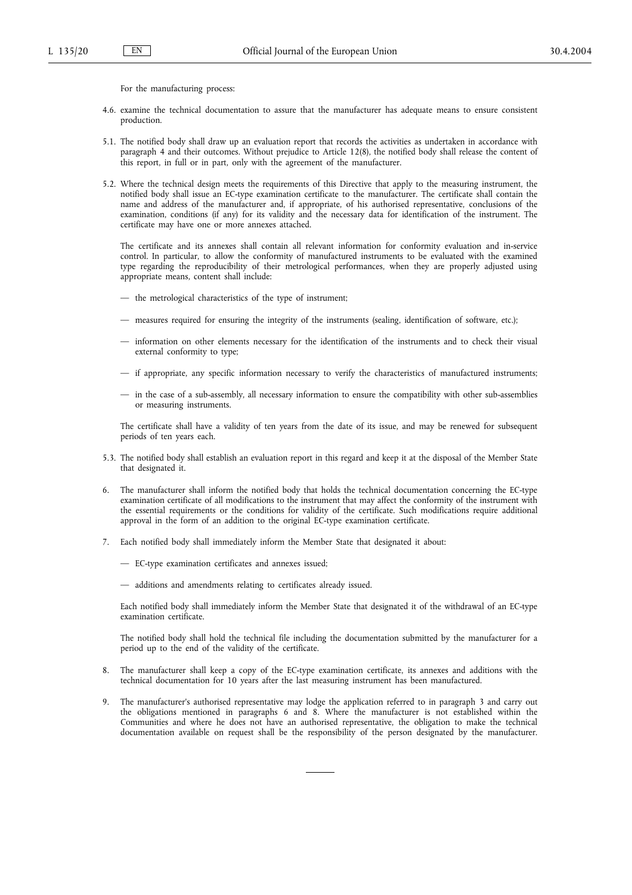For the manufacturing process:

4.6. examine the technical documentation to assure that the manufacturer has adequate means to ensure consistent production.

5.1. The notified body shall draw up an evaluation report that records the activities as undertaken in accordance with paragraph 4 and their outcomes. Without prejudice to Article 12(8), the notified body shall release the content of this report, in full or in part, only with the agreement of the manufacturer.

5.2. Where the technical design meets the requirements of this Directive that apply to the measuring instrument, the notified body shall issue an EC-type examination certificate to the manufacturer. The certificate shall contain the name and address of the manufacturer and, if appropriate, of his authorised representative, conclusions of the examination, conditions (if any) for its validity and the necessary data for identification of the instrument. The certificate may have one or more annexes attached.

The certificate and its annexes shall contain all relevant information for conformity evaluation and in-service control. In particular, to allow the conformity of manufactured instruments to be evaluated with the examined type regarding the reproducibility of their metrological performances, when they are properly adjusted using appropriate means, content shall include:

— the metrological characteristics of the type of instrument;

— measures required for ensuring the integrity of the instruments (sealing, identification of software, etc.);

— information on other elements necessary for the identification of the instruments and to check their visual external conformity to type;

— if appropriate, any specific information necessary to verify the characteristics of manufactured instruments;

— in the case of a sub-assembly, all necessary information to ensure the compatibility with other sub-assemblies or measuring instruments.

The certificate shall have a validity of ten years from the date of its issue, and may be renewed for subsequent periods of ten years each.

5.3. The notified body shall establish an evaluation report in this regard and keep it at the disposal of the Member State that designated it.

6. The manufacturer shall inform the notified body that holds the technical documentation concerning the EC-type examination certificate of all modifications to the instrument that may affect the conformity of the instrument with the essential requirements or the conditions for validity of the certificate. Such modifications require additional approval in the form of an addition to the original EC-type examination certificate.

7. Each notified body shall immediately inform the Member State that designated it about:

— EC-type examination certificates and annexes issued;

— additions and amendments relating to certificates already issued.

Each notified body shall immediately inform the Member State that designated it of the withdrawal of an EC-type examination certificate.

The notified body shall hold the technical file including the documentation submitted by the manufacturer for a period up to the end of the validity of the certificate.

8. The manufacturer shall keep a copy of the EC-type examination certificate, its annexes and additions with the technical documentation for 10 years after the last measuring instrument has been manufactured.

9. The manufacturer's authorised representative may lodge the application referred to in paragraph 3 and carry out the obligations mentioned in paragraphs 6 and 8. Where the manufacturer is not established within the Communities and where he does not have an authorised representative, the obligation to make the technical documentation available on request shall be the responsibility of the person designated by the manufacturer.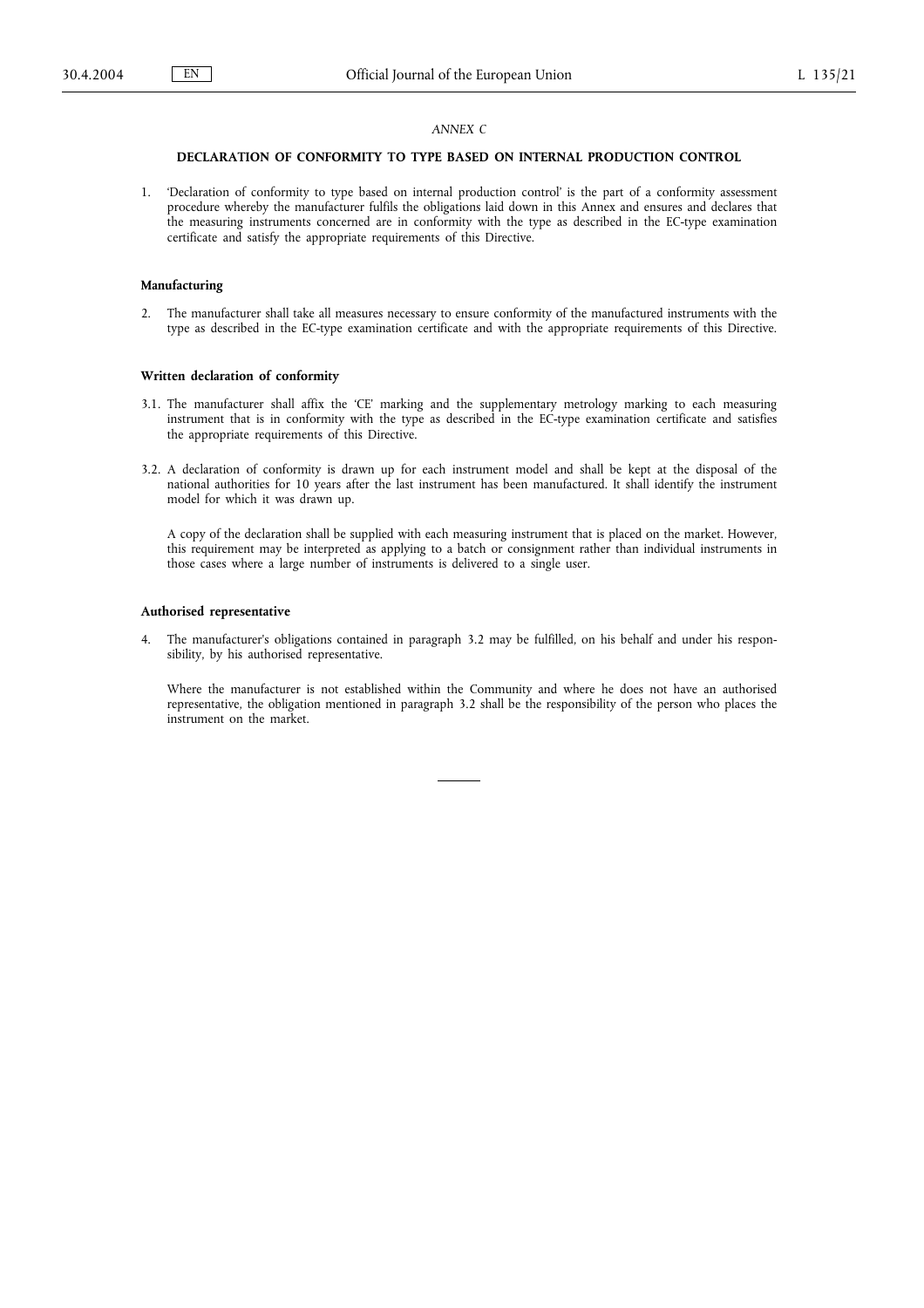*ANNEX C*

## DECLARATION OF CONFORMITY TO TYPE BASED ON INTERNAL PRODUCTION CONTROL

1. 'Declaration of conformity to type based on internal production control' is the part of a conformity assessment procedure whereby the manufacturer fulfils the obligations laid down in this Annex and ensures and declares that the measuring instruments concerned are in conformity with the type as described in the EC-type examination certificate and satisfy the appropriate requirements of this Directive.

**Manufacturing**

2. The manufacturer shall take all measures necessary to ensure conformity of the manufactured instruments with the type as described in the EC-type examination certificate and with the appropriate requirements of this Directive.

**Written declaration of conformity**

3.1. The manufacturer shall affix the 'CE' marking and the supplementary metrology marking to each measuring instrument that is in conformity with the type as described in the EC-type examination certificate and satisfies the appropriate requirements of this Directive.

3.2. A declaration of conformity is drawn up for each instrument model and shall be kept at the disposal of the national authorities for 10 years after the last instrument has been manufactured. It shall identify the instrument model for which it was drawn up.

A copy of the declaration shall be supplied with each measuring instrument that is placed on the market. However, this requirement may be interpreted as applying to a batch or consignment rather than individual instruments in those cases where a large number of instruments is delivered to a single user.

**Authorised representative**

4. The manufacturer's obligations contained in paragraph 3.2 may be fulfilled, on his behalf and under his responsibility, by his authorised representative.

Where the manufacturer is not established within the Community and where he does not have an authorised representative, the obligation mentioned in paragraph 3.2 shall be the responsibility of the person who places the instrument on the market.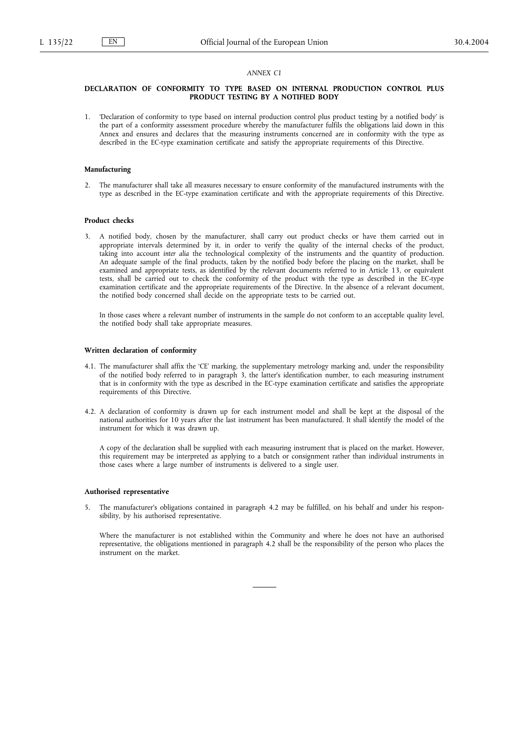*ANNEX C1*

## DECLARATION OF CONFORMITY TO TYPE BASED ON INTERNAL PRODUCTION CONTROL PLUS PRODUCT TESTING BY A NOTIFIED BODY

1. 'Declaration of conformity to type based on internal production control plus product testing by a notified body' is the part of a conformity assessment procedure whereby the manufacturer fulfils the obligations laid down in this Annex and ensures and declares that the measuring instruments concerned are in conformity with the type as described in the EC-type examination certificate and satisfy the appropriate requirements of this Directive.

### Manufacturing

2. The manufacturer shall take all measures necessary to ensure conformity of the manufactured instruments with the type as described in the EC-type examination certificate and with the appropriate requirements of this Directive.

### Product checks

3. A notified body, chosen by the manufacturer, shall carry out product checks or have them carried out in appropriate intervals determined by it, in order to verify the quality of the internal checks of the product, taking into account *inter alia* the technological complexity of the instruments and the quantity of production. An adequate sample of the final products, taken by the notified body before the placing on the market, shall be examined and appropriate tests, as identified by the relevant documents referred to in Article 13, or equivalent tests, shall be carried out to check the conformity of the product with the type as described in the EC-type examination certificate and the appropriate requirements of the Directive. In the absence of a relevant document, the notified body concerned shall decide on the appropriate tests to be carried out.

   In those cases where a relevant number of instruments in the sample do not conform to an acceptable quality level, the notified body shall take appropriate measures.

### Written declaration of conformity

4.1. The manufacturer shall affix the 'CE' marking, the supplementary metrology marking and, under the responsibility of the notified body referred to in paragraph 3, the latter's identification number, to each measuring instrument that is in conformity with the type as described in the EC-type examination certificate and satisfies the appropriate requirements of this Directive.

4.2. A declaration of conformity is drawn up for each instrument model and shall be kept at the disposal of the national authorities for 10 years after the last instrument has been manufactured. It shall identify the model of the instrument for which it was drawn up.

   A copy of the declaration shall be supplied with each measuring instrument that is placed on the market. However, this requirement may be interpreted as applying to a batch or consignment rather than individual instruments in those cases where a large number of instruments is delivered to a single user.

### Authorised representative

5. The manufacturer's obligations contained in paragraph 4.2 may be fulfilled, on his behalf and under his responsibility, by his authorised representative.

   Where the manufacturer is not established within the Community and where he does not have an authorised representative, the obligations mentioned in paragraph 4.2 shall be the responsibility of the person who places the instrument on the market.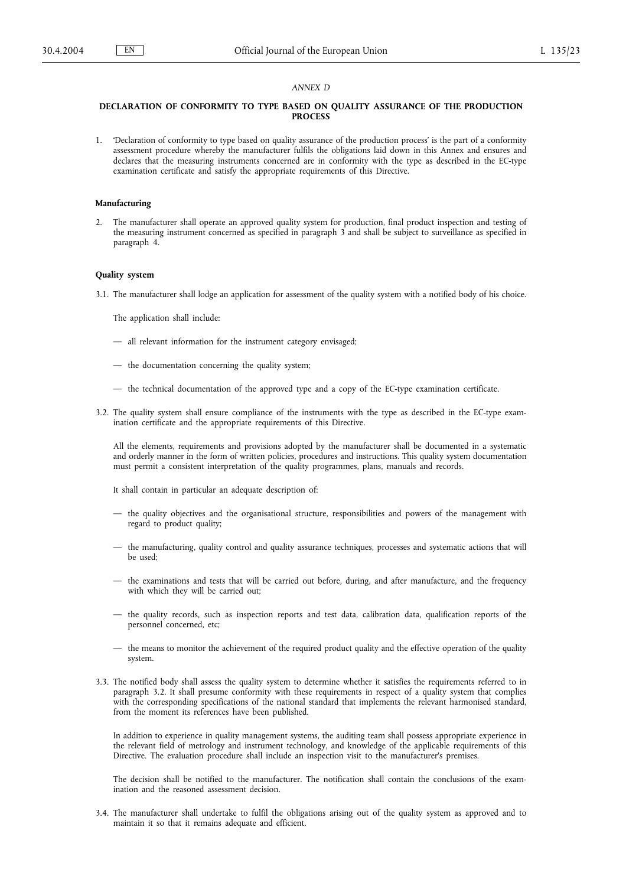*ANNEX D*

**DECLARATION OF CONFORMITY TO TYPE BASED ON QUALITY ASSURANCE OF THE PRODUCTION PROCESS**

1. 'Declaration of conformity to type based on quality assurance of the production process' is the part of a conformity assessment procedure whereby the manufacturer fulfils the obligations laid down in this Annex and ensures and declares that the measuring instruments concerned are in conformity with the type as described in the EC-type examination certificate and satisfy the appropriate requirements of this Directive.

**Manufacturing**

2. The manufacturer shall operate an approved quality system for production, final product inspection and testing of the measuring instrument concerned as specified in paragraph 3 and shall be subject to surveillance as specified in paragraph 4.

**Quality system**

3.1. The manufacturer shall lodge an application for assessment of the quality system with a notified body of his choice.

The application shall include:

— all relevant information for the instrument category envisaged;

— the documentation concerning the quality system;

— the technical documentation of the approved type and a copy of the EC-type examination certificate.

3.2. The quality system shall ensure compliance of the instruments with the type as described in the EC-type examination certificate and the appropriate requirements of this Directive.

All the elements, requirements and provisions adopted by the manufacturer shall be documented in a systematic and orderly manner in the form of written policies, procedures and instructions. This quality system documentation must permit a consistent interpretation of the quality programmes, plans, manuals and records.

It shall contain in particular an adequate description of:

— the quality objectives and the organisational structure, responsibilities and powers of the management with regard to product quality;

— the manufacturing, quality control and quality assurance techniques, processes and systematic actions that will be used;

— the examinations and tests that will be carried out before, during, and after manufacture, and the frequency with which they will be carried out;

— the quality records, such as inspection reports and test data, calibration data, qualification reports of the personnel concerned, etc;

— the means to monitor the achievement of the required product quality and the effective operation of the quality system.

3.3. The notified body shall assess the quality system to determine whether it satisfies the requirements referred to in paragraph 3.2. It shall presume conformity with these requirements in respect of a quality system that complies with the corresponding specifications of the national standard that implements the relevant harmonised standard, from the moment its references have been published.

In addition to experience in quality management systems, the auditing team shall possess appropriate experience in the relevant field of metrology and instrument technology, and knowledge of the applicable requirements of this Directive. The evaluation procedure shall include an inspection visit to the manufacturer's premises.

The decision shall be notified to the manufacturer. The notification shall contain the conclusions of the examination and the reasoned assessment decision.

3.4. The manufacturer shall undertake to fulfil the obligations arising out of the quality system as approved and to maintain it so that it remains adequate and efficient.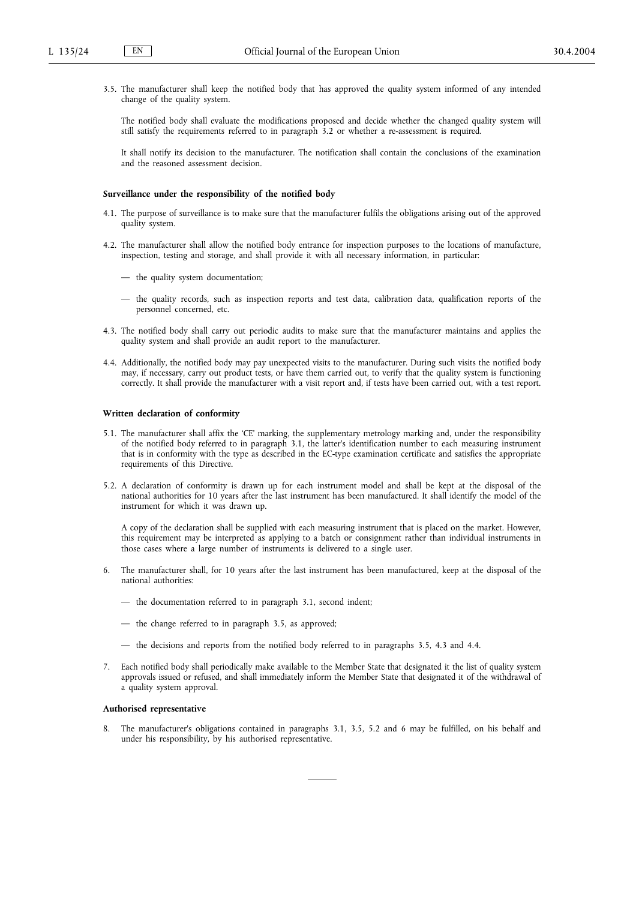3.5. The manufacturer shall keep the notified body that has approved the quality system informed of any intended change of the quality system.

The notified body shall evaluate the modifications proposed and decide whether the changed quality system will still satisfy the requirements referred to in paragraph 3.2 or whether a re-assessment is required.

It shall notify its decision to the manufacturer. The notification shall contain the conclusions of the examination and the reasoned assessment decision.

**Surveillance under the responsibility of the notified body**

4.1. The purpose of surveillance is to make sure that the manufacturer fulfils the obligations arising out of the approved quality system.

4.2. The manufacturer shall allow the notified body entrance for inspection purposes to the locations of manufacture, inspection, testing and storage, and shall provide it with all necessary information, in particular:

- the quality system documentation;
- the quality records, such as inspection reports and test data, calibration data, qualification reports of the personnel concerned, etc.

4.3. The notified body shall carry out periodic audits to make sure that the manufacturer maintains and applies the quality system and shall provide an audit report to the manufacturer.

4.4. Additionally, the notified body may pay unexpected visits to the manufacturer. During such visits the notified body may, if necessary, carry out product tests, or have them carried out, to verify that the quality system is functioning correctly. It shall provide the manufacturer with a visit report and, if tests have been carried out, with a test report.

**Written declaration of conformity**

5.1. The manufacturer shall affix the 'CE' marking, the supplementary metrology marking and, under the responsibility of the notified body referred to in paragraph 3.1, the latter's identification number to each measuring instrument that is in conformity with the type as described in the EC-type examination certificate and satisfies the appropriate requirements of this Directive.

5.2. A declaration of conformity is drawn up for each instrument model and shall be kept at the disposal of the national authorities for 10 years after the last instrument has been manufactured. It shall identify the model of the instrument for which it was drawn up.

A copy of the declaration shall be supplied with each measuring instrument that is placed on the market. However, this requirement may be interpreted as applying to a batch or consignment rather than individual instruments in those cases where a large number of instruments is delivered to a single user.

6. The manufacturer shall, for 10 years after the last instrument has been manufactured, keep at the disposal of the national authorities:

- the documentation referred to in paragraph 3.1, second indent;
- the change referred to in paragraph 3.5, as approved;
- the decisions and reports from the notified body referred to in paragraphs 3.5, 4.3 and 4.4.

7. Each notified body shall periodically make available to the Member State that designated it the list of quality system approvals issued or refused, and shall immediately inform the Member State that designated it of the withdrawal of a quality system approval.

**Authorised representative**

8. The manufacturer's obligations contained in paragraphs 3.1, 3.5, 5.2 and 6 may be fulfilled, on his behalf and under his responsibility, by his authorised representative.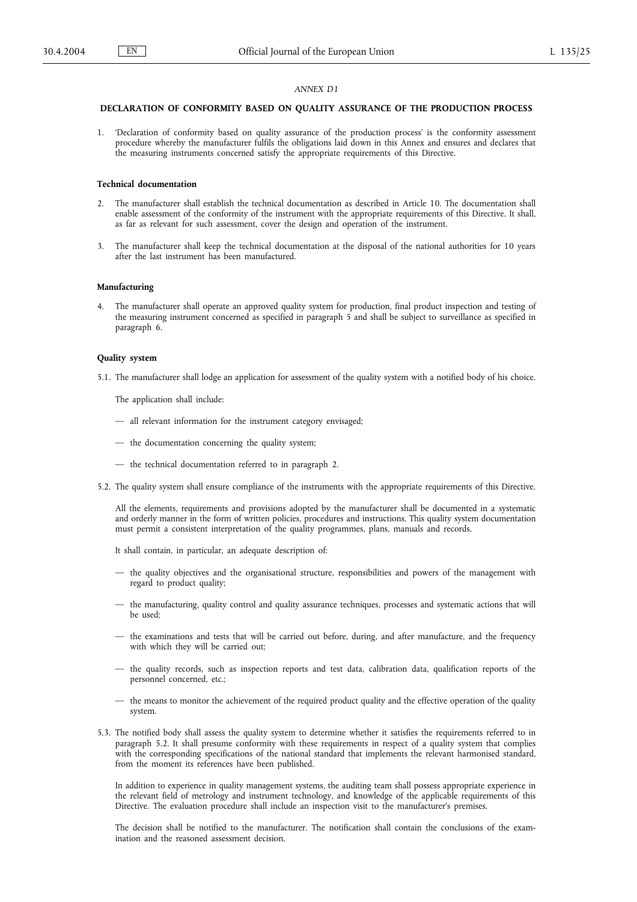*ANNEX D1*

## DECLARATION OF CONFORMITY BASED ON QUALITY ASSURANCE OF THE PRODUCTION PROCESS

1. 'Declaration of conformity based on quality assurance of the production process' is the conformity assessment procedure whereby the manufacturer fulfils the obligations laid down in this Annex and ensures and declares that the measuring instruments concerned satisfy the appropriate requirements of this Directive.

### Technical documentation

2. The manufacturer shall establish the technical documentation as described in Article 10. The documentation shall enable assessment of the conformity of the instrument with the appropriate requirements of this Directive. It shall, as far as relevant for such assessment, cover the design and operation of the instrument.

3. The manufacturer shall keep the technical documentation at the disposal of the national authorities for 10 years after the last instrument has been manufactured.

### Manufacturing

4. The manufacturer shall operate an approved quality system for production, final product inspection and testing of the measuring instrument concerned as specified in paragraph 5 and shall be subject to surveillance as specified in paragraph 6.

### Quality system

5.1. The manufacturer shall lodge an application for assessment of the quality system with a notified body of his choice.

The application shall include:

— all relevant information for the instrument category envisaged;

— the documentation concerning the quality system;

— the technical documentation referred to in paragraph 2.

5.2. The quality system shall ensure compliance of the instruments with the appropriate requirements of this Directive.

All the elements, requirements and provisions adopted by the manufacturer shall be documented in a systematic and orderly manner in the form of written policies, procedures and instructions. This quality system documentation must permit a consistent interpretation of the quality programmes, plans, manuals and records.

It shall contain, in particular, an adequate description of:

— the quality objectives and the organisational structure, responsibilities and powers of the management with regard to product quality;

— the manufacturing, quality control and quality assurance techniques, processes and systematic actions that will be used;

— the examinations and tests that will be carried out before, during, and after manufacture, and the frequency with which they will be carried out;

— the quality records, such as inspection reports and test data, calibration data, qualification reports of the personnel concerned, etc.;

— the means to monitor the achievement of the required product quality and the effective operation of the quality system.

5.3. The notified body shall assess the quality system to determine whether it satisfies the requirements referred to in paragraph 5.2. It shall presume conformity with these requirements in respect of a quality system that complies with the corresponding specifications of the national standard that implements the relevant harmonised standard, from the moment its references have been published.

In addition to experience in quality management systems, the auditing team shall possess appropriate experience in the relevant field of metrology and instrument technology, and knowledge of the applicable requirements of this Directive. The evaluation procedure shall include an inspection visit to the manufacturer's premises.

The decision shall be notified to the manufacturer. The notification shall contain the conclusions of the examination and the reasoned assessment decision.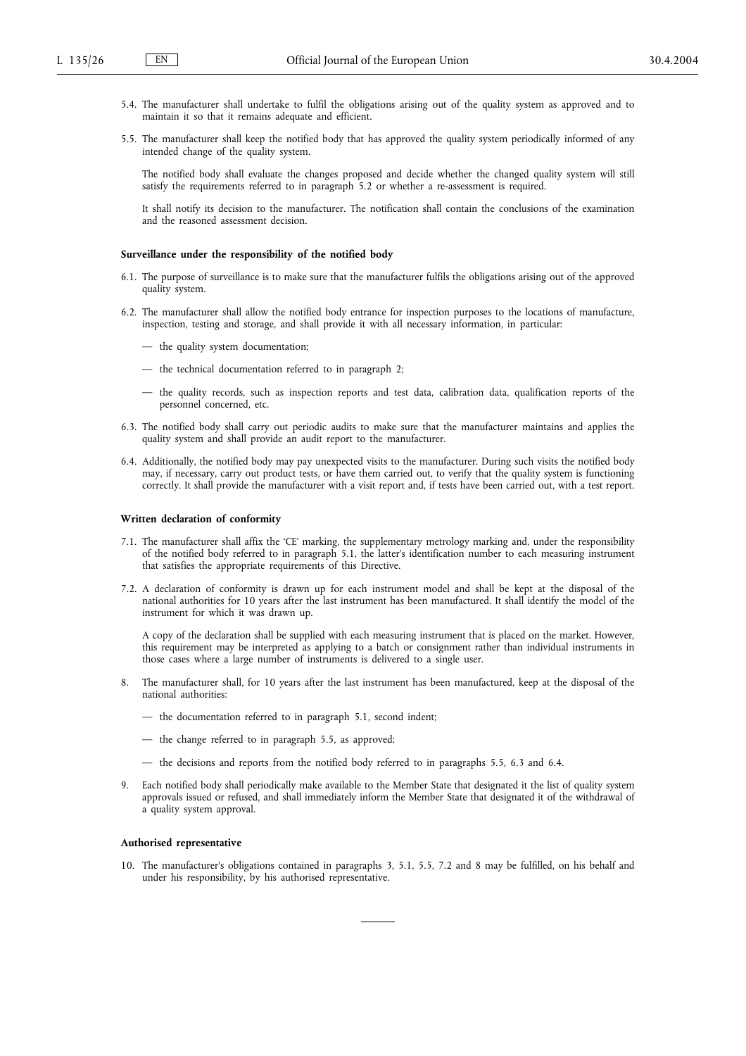5.4. The manufacturer shall undertake to fulfil the obligations arising out of the quality system as approved and to maintain it so that it remains adequate and efficient.

5.5. The manufacturer shall keep the notified body that has approved the quality system periodically informed of any intended change of the quality system.

The notified body shall evaluate the changes proposed and decide whether the changed quality system will still satisfy the requirements referred to in paragraph 5.2 or whether a re-assessment is required.

It shall notify its decision to the manufacturer. The notification shall contain the conclusions of the examination and the reasoned assessment decision.

**Surveillance under the responsibility of the notified body**

6.1. The purpose of surveillance is to make sure that the manufacturer fulfils the obligations arising out of the approved quality system.

6.2. The manufacturer shall allow the notified body entrance for inspection purposes to the locations of manufacture, inspection, testing and storage, and shall provide it with all necessary information, in particular:

— the quality system documentation;

— the technical documentation referred to in paragraph 2;

— the quality records, such as inspection reports and test data, calibration data, qualification reports of the personnel concerned, etc.

6.3. The notified body shall carry out periodic audits to make sure that the manufacturer maintains and applies the quality system and shall provide an audit report to the manufacturer.

6.4. Additionally, the notified body may pay unexpected visits to the manufacturer. During such visits the notified body may, if necessary, carry out product tests, or have them carried out, to verify that the quality system is functioning correctly. It shall provide the manufacturer with a visit report and, if tests have been carried out, with a test report.

**Written declaration of conformity**

7.1. The manufacturer shall affix the 'CE' marking, the supplementary metrology marking and, under the responsibility of the notified body referred to in paragraph 5.1, the latter's identification number to each measuring instrument that satisfies the appropriate requirements of this Directive.

7.2. A declaration of conformity is drawn up for each instrument model and shall be kept at the disposal of the national authorities for 10 years after the last instrument has been manufactured. It shall identify the model of the instrument for which it was drawn up.

A copy of the declaration shall be supplied with each measuring instrument that is placed on the market. However, this requirement may be interpreted as applying to a batch or consignment rather than individual instruments in those cases where a large number of instruments is delivered to a single user.

8. The manufacturer shall, for 10 years after the last instrument has been manufactured, keep at the disposal of the national authorities:

— the documentation referred to in paragraph 5.1, second indent;

— the change referred to in paragraph 5.5, as approved;

— the decisions and reports from the notified body referred to in paragraphs 5.5, 6.3 and 6.4.

9. Each notified body shall periodically make available to the Member State that designated it the list of quality system approvals issued or refused, and shall immediately inform the Member State that designated it of the withdrawal of a quality system approval.

**Authorised representative**

10. The manufacturer's obligations contained in paragraphs 3, 5.1, 5.5, 7.2 and 8 may be fulfilled, on his behalf and under his responsibility, by his authorised representative.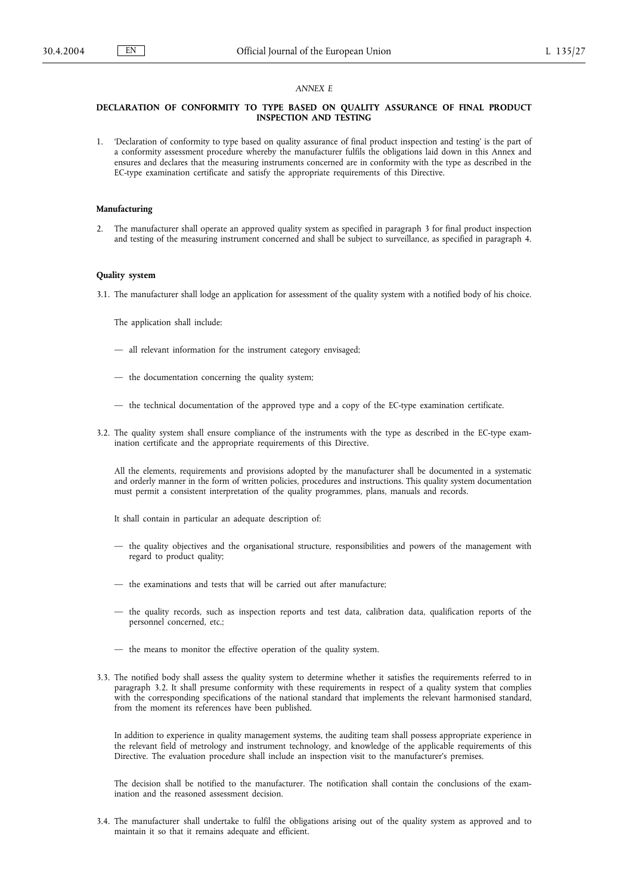*ANNEX E*

**DECLARATION OF CONFORMITY TO TYPE BASED ON QUALITY ASSURANCE OF FINAL PRODUCT INSPECTION AND TESTING**

1. 'Declaration of conformity to type based on quality assurance of final product inspection and testing' is the part of a conformity assessment procedure whereby the manufacturer fulfils the obligations laid down in this Annex and ensures and declares that the measuring instruments concerned are in conformity with the type as described in the EC-type examination certificate and satisfy the appropriate requirements of this Directive.

**Manufacturing**

2. The manufacturer shall operate an approved quality system as specified in paragraph 3 for final product inspection and testing of the measuring instrument concerned and shall be subject to surveillance, as specified in paragraph 4.

**Quality system**

3.1. The manufacturer shall lodge an application for assessment of the quality system with a notified body of his choice.

The application shall include:

— all relevant information for the instrument category envisaged;

— the documentation concerning the quality system;

— the technical documentation of the approved type and a copy of the EC-type examination certificate.

3.2. The quality system shall ensure compliance of the instruments with the type as described in the EC-type examination certificate and the appropriate requirements of this Directive.

All the elements, requirements and provisions adopted by the manufacturer shall be documented in a systematic and orderly manner in the form of written policies, procedures and instructions. This quality system documentation must permit a consistent interpretation of the quality programmes, plans, manuals and records.

It shall contain in particular an adequate description of:

— the quality objectives and the organisational structure, responsibilities and powers of the management with regard to product quality;

— the examinations and tests that will be carried out after manufacture;

— the quality records, such as inspection reports and test data, calibration data, qualification reports of the personnel concerned, etc.;

— the means to monitor the effective operation of the quality system.

3.3. The notified body shall assess the quality system to determine whether it satisfies the requirements referred to in paragraph 3.2. It shall presume conformity with these requirements in respect of a quality system that complies with the corresponding specifications of the national standard that implements the relevant harmonised standard, from the moment its references have been published.

In addition to experience in quality management systems, the auditing team shall possess appropriate experience in the relevant field of metrology and instrument technology, and knowledge of the applicable requirements of this Directive. The evaluation procedure shall include an inspection visit to the manufacturer's premises.

The decision shall be notified to the manufacturer. The notification shall contain the conclusions of the examination and the reasoned assessment decision.

3.4. The manufacturer shall undertake to fulfil the obligations arising out of the quality system as approved and to maintain it so that it remains adequate and efficient.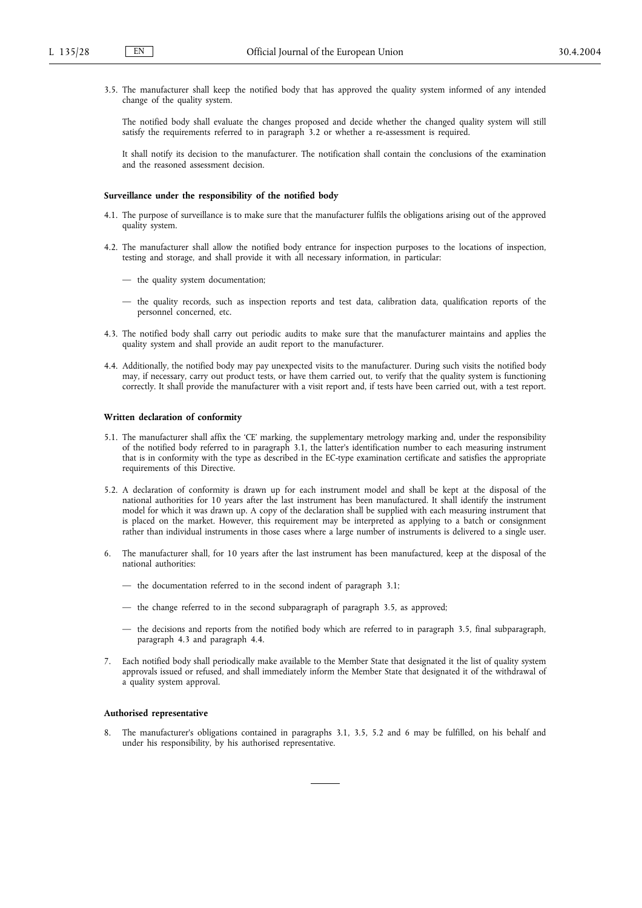3.5. The manufacturer shall keep the notified body that has approved the quality system informed of any intended change of the quality system.

The notified body shall evaluate the changes proposed and decide whether the changed quality system will still satisfy the requirements referred to in paragraph 3.2 or whether a re-assessment is required.

It shall notify its decision to the manufacturer. The notification shall contain the conclusions of the examination and the reasoned assessment decision.

**Surveillance under the responsibility of the notified body**

4.1. The purpose of surveillance is to make sure that the manufacturer fulfils the obligations arising out of the approved quality system.

4.2. The manufacturer shall allow the notified body entrance for inspection purposes to the locations of inspection, testing and storage, and shall provide it with all necessary information, in particular:

- the quality system documentation;
- the quality records, such as inspection reports and test data, calibration data, qualification reports of the personnel concerned, etc.

4.3. The notified body shall carry out periodic audits to make sure that the manufacturer maintains and applies the quality system and shall provide an audit report to the manufacturer.

4.4. Additionally, the notified body may pay unexpected visits to the manufacturer. During such visits the notified body may, if necessary, carry out product tests, or have them carried out, to verify that the quality system is functioning correctly. It shall provide the manufacturer with a visit report and, if tests have been carried out, with a test report.

**Written declaration of conformity**

5.1. The manufacturer shall affix the 'CE' marking, the supplementary metrology marking and, under the responsibility of the notified body referred to in paragraph 3.1, the latter's identification number to each measuring instrument that is in conformity with the type as described in the EC-type examination certificate and satisfies the appropriate requirements of this Directive.

5.2. A declaration of conformity is drawn up for each instrument model and shall be kept at the disposal of the national authorities for 10 years after the last instrument has been manufactured. It shall identify the instrument model for which it was drawn up. A copy of the declaration shall be supplied with each measuring instrument that is placed on the market. However, this requirement may be interpreted as applying to a batch or consignment rather than individual instruments in those cases where a large number of instruments is delivered to a single user.

6. The manufacturer shall, for 10 years after the last instrument has been manufactured, keep at the disposal of the national authorities:

- the documentation referred to in the second indent of paragraph 3.1;
- the change referred to in the second subparagraph of paragraph 3.5, as approved;
- the decisions and reports from the notified body which are referred to in paragraph 3.5, final subparagraph, paragraph 4.3 and paragraph 4.4.

7. Each notified body shall periodically make available to the Member State that designated it the list of quality system approvals issued or refused, and shall immediately inform the Member State that designated it of the withdrawal of a quality system approval.

**Authorised representative**

8. The manufacturer's obligations contained in paragraphs 3.1, 3.5, 5.2 and 6 may be fulfilled, on his behalf and under his responsibility, by his authorised representative.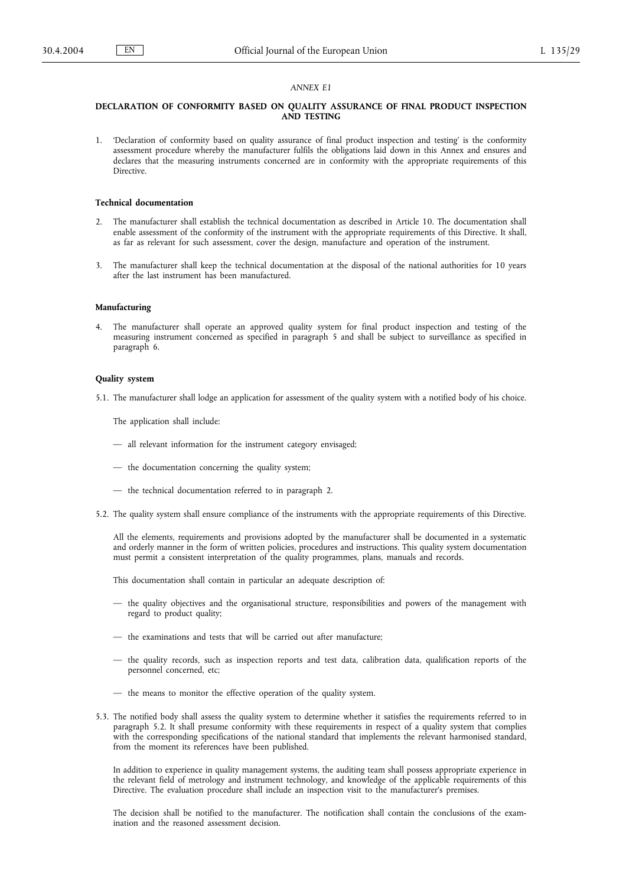*ANNEX E1*

## DECLARATION OF CONFORMITY BASED ON QUALITY ASSURANCE OF FINAL PRODUCT INSPECTION AND TESTING

1. 'Declaration of conformity based on quality assurance of final product inspection and testing' is the conformity assessment procedure whereby the manufacturer fulfils the obligations laid down in this Annex and ensures and declares that the measuring instruments concerned are in conformity with the appropriate requirements of this Directive.

### Technical documentation

2. The manufacturer shall establish the technical documentation as described in Article 10. The documentation shall enable assessment of the conformity of the instrument with the appropriate requirements of this Directive. It shall, as far as relevant for such assessment, cover the design, manufacture and operation of the instrument.

3. The manufacturer shall keep the technical documentation at the disposal of the national authorities for 10 years after the last instrument has been manufactured.

### Manufacturing

4. The manufacturer shall operate an approved quality system for final product inspection and testing of the measuring instrument concerned as specified in paragraph 5 and shall be subject to surveillance as specified in paragraph 6.

### Quality system

5.1. The manufacturer shall lodge an application for assessment of the quality system with a notified body of his choice.

The application shall include:

— all relevant information for the instrument category envisaged;

— the documentation concerning the quality system;

— the technical documentation referred to in paragraph 2.

5.2. The quality system shall ensure compliance of the instruments with the appropriate requirements of this Directive.

All the elements, requirements and provisions adopted by the manufacturer shall be documented in a systematic and orderly manner in the form of written policies, procedures and instructions. This quality system documentation must permit a consistent interpretation of the quality programmes, plans, manuals and records.

This documentation shall contain in particular an adequate description of:

— the quality objectives and the organisational structure, responsibilities and powers of the management with regard to product quality;

— the examinations and tests that will be carried out after manufacture;

— the quality records, such as inspection reports and test data, calibration data, qualification reports of the personnel concerned, etc;

— the means to monitor the effective operation of the quality system.

5.3. The notified body shall assess the quality system to determine whether it satisfies the requirements referred to in paragraph 5.2. It shall presume conformity with these requirements in respect of a quality system that complies with the corresponding specifications of the national standard that implements the relevant harmonised standard, from the moment its references have been published.

In addition to experience in quality management systems, the auditing team shall possess appropriate experience in the relevant field of metrology and instrument technology, and knowledge of the applicable requirements of this Directive. The evaluation procedure shall include an inspection visit to the manufacturer's premises.

The decision shall be notified to the manufacturer. The notification shall contain the conclusions of the examination and the reasoned assessment decision.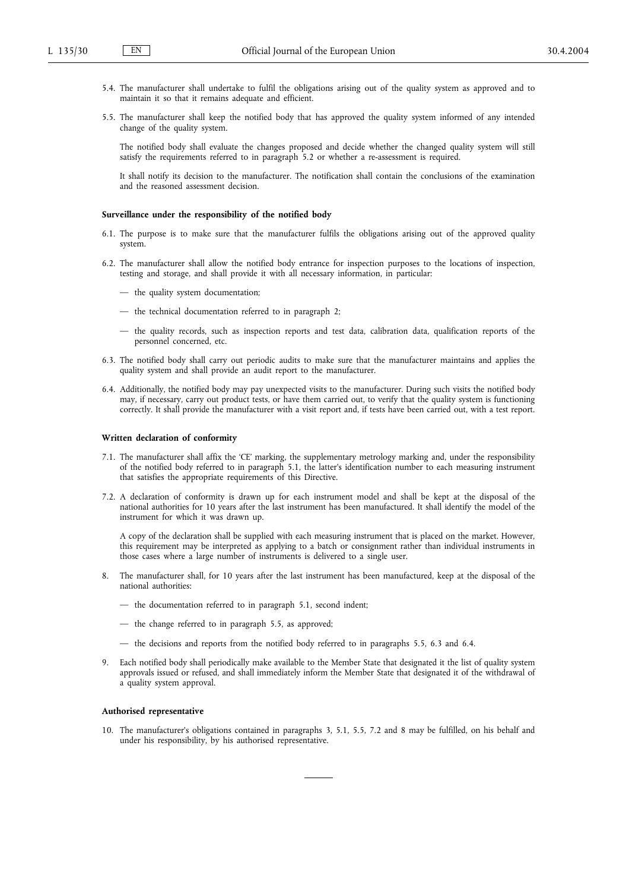5.4. The manufacturer shall undertake to fulfil the obligations arising out of the quality system as approved and to maintain it so that it remains adequate and efficient.

5.5. The manufacturer shall keep the notified body that has approved the quality system informed of any intended change of the quality system.

The notified body shall evaluate the changes proposed and decide whether the changed quality system will still satisfy the requirements referred to in paragraph 5.2 or whether a re-assessment is required.

It shall notify its decision to the manufacturer. The notification shall contain the conclusions of the examination and the reasoned assessment decision.

**Surveillance under the responsibility of the notified body**

6.1. The purpose is to make sure that the manufacturer fulfils the obligations arising out of the approved quality system.

6.2. The manufacturer shall allow the notified body entrance for inspection purposes to the locations of inspection, testing and storage, and shall provide it with all necessary information, in particular:

— the quality system documentation;

— the technical documentation referred to in paragraph 2;

— the quality records, such as inspection reports and test data, calibration data, qualification reports of the personnel concerned, etc.

6.3. The notified body shall carry out periodic audits to make sure that the manufacturer maintains and applies the quality system and shall provide an audit report to the manufacturer.

6.4. Additionally, the notified body may pay unexpected visits to the manufacturer. During such visits the notified body may, if necessary, carry out product tests, or have them carried out, to verify that the quality system is functioning correctly. It shall provide the manufacturer with a visit report and, if tests have been carried out, with a test report.

**Written declaration of conformity**

7.1. The manufacturer shall affix the 'CE' marking, the supplementary metrology marking and, under the responsibility of the notified body referred to in paragraph 5.1, the latter's identification number to each measuring instrument that satisfies the appropriate requirements of this Directive.

7.2. A declaration of conformity is drawn up for each instrument model and shall be kept at the disposal of the national authorities for 10 years after the last instrument has been manufactured. It shall identify the model of the instrument for which it was drawn up.

A copy of the declaration shall be supplied with each measuring instrument that is placed on the market. However, this requirement may be interpreted as applying to a batch or consignment rather than individual instruments in those cases where a large number of instruments is delivered to a single user.

8. The manufacturer shall, for 10 years after the last instrument has been manufactured, keep at the disposal of the national authorities:

— the documentation referred to in paragraph 5.1, second indent;

— the change referred to in paragraph 5.5, as approved;

— the decisions and reports from the notified body referred to in paragraphs 5.5, 6.3 and 6.4.

9. Each notified body shall periodically make available to the Member State that designated it the list of quality system approvals issued or refused, and shall immediately inform the Member State that designated it of the withdrawal of a quality system approval.

**Authorised representative**

10. The manufacturer's obligations contained in paragraphs 3, 5.1, 5.5, 7.2 and 8 may be fulfilled, on his behalf and under his responsibility, by his authorised representative.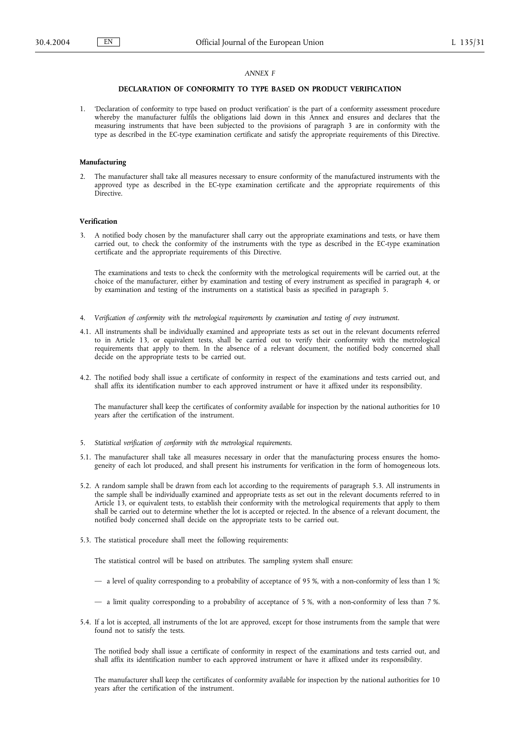*ANNEX F*

## DECLARATION OF CONFORMITY TO TYPE BASED ON PRODUCT VERIFICATION

1. 'Declaration of conformity to type based on product verification' is the part of a conformity assessment procedure whereby the manufacturer fulfils the obligations laid down in this Annex and ensures and declares that the measuring instruments that have been subjected to the provisions of paragraph 3 are in conformity with the type as described in the EC-type examination certificate and satisfy the appropriate requirements of this Directive.

**Manufacturing**

2. The manufacturer shall take all measures necessary to ensure conformity of the manufactured instruments with the approved type as described in the EC-type examination certificate and the appropriate requirements of this Directive.

**Verification**

3. A notified body chosen by the manufacturer shall carry out the appropriate examinations and tests, or have them carried out, to check the conformity of the instruments with the type as described in the EC-type examination certificate and the appropriate requirements of this Directive.

   The examinations and tests to check the conformity with the metrological requirements will be carried out, at the choice of the manufacturer, either by examination and testing of every instrument as specified in paragraph 4, or by examination and testing of the instruments on a statistical basis as specified in paragraph 5.

4. *Verification of conformity with the metrological requirements by examination and testing of every instrument.*

4.1. All instruments shall be individually examined and appropriate tests as set out in the relevant documents referred to in Article 13, or equivalent tests, shall be carried out to verify their conformity with the metrological requirements that apply to them. In the absence of a relevant document, the notified body concerned shall decide on the appropriate tests to be carried out.

4.2. The notified body shall issue a certificate of conformity in respect of the examinations and tests carried out, and shall affix its identification number to each approved instrument or have it affixed under its responsibility.

   The manufacturer shall keep the certificates of conformity available for inspection by the national authorities for 10 years after the certification of the instrument.

5. *Statistical verification of conformity with the metrological requirements.*

5.1. The manufacturer shall take all measures necessary in order that the manufacturing process ensures the homogeneity of each lot produced, and shall present his instruments for verification in the form of homogeneous lots.

5.2. A random sample shall be drawn from each lot according to the requirements of paragraph 5.3. All instruments in the sample shall be individually examined and appropriate tests as set out in the relevant documents referred to in Article 13, or equivalent tests, to establish their conformity with the metrological requirements that apply to them shall be carried out to determine whether the lot is accepted or rejected. In the absence of a relevant document, the notified body concerned shall decide on the appropriate tests to be carried out.

5.3. The statistical procedure shall meet the following requirements:

   The statistical control will be based on attributes. The sampling system shall ensure:

   — a level of quality corresponding to a probability of acceptance of 95 %, with a non-conformity of less than 1 %;

   — a limit quality corresponding to a probability of acceptance of 5 %, with a non-conformity of less than 7 %.

5.4. If a lot is accepted, all instruments of the lot are approved, except for those instruments from the sample that were found not to satisfy the tests.

   The notified body shall issue a certificate of conformity in respect of the examinations and tests carried out, and shall affix its identification number to each approved instrument or have it affixed under its responsibility.

   The manufacturer shall keep the certificates of conformity available for inspection by the national authorities for 10 years after the certification of the instrument.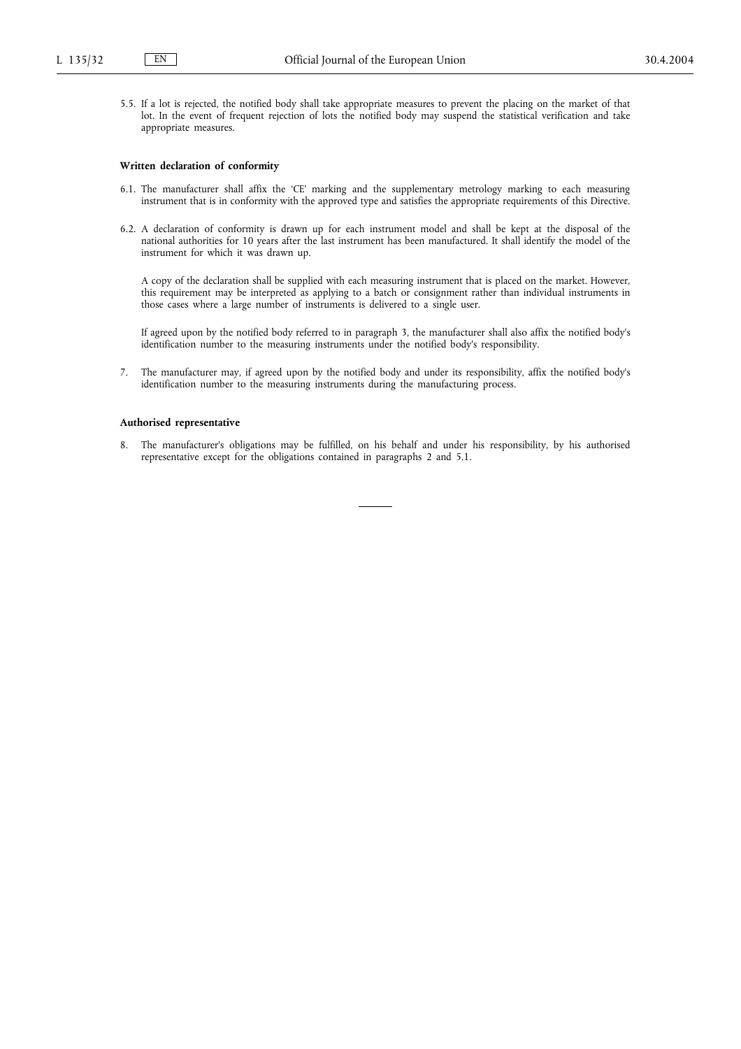5.5. If a lot is rejected, the notified body shall take appropriate measures to prevent the placing on the market of that lot. In the event of frequent rejection of lots the notified body may suspend the statistical verification and take appropriate measures.

**Written declaration of conformity**

6.1. The manufacturer shall affix the 'CE' marking and the supplementary metrology marking to each measuring instrument that is in conformity with the approved type and satisfies the appropriate requirements of this Directive.

6.2. A declaration of conformity is drawn up for each instrument model and shall be kept at the disposal of the national authorities for 10 years after the last instrument has been manufactured. It shall identify the model of the instrument for which it was drawn up.

A copy of the declaration shall be supplied with each measuring instrument that is placed on the market. However, this requirement may be interpreted as applying to a batch or consignment rather than individual instruments in those cases where a large number of instruments is delivered to a single user.

If agreed upon by the notified body referred to in paragraph 3, the manufacturer shall also affix the notified body's identification number to the measuring instruments under the notified body's responsibility.

7. The manufacturer may, if agreed upon by the notified body and under its responsibility, affix the notified body's identification number to the measuring instruments during the manufacturing process.

**Authorised representative**

8. The manufacturer's obligations may be fulfilled, on his behalf and under his responsibility, by his authorised representative except for the obligations contained in paragraphs 2 and 5.1.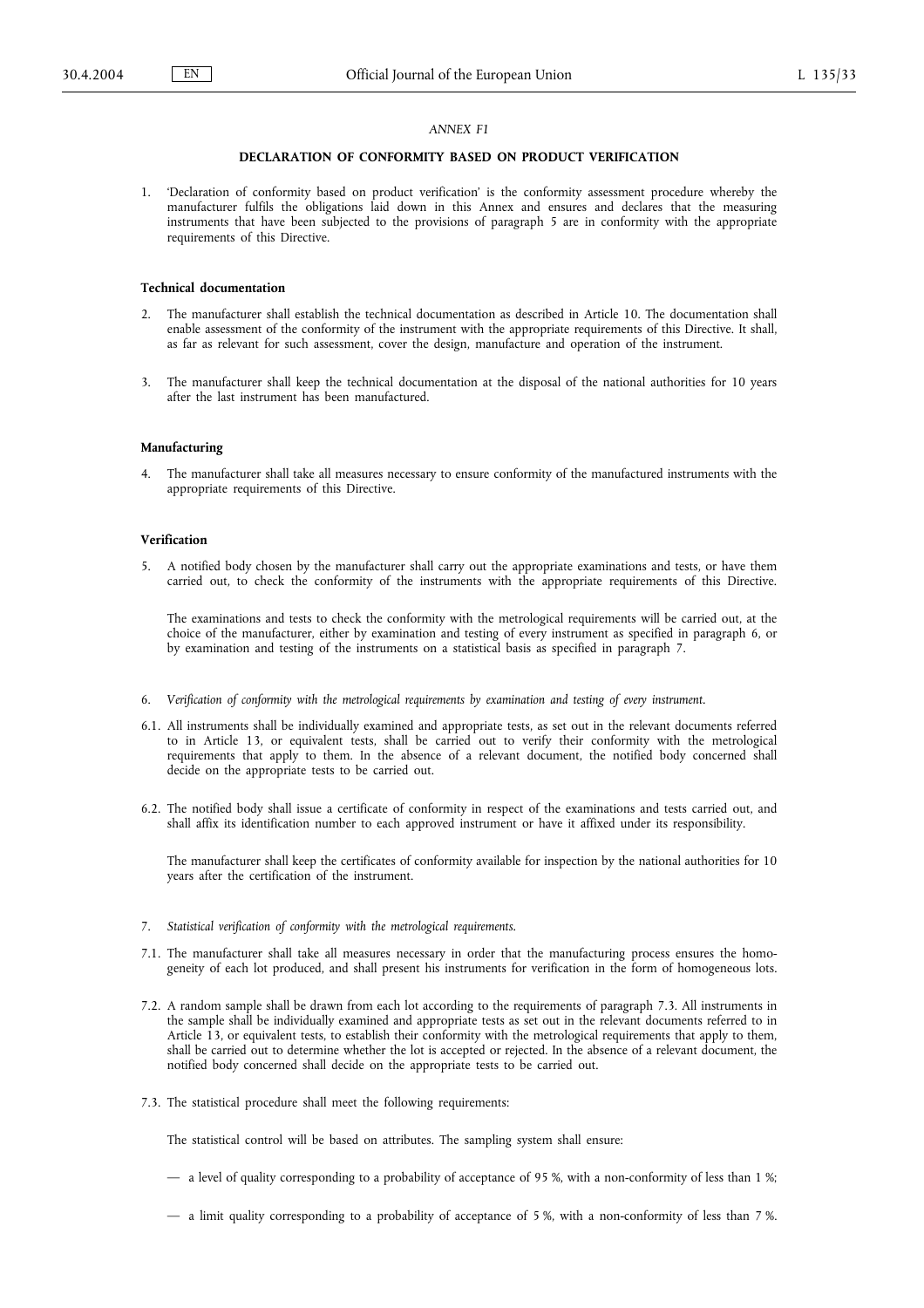*ANNEX F1*

**DECLARATION OF CONFORMITY BASED ON PRODUCT VERIFICATION**

1. 'Declaration of conformity based on product verification' is the conformity assessment procedure whereby the manufacturer fulfils the obligations laid down in this Annex and ensures and declares that the measuring instruments that have been subjected to the provisions of paragraph 5 are in conformity with the appropriate requirements of this Directive.

**Technical documentation**

2. The manufacturer shall establish the technical documentation as described in Article 10. The documentation shall enable assessment of the conformity of the instrument with the appropriate requirements of this Directive. It shall, as far as relevant for such assessment, cover the design, manufacture and operation of the instrument.

3. The manufacturer shall keep the technical documentation at the disposal of the national authorities for 10 years after the last instrument has been manufactured.

**Manufacturing**

4. The manufacturer shall take all measures necessary to ensure conformity of the manufactured instruments with the appropriate requirements of this Directive.

**Verification**

5. A notified body chosen by the manufacturer shall carry out the appropriate examinations and tests, or have them carried out, to check the conformity of the instruments with the appropriate requirements of this Directive.

   The examinations and tests to check the conformity with the metrological requirements will be carried out, at the choice of the manufacturer, either by examination and testing of every instrument as specified in paragraph 6, or by examination and testing of the instruments on a statistical basis as specified in paragraph 7.

6. *Verification of conformity with the metrological requirements by examination and testing of every instrument.*

6.1. All instruments shall be individually examined and appropriate tests, as set out in the relevant documents referred to in Article 13, or equivalent tests, shall be carried out to verify their conformity with the metrological requirements that apply to them. In the absence of a relevant document, the notified body concerned shall decide on the appropriate tests to be carried out.

6.2. The notified body shall issue a certificate of conformity in respect of the examinations and tests carried out, and shall affix its identification number to each approved instrument or have it affixed under its responsibility.

   The manufacturer shall keep the certificates of conformity available for inspection by the national authorities for 10 years after the certification of the instrument.

7. *Statistical verification of conformity with the metrological requirements.*

7.1. The manufacturer shall take all measures necessary in order that the manufacturing process ensures the homogeneity of each lot produced, and shall present his instruments for verification in the form of homogeneous lots.

7.2. A random sample shall be drawn from each lot according to the requirements of paragraph 7.3. All instruments in the sample shall be individually examined and appropriate tests as set out in the relevant documents referred to in Article 13, or equivalent tests, to establish their conformity with the metrological requirements that apply to them, shall be carried out to determine whether the lot is accepted or rejected. In the absence of a relevant document, the notified body concerned shall decide on the appropriate tests to be carried out.

7.3. The statistical procedure shall meet the following requirements:

   The statistical control will be based on attributes. The sampling system shall ensure:

   — a level of quality corresponding to a probability of acceptance of 95 %, with a non-conformity of less than 1 %;

   — a limit quality corresponding to a probability of acceptance of 5 %, with a non-conformity of less than 7 %.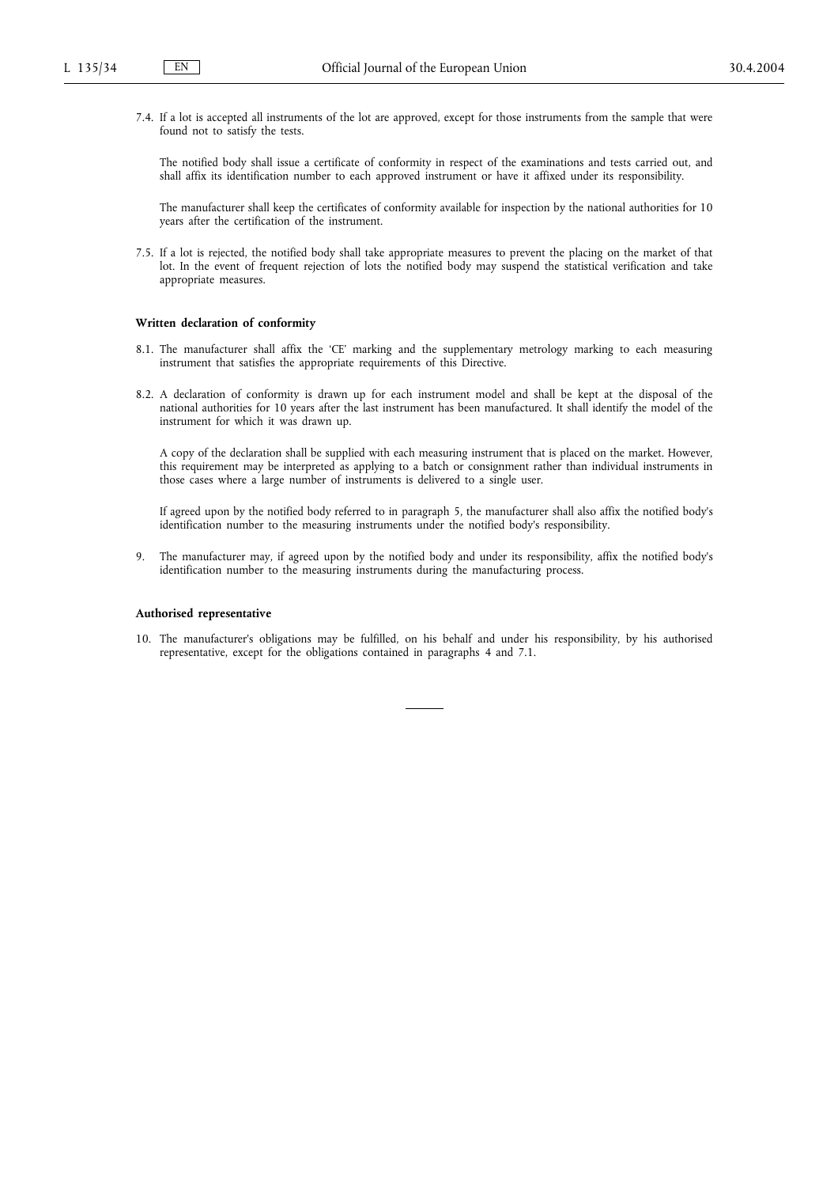7.4. If a lot is accepted all instruments of the lot are approved, except for those instruments from the sample that were found not to satisfy the tests.

The notified body shall issue a certificate of conformity in respect of the examinations and tests carried out, and shall affix its identification number to each approved instrument or have it affixed under its responsibility.

The manufacturer shall keep the certificates of conformity available for inspection by the national authorities for 10 years after the certification of the instrument.

7.5. If a lot is rejected, the notified body shall take appropriate measures to prevent the placing on the market of that lot. In the event of frequent rejection of lots the notified body may suspend the statistical verification and take appropriate measures.

**Written declaration of conformity**

8.1. The manufacturer shall affix the 'CE' marking and the supplementary metrology marking to each measuring instrument that satisfies the appropriate requirements of this Directive.

8.2. A declaration of conformity is drawn up for each instrument model and shall be kept at the disposal of the national authorities for 10 years after the last instrument has been manufactured. It shall identify the model of the instrument for which it was drawn up.

A copy of the declaration shall be supplied with each measuring instrument that is placed on the market. However, this requirement may be interpreted as applying to a batch or consignment rather than individual instruments in those cases where a large number of instruments is delivered to a single user.

If agreed upon by the notified body referred to in paragraph 5, the manufacturer shall also affix the notified body's identification number to the measuring instruments under the notified body's responsibility.

9. The manufacturer may, if agreed upon by the notified body and under its responsibility, affix the notified body's identification number to the measuring instruments during the manufacturing process.

**Authorised representative**

10. The manufacturer's obligations may be fulfilled, on his behalf and under his responsibility, by his authorised representative, except for the obligations contained in paragraphs 4 and 7.1.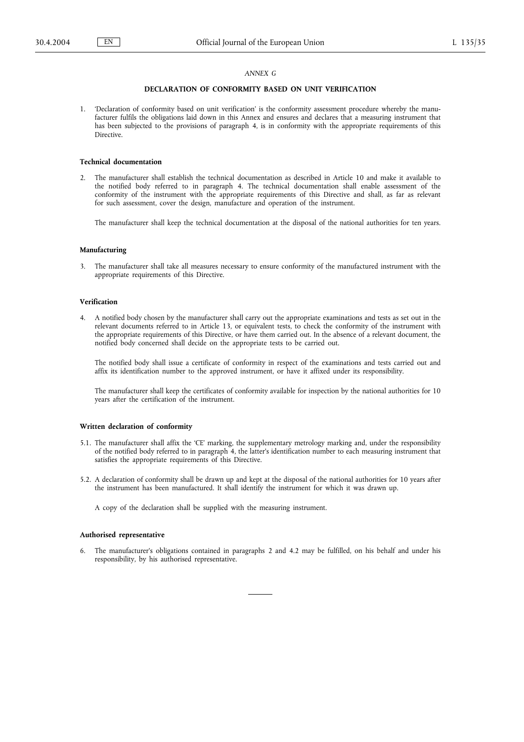*ANNEX G*

**DECLARATION OF CONFORMITY BASED ON UNIT VERIFICATION**

1. 'Declaration of conformity based on unit verification' is the conformity assessment procedure whereby the manufacturer fulfils the obligations laid down in this Annex and ensures and declares that a measuring instrument that has been subjected to the provisions of paragraph 4, is in conformity with the appropriate requirements of this Directive.

**Technical documentation**

2. The manufacturer shall establish the technical documentation as described in Article 10 and make it available to the notified body referred to in paragraph 4. The technical documentation shall enable assessment of the conformity of the instrument with the appropriate requirements of this Directive and shall, as far as relevant for such assessment, cover the design, manufacture and operation of the instrument.

   The manufacturer shall keep the technical documentation at the disposal of the national authorities for ten years.

**Manufacturing**

3. The manufacturer shall take all measures necessary to ensure conformity of the manufactured instrument with the appropriate requirements of this Directive.

**Verification**

4. A notified body chosen by the manufacturer shall carry out the appropriate examinations and tests as set out in the relevant documents referred to in Article 13, or equivalent tests, to check the conformity of the instrument with the appropriate requirements of this Directive, or have them carried out. In the absence of a relevant document, the notified body concerned shall decide on the appropriate tests to be carried out.

   The notified body shall issue a certificate of conformity in respect of the examinations and tests carried out and affix its identification number to the approved instrument, or have it affixed under its responsibility.

   The manufacturer shall keep the certificates of conformity available for inspection by the national authorities for 10 years after the certification of the instrument.

**Written declaration of conformity**

5.1. The manufacturer shall affix the 'CE' marking, the supplementary metrology marking and, under the responsibility of the notified body referred to in paragraph 4, the latter's identification number to each measuring instrument that satisfies the appropriate requirements of this Directive.

5.2. A declaration of conformity shall be drawn up and kept at the disposal of the national authorities for 10 years after the instrument has been manufactured. It shall identify the instrument for which it was drawn up.

   A copy of the declaration shall be supplied with the measuring instrument.

**Authorised representative**

6. The manufacturer's obligations contained in paragraphs 2 and 4.2 may be fulfilled, on his behalf and under his responsibility, by his authorised representative.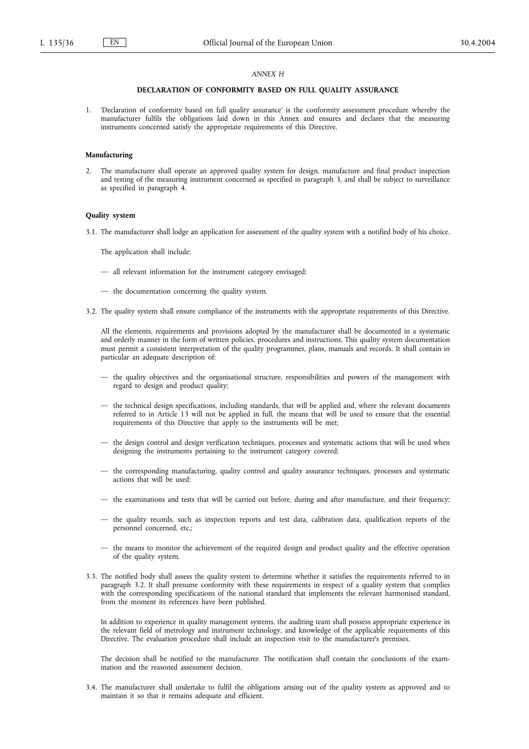*ANNEX H*

**DECLARATION OF CONFORMITY BASED ON FULL QUALITY ASSURANCE**

1. 'Declaration of conformity based on full quality assurance' is the conformity assessment procedure whereby the manufacturer fulfils the obligations laid down in this Annex and ensures and declares that the measuring instruments concerned satisfy the appropriate requirements of this Directive.

**Manufacturing**

2. The manufacturer shall operate an approved quality system for design, manufacture and final product inspection and testing of the measuring instrument concerned as specified in paragraph 3, and shall be subject to surveillance as specified in paragraph 4.

**Quality system**

3.1. The manufacturer shall lodge an application for assessment of the quality system with a notified body of his choice.

The application shall include:

— all relevant information for the instrument category envisaged;

— the documentation concerning the quality system.

3.2. The quality system shall ensure compliance of the instruments with the appropriate requirements of this Directive.

All the elements, requirements and provisions adopted by the manufacturer shall be documented in a systematic and orderly manner in the form of written policies, procedures and instructions. This quality system documentation must permit a consistent interpretation of the quality programmes, plans, manuals and records. It shall contain in particular an adequate description of:

— the quality objectives and the organisational structure, responsibilities and powers of the management with regard to design and product quality;

— the technical design specifications, including standards, that will be applied and, where the relevant documents referred to in Article 13 will not be applied in full, the means that will be used to ensure that the essential requirements of this Directive that apply to the instruments will be met;

— the design control and design verification techniques, processes and systematic actions that will be used when designing the instruments pertaining to the instrument category covered;

— the corresponding manufacturing, quality control and quality assurance techniques, processes and systematic actions that will be used;

— the examinations and tests that will be carried out before, during and after manufacture, and their frequency;

— the quality records, such as inspection reports and test data, calibration data, qualification reports of the personnel concerned, etc.;

— the means to monitor the achievement of the required design and product quality and the effective operation of the quality system.

3.3. The notified body shall assess the quality system to determine whether it satisfies the requirements referred to in paragraph 3.2. It shall presume conformity with these requirements in respect of a quality system that complies with the corresponding specifications of the national standard that implements the relevant harmonised standard, from the moment its references have been published.

In addition to experience in quality management systems, the auditing team shall possess appropriate experience in the relevant field of metrology and instrument technology, and knowledge of the applicable requirements of this Directive. The evaluation procedure shall include an inspection visit to the manufacturer's premises.

The decision shall be notified to the manufacturer. The notification shall contain the conclusions of the examination and the reasoned assessment decision.

3.4. The manufacturer shall undertake to fulfil the obligations arising out of the quality system as approved and to maintain it so that it remains adequate and efficient.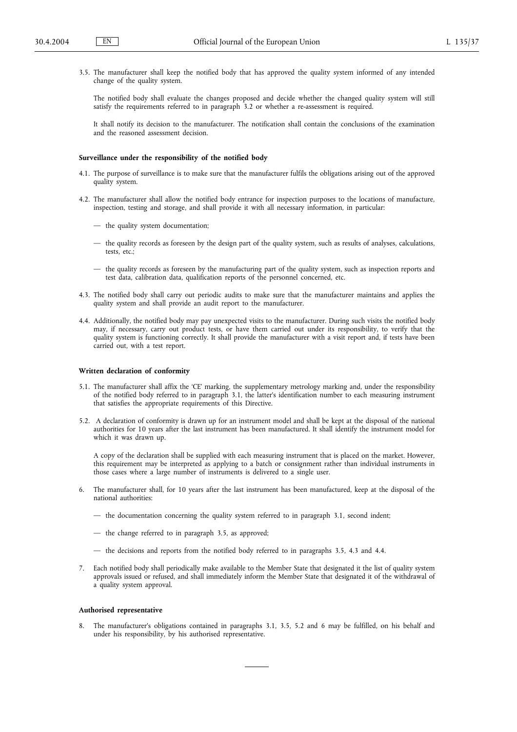3.5. The manufacturer shall keep the notified body that has approved the quality system informed of any intended change of the quality system.

The notified body shall evaluate the changes proposed and decide whether the changed quality system will still satisfy the requirements referred to in paragraph 3.2 or whether a re-assessment is required.

It shall notify its decision to the manufacturer. The notification shall contain the conclusions of the examination and the reasoned assessment decision.

**Surveillance under the responsibility of the notified body**

4.1. The purpose of surveillance is to make sure that the manufacturer fulfils the obligations arising out of the approved quality system.

4.2. The manufacturer shall allow the notified body entrance for inspection purposes to the locations of manufacture, inspection, testing and storage, and shall provide it with all necessary information, in particular:

— the quality system documentation;

— the quality records as foreseen by the design part of the quality system, such as results of analyses, calculations, tests, etc.;

— the quality records as foreseen by the manufacturing part of the quality system, such as inspection reports and test data, calibration data, qualification reports of the personnel concerned, etc.

4.3. The notified body shall carry out periodic audits to make sure that the manufacturer maintains and applies the quality system and shall provide an audit report to the manufacturer.

4.4. Additionally, the notified body may pay unexpected visits to the manufacturer. During such visits the notified body may, if necessary, carry out product tests, or have them carried out under its responsibility, to verify that the quality system is functioning correctly. It shall provide the manufacturer with a visit report and, if tests have been carried out, with a test report.

**Written declaration of conformity**

5.1. The manufacturer shall affix the 'CE' marking, the supplementary metrology marking and, under the responsibility of the notified body referred to in paragraph 3.1, the latter's identification number to each measuring instrument that satisfies the appropriate requirements of this Directive.

5.2. A declaration of conformity is drawn up for an instrument model and shall be kept at the disposal of the national authorities for 10 years after the last instrument has been manufactured. It shall identify the instrument model for which it was drawn up.

A copy of the declaration shall be supplied with each measuring instrument that is placed on the market. However, this requirement may be interpreted as applying to a batch or consignment rather than individual instruments in those cases where a large number of instruments is delivered to a single user.

6. The manufacturer shall, for 10 years after the last instrument has been manufactured, keep at the disposal of the national authorities:

— the documentation concerning the quality system referred to in paragraph 3.1, second indent;

— the change referred to in paragraph 3.5, as approved;

— the decisions and reports from the notified body referred to in paragraphs 3.5, 4.3 and 4.4.

7. Each notified body shall periodically make available to the Member State that designated it the list of quality system approvals issued or refused, and shall immediately inform the Member State that designated it of the withdrawal of a quality system approval.

**Authorised representative**

8. The manufacturer's obligations contained in paragraphs 3.1, 3.5, 5.2 and 6 may be fulfilled, on his behalf and under his responsibility, by his authorised representative.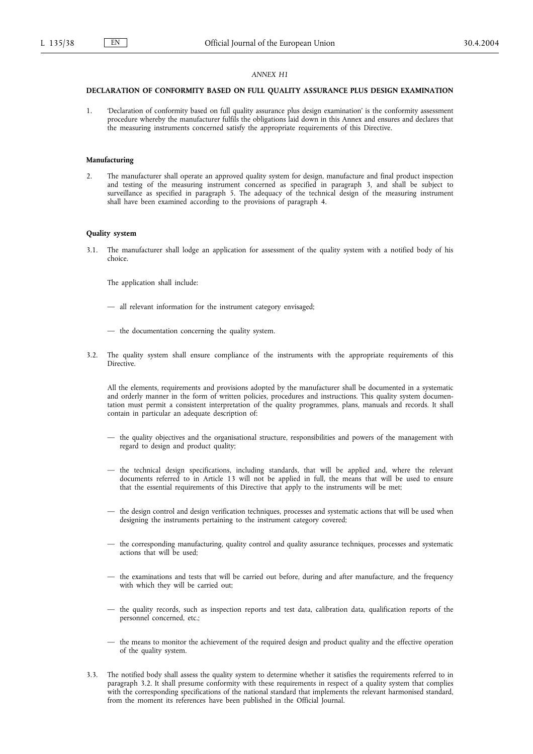*ANNEX H1*

**DECLARATION OF CONFORMITY BASED ON FULL QUALITY ASSURANCE PLUS DESIGN EXAMINATION**

1. 'Declaration of conformity based on full quality assurance plus design examination' is the conformity assessment procedure whereby the manufacturer fulfils the obligations laid down in this Annex and ensures and declares that the measuring instruments concerned satisfy the appropriate requirements of this Directive.

**Manufacturing**

2. The manufacturer shall operate an approved quality system for design, manufacture and final product inspection and testing of the measuring instrument concerned as specified in paragraph 3, and shall be subject to surveillance as specified in paragraph 5. The adequacy of the technical design of the measuring instrument shall have been examined according to the provisions of paragraph 4.

**Quality system**

3.1. The manufacturer shall lodge an application for assessment of the quality system with a notified body of his choice.

The application shall include:

— all relevant information for the instrument category envisaged;

— the documentation concerning the quality system.

3.2. The quality system shall ensure compliance of the instruments with the appropriate requirements of this Directive.

All the elements, requirements and provisions adopted by the manufacturer shall be documented in a systematic and orderly manner in the form of written policies, procedures and instructions. This quality system documentation must permit a consistent interpretation of the quality programmes, plans, manuals and records. It shall contain in particular an adequate description of:

— the quality objectives and the organisational structure, responsibilities and powers of the management with regard to design and product quality;

— the technical design specifications, including standards, that will be applied and, where the relevant documents referred to in Article 13 will not be applied in full, the means that will be used to ensure that the essential requirements of this Directive that apply to the instruments will be met;

— the design control and design verification techniques, processes and systematic actions that will be used when designing the instruments pertaining to the instrument category covered;

— the corresponding manufacturing, quality control and quality assurance techniques, processes and systematic actions that will be used;

— the examinations and tests that will be carried out before, during and after manufacture, and the frequency with which they will be carried out;

— the quality records, such as inspection reports and test data, calibration data, qualification reports of the personnel concerned, etc.;

— the means to monitor the achievement of the required design and product quality and the effective operation of the quality system.

3.3. The notified body shall assess the quality system to determine whether it satisfies the requirements referred to in paragraph 3.2. It shall presume conformity with these requirements in respect of a quality system that complies with the corresponding specifications of the national standard that implements the relevant harmonised standard, from the moment its references have been published in the Official Journal.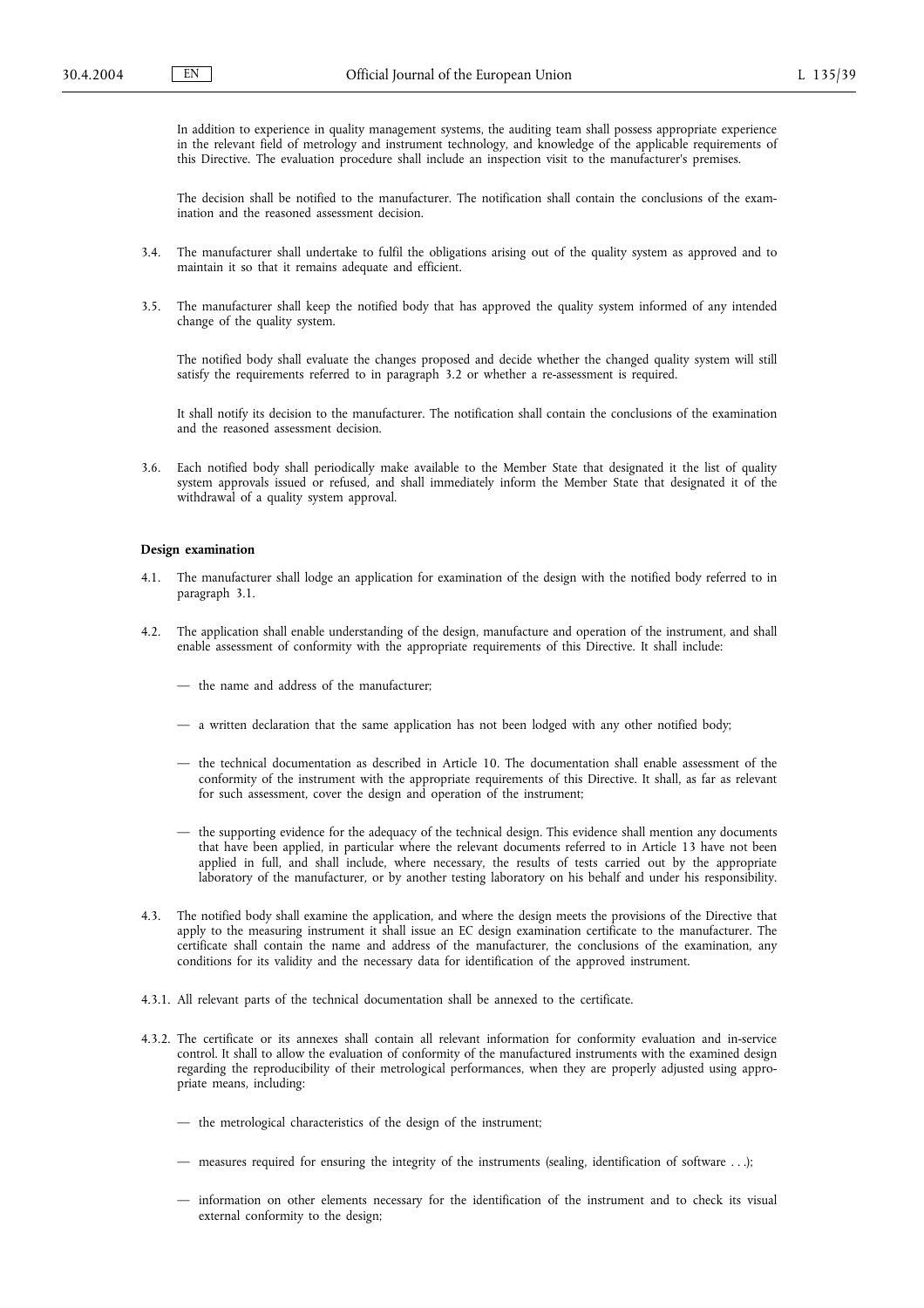In addition to experience in quality management systems, the auditing team shall possess appropriate experience in the relevant field of metrology and instrument technology, and knowledge of the applicable requirements of this Directive. The evaluation procedure shall include an inspection visit to the manufacturer's premises.

The decision shall be notified to the manufacturer. The notification shall contain the conclusions of the examination and the reasoned assessment decision.

3.4. The manufacturer shall undertake to fulfil the obligations arising out of the quality system as approved and to maintain it so that it remains adequate and efficient.

3.5. The manufacturer shall keep the notified body that has approved the quality system informed of any intended change of the quality system.

The notified body shall evaluate the changes proposed and decide whether the changed quality system will still satisfy the requirements referred to in paragraph 3.2 or whether a re-assessment is required.

It shall notify its decision to the manufacturer. The notification shall contain the conclusions of the examination and the reasoned assessment decision.

3.6. Each notified body shall periodically make available to the Member State that designated it the list of quality system approvals issued or refused, and shall immediately inform the Member State that designated it of the withdrawal of a quality system approval.

**Design examination**

4.1. The manufacturer shall lodge an application for examination of the design with the notified body referred to in paragraph 3.1.

4.2. The application shall enable understanding of the design, manufacture and operation of the instrument, and shall enable assessment of conformity with the appropriate requirements of this Directive. It shall include:

— the name and address of the manufacturer;

— a written declaration that the same application has not been lodged with any other notified body;

— the technical documentation as described in Article 10. The documentation shall enable assessment of the conformity of the instrument with the appropriate requirements of this Directive. It shall, as far as relevant for such assessment, cover the design and operation of the instrument;

— the supporting evidence for the adequacy of the technical design. This evidence shall mention any documents that have been applied, in particular where the relevant documents referred to in Article 13 have not been applied in full, and shall include, where necessary, the results of tests carried out by the appropriate laboratory of the manufacturer, or by another testing laboratory on his behalf and under his responsibility.

4.3. The notified body shall examine the application, and where the design meets the provisions of the Directive that apply to the measuring instrument it shall issue an EC design examination certificate to the manufacturer. The certificate shall contain the name and address of the manufacturer, the conclusions of the examination, any conditions for its validity and the necessary data for identification of the approved instrument.

4.3.1. All relevant parts of the technical documentation shall be annexed to the certificate.

4.3.2. The certificate or its annexes shall contain all relevant information for conformity evaluation and in-service control. It shall to allow the evaluation of conformity of the manufactured instruments with the examined design regarding the reproducibility of their metrological performances, when they are properly adjusted using appropriate means, including:

— the metrological characteristics of the design of the instrument;

— measures required for ensuring the integrity of the instruments (sealing, identification of software . . .);

— information on other elements necessary for the identification of the instrument and to check its visual external conformity to the design;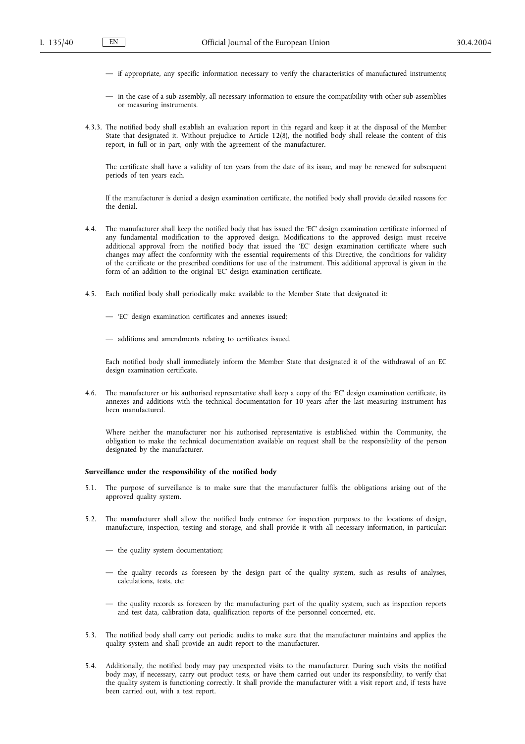— if appropriate, any specific information necessary to verify the characteristics of manufactured instruments;

— in the case of a sub-assembly, all necessary information to ensure the compatibility with other sub-assemblies or measuring instruments.

4.3.3. The notified body shall establish an evaluation report in this regard and keep it at the disposal of the Member State that designated it. Without prejudice to Article 12(8), the notified body shall release the content of this report, in full or in part, only with the agreement of the manufacturer.

The certificate shall have a validity of ten years from the date of its issue, and may be renewed for subsequent periods of ten years each.

If the manufacturer is denied a design examination certificate, the notified body shall provide detailed reasons for the denial.

4.4. The manufacturer shall keep the notified body that has issued the 'EC' design examination certificate informed of any fundamental modification to the approved design. Modifications to the approved design must receive additional approval from the notified body that issued the 'EC' design examination certificate where such changes may affect the conformity with the essential requirements of this Directive, the conditions for validity of the certificate or the prescribed conditions for use of the instrument. This additional approval is given in the form of an addition to the original 'EC' design examination certificate.

4.5. Each notified body shall periodically make available to the Member State that designated it:

— 'EC' design examination certificates and annexes issued;

— additions and amendments relating to certificates issued.

Each notified body shall immediately inform the Member State that designated it of the withdrawal of an EC design examination certificate.

4.6. The manufacturer or his authorised representative shall keep a copy of the 'EC' design examination certificate, its annexes and additions with the technical documentation for 10 years after the last measuring instrument has been manufactured.

Where neither the manufacturer nor his authorised representative is established within the Community, the obligation to make the technical documentation available on request shall be the responsibility of the person designated by the manufacturer.

**Surveillance under the responsibility of the notified body**

5.1. The purpose of surveillance is to make sure that the manufacturer fulfils the obligations arising out of the approved quality system.

5.2. The manufacturer shall allow the notified body entrance for inspection purposes to the locations of design, manufacture, inspection, testing and storage, and shall provide it with all necessary information, in particular:

— the quality system documentation;

— the quality records as foreseen by the design part of the quality system, such as results of analyses, calculations, tests, etc;

— the quality records as foreseen by the manufacturing part of the quality system, such as inspection reports and test data, calibration data, qualification reports of the personnel concerned, etc.

5.3. The notified body shall carry out periodic audits to make sure that the manufacturer maintains and applies the quality system and shall provide an audit report to the manufacturer.

5.4. Additionally, the notified body may pay unexpected visits to the manufacturer. During such visits the notified body may, if necessary, carry out product tests, or have them carried out under its responsibility, to verify that the quality system is functioning correctly. It shall provide the manufacturer with a visit report and, if tests have been carried out, with a test report.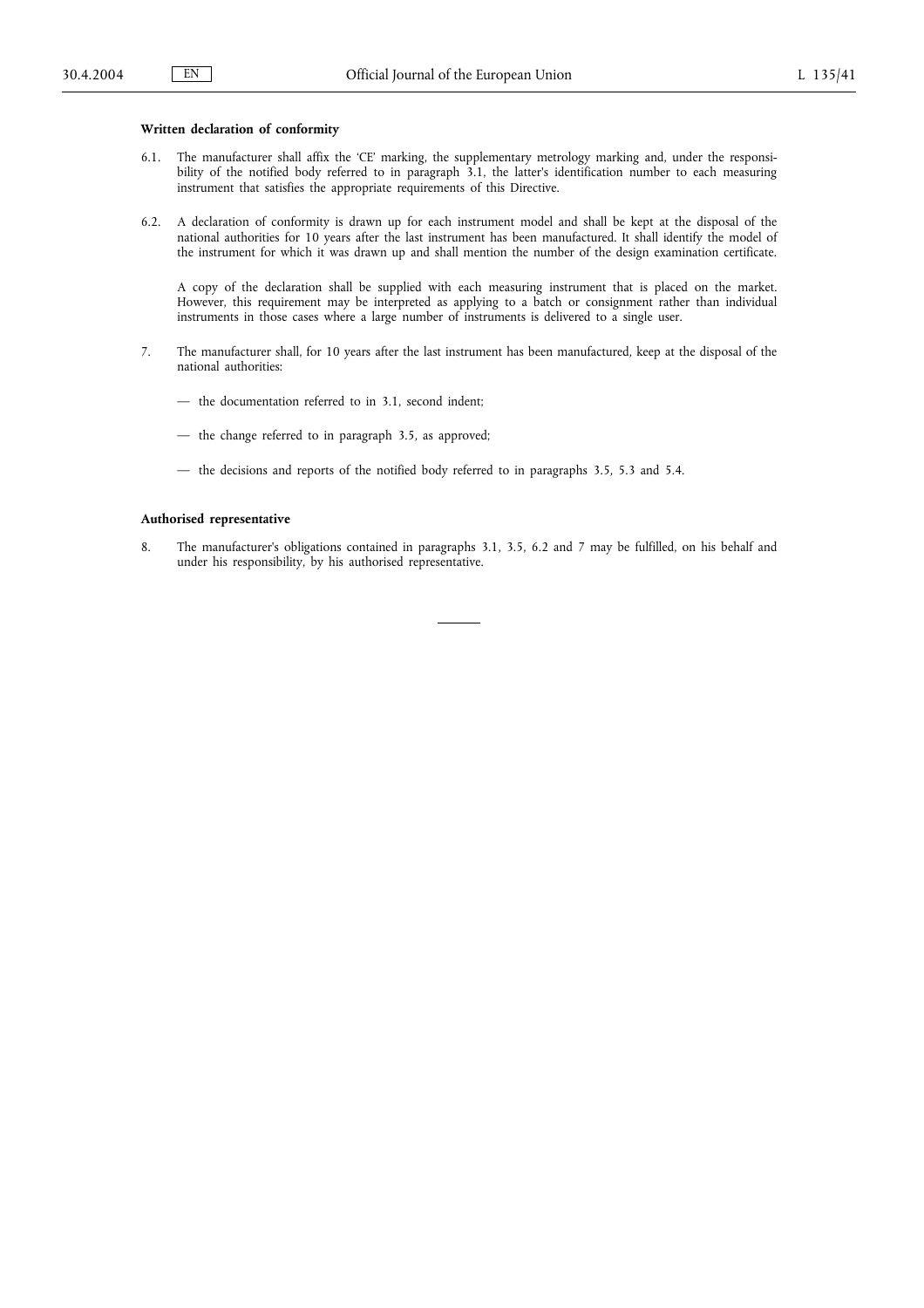**Written declaration of conformity**

6.1. The manufacturer shall affix the 'CE' marking, the supplementary metrology marking and, under the responsibility of the notified body referred to in paragraph 3.1, the latter's identification number to each measuring instrument that satisfies the appropriate requirements of this Directive.

6.2. A declaration of conformity is drawn up for each instrument model and shall be kept at the disposal of the national authorities for 10 years after the last instrument has been manufactured. It shall identify the model of the instrument for which it was drawn up and shall mention the number of the design examination certificate.

A copy of the declaration shall be supplied with each measuring instrument that is placed on the market. However, this requirement may be interpreted as applying to a batch or consignment rather than individual instruments in those cases where a large number of instruments is delivered to a single user.

7. The manufacturer shall, for 10 years after the last instrument has been manufactured, keep at the disposal of the national authorities:

— the documentation referred to in 3.1, second indent;

— the change referred to in paragraph 3.5, as approved;

— the decisions and reports of the notified body referred to in paragraphs 3.5, 5.3 and 5.4.

**Authorised representative**

8. The manufacturer's obligations contained in paragraphs 3.1, 3.5, 6.2 and 7 may be fulfilled, on his behalf and under his responsibility, by his authorised representative.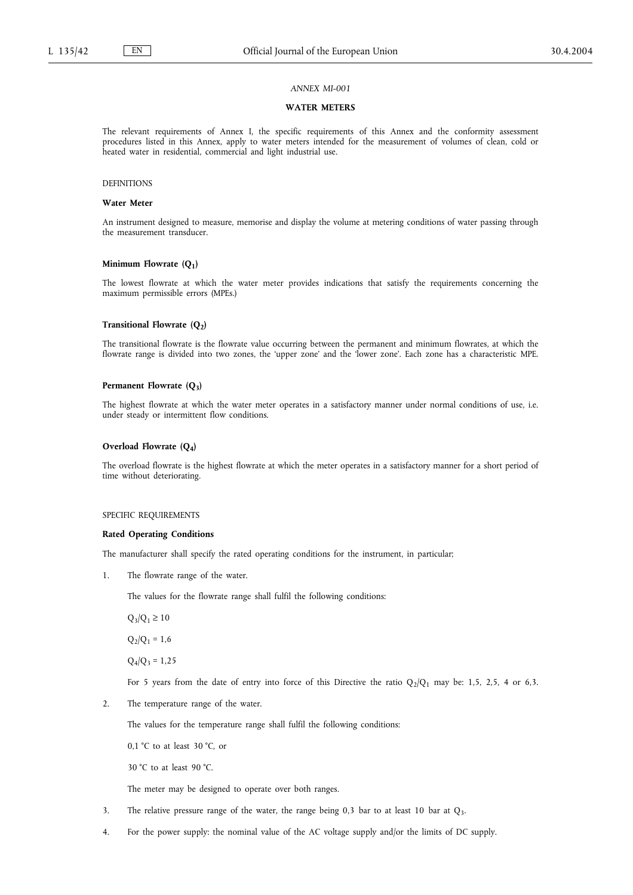*ANNEX MI-001*

## WATER METERS

The relevant requirements of Annex I, the specific requirements of this Annex and the conformity assessment procedures listed in this Annex, apply to water meters intended for the measurement of volumes of clean, cold or heated water in residential, commercial and light industrial use.

DEFINITIONS

**Water Meter**

An instrument designed to measure, memorise and display the volume at metering conditions of water passing through the measurement transducer.

**Minimum Flowrate ($Q_1$)**

The lowest flowrate at which the water meter provides indications that satisfy the requirements concerning the maximum permissible errors (MPEs.)

**Transitional Flowrate ($Q_2$)**

The transitional flowrate is the flowrate value occurring between the permanent and minimum flowrates, at which the flowrate range is divided into two zones, the 'upper zone' and the 'lower zone'. Each zone has a characteristic MPE.

**Permanent Flowrate ($Q_3$)**

The highest flowrate at which the water meter operates in a satisfactory manner under normal conditions of use, i.e. under steady or intermittent flow conditions.

**Overload Flowrate ($Q_4$)**

The overload flowrate is the highest flowrate at which the meter operates in a satisfactory manner for a short period of time without deteriorating.

SPECIFIC REQUIREMENTS

**Rated Operating Conditions**

The manufacturer shall specify the rated operating conditions for the instrument, in particular;

1. The flowrate range of the water.

   The values for the flowrate range shall fulfil the following conditions:

   $Q_3/Q_1 \geq 10$

   $Q_2/Q_1 = 1,6$

   $Q_4/Q_3 = 1,25$

   For 5 years from the date of entry into force of this Directive the ratio $Q_2/Q_1$ may be: 1,5, 2,5, 4 or 6,3.

2. The temperature range of the water.

   The values for the temperature range shall fulfil the following conditions:

   0,1 °C to at least 30 °C, or

   30 °C to at least 90 °C.

   The meter may be designed to operate over both ranges.

3. The relative pressure range of the water, the range being 0,3 bar to at least 10 bar at $Q_3$.

4. For the power supply: the nominal value of the AC voltage supply and/or the limits of DC supply.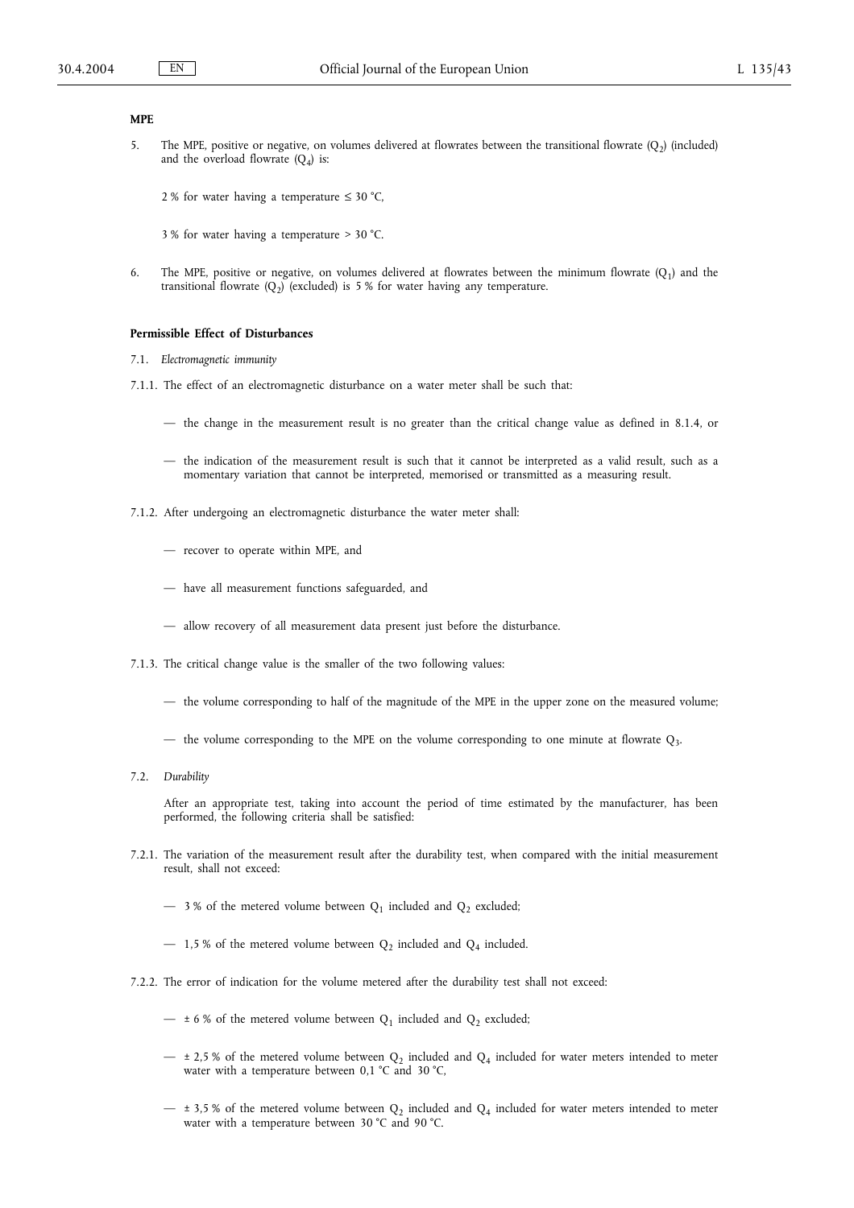**MPE**

5. The MPE, positive or negative, on volumes delivered at flowrates between the transitional flowrate ($Q_2$) (included) and the overload flowrate ($Q_4$) is:

   2 % for water having a temperature ≤ 30 °C,

   3 % for water having a temperature > 30 °C.

6. The MPE, positive or negative, on volumes delivered at flowrates between the minimum flowrate ($Q_1$) and the transitional flowrate ($Q_2$) (excluded) is 5 % for water having any temperature.

**Permissible Effect of Disturbances**

7.1. *Electromagnetic immunity*

7.1.1. The effect of an electromagnetic disturbance on a water meter shall be such that:

- the change in the measurement result is no greater than the critical change value as defined in 8.1.4, or
- the indication of the measurement result is such that it cannot be interpreted as a valid result, such as a momentary variation that cannot be interpreted, memorised or transmitted as a measuring result.

7.1.2. After undergoing an electromagnetic disturbance the water meter shall:

- recover to operate within MPE, and
- have all measurement functions safeguarded, and
- allow recovery of all measurement data present just before the disturbance.

7.1.3. The critical change value is the smaller of the two following values:

- the volume corresponding to half of the magnitude of the MPE in the upper zone on the measured volume;
- the volume corresponding to the MPE on the volume corresponding to one minute at flowrate $Q_3$.

7.2. *Durability*

After an appropriate test, taking into account the period of time estimated by the manufacturer, has been performed, the following criteria shall be satisfied:

7.2.1. The variation of the measurement result after the durability test, when compared with the initial measurement result, shall not exceed:

- 3 % of the metered volume between $Q_1$ included and $Q_2$ excluded;
- 1,5 % of the metered volume between $Q_2$ included and $Q_4$ included.

7.2.2. The error of indication for the volume metered after the durability test shall not exceed:

- ± 6 % of the metered volume between $Q_1$ included and $Q_2$ excluded;
- ± 2,5 % of the metered volume between $Q_2$ included and $Q_4$ included for water meters intended to meter water with a temperature between 0,1 °C and 30 °C,
- ± 3,5 % of the metered volume between $Q_2$ included and $Q_4$ included for water meters intended to meter water with a temperature between 30 °C and 90 °C.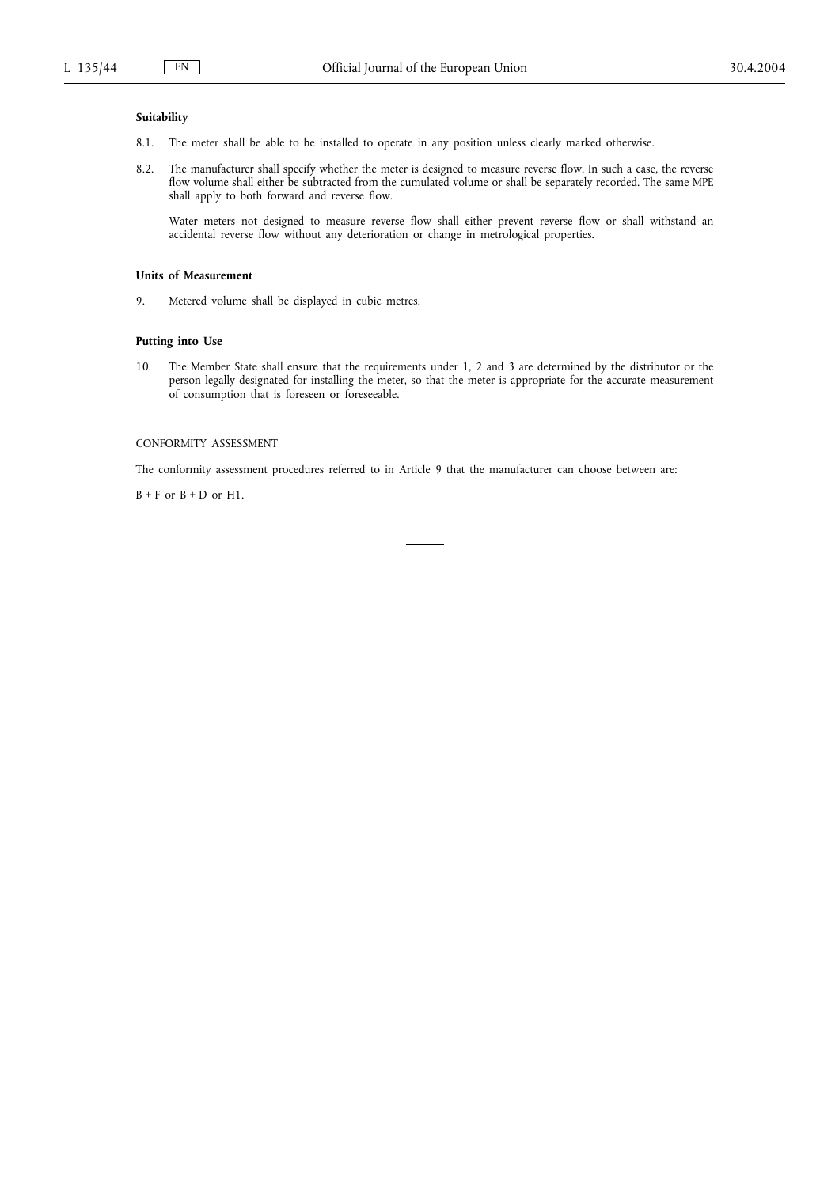**Suitability**

8.1. The meter shall be able to be installed to operate in any position unless clearly marked otherwise.

8.2. The manufacturer shall specify whether the meter is designed to measure reverse flow. In such a case, the reverse flow volume shall either be subtracted from the cumulated volume or shall be separately recorded. The same MPE shall apply to both forward and reverse flow.

Water meters not designed to measure reverse flow shall either prevent reverse flow or shall withstand an accidental reverse flow without any deterioration or change in metrological properties.

**Units of Measurement**

9. Metered volume shall be displayed in cubic metres.

**Putting into Use**

10. The Member State shall ensure that the requirements under 1, 2 and 3 are determined by the distributor or the person legally designated for installing the meter, so that the meter is appropriate for the accurate measurement of consumption that is foreseen or foreseeable.

CONFORMITY ASSESSMENT

The conformity assessment procedures referred to in Article 9 that the manufacturer can choose between are:

B + F or B + D or H1.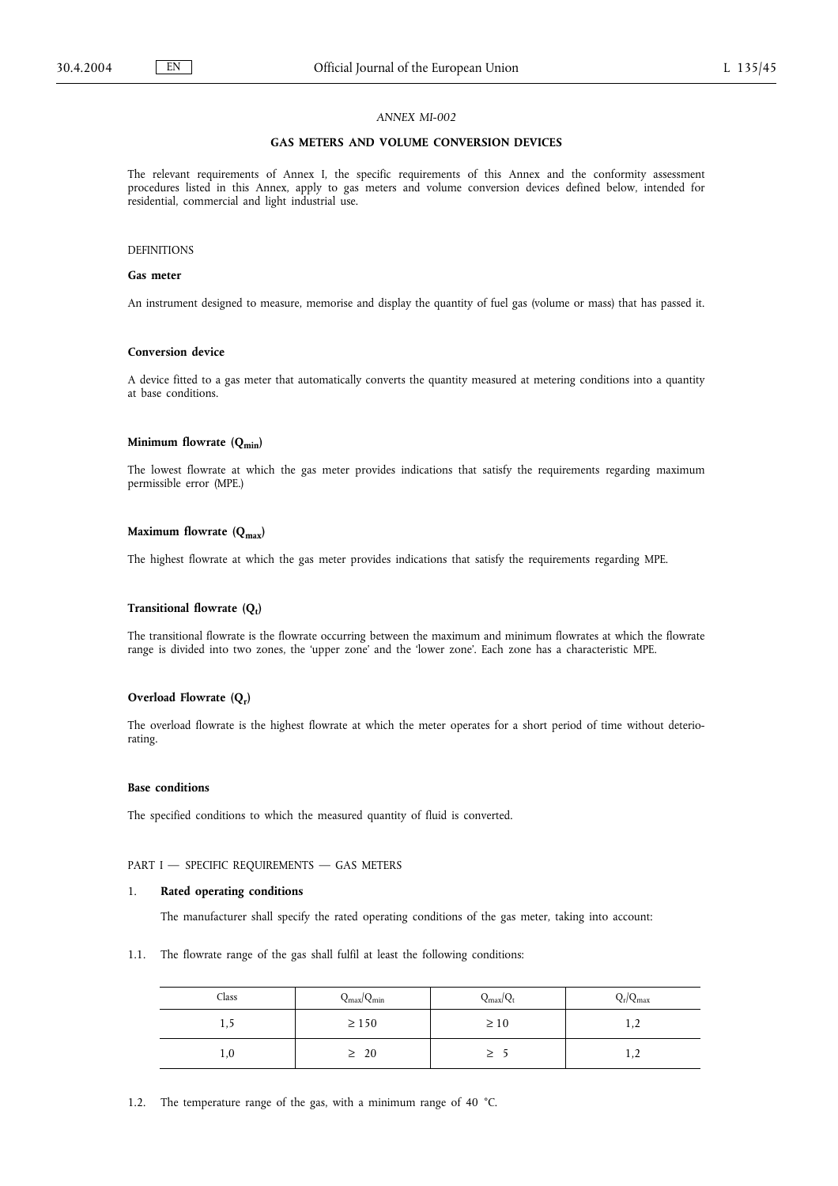*ANNEX MI-002*

## GAS METERS AND VOLUME CONVERSION DEVICES

The relevant requirements of Annex I, the specific requirements of this Annex and the conformity assessment procedures listed in this Annex, apply to gas meters and volume conversion devices defined below, intended for residential, commercial and light industrial use.

DEFINITIONS

**Gas meter**

An instrument designed to measure, memorise and display the quantity of fuel gas (volume or mass) that has passed it.

**Conversion device**

A device fitted to a gas meter that automatically converts the quantity measured at metering conditions into a quantity at base conditions.

**Minimum flowrate ($Q_{min}$)**

The lowest flowrate at which the gas meter provides indications that satisfy the requirements regarding maximum permissible error (MPE.)

**Maximum flowrate ($Q_{max}$)**

The highest flowrate at which the gas meter provides indications that satisfy the requirements regarding MPE.

**Transitional flowrate ($Q_t$)**

The transitional flowrate is the flowrate occurring between the maximum and minimum flowrates at which the flowrate range is divided into two zones, the 'upper zone' and the 'lower zone'. Each zone has a characteristic MPE.

**Overload Flowrate ($Q_r$)**

The overload flowrate is the highest flowrate at which the meter operates for a short period of time without deteriorating.

**Base conditions**

The specified conditions to which the measured quantity of fluid is converted.

PART I — SPECIFIC REQUIREMENTS — GAS METERS

1. **Rated operating conditions**

   The manufacturer shall specify the rated operating conditions of the gas meter, taking into account:

1.1. The flowrate range of the gas shall fulfil at least the following conditions:

| Class | $Q_{max}/Q_{min}$ | $Q_{max}/Q_t$ | $Q_r/Q_{max}$ |
|---|---|---|---|
| 1,5 | ≥ 150 | ≥ 10 | 1,2 |
| 1,0 | ≥ 20 | ≥ 5 | 1,2 |

1.2. The temperature range of the gas, with a minimum range of 40 °C.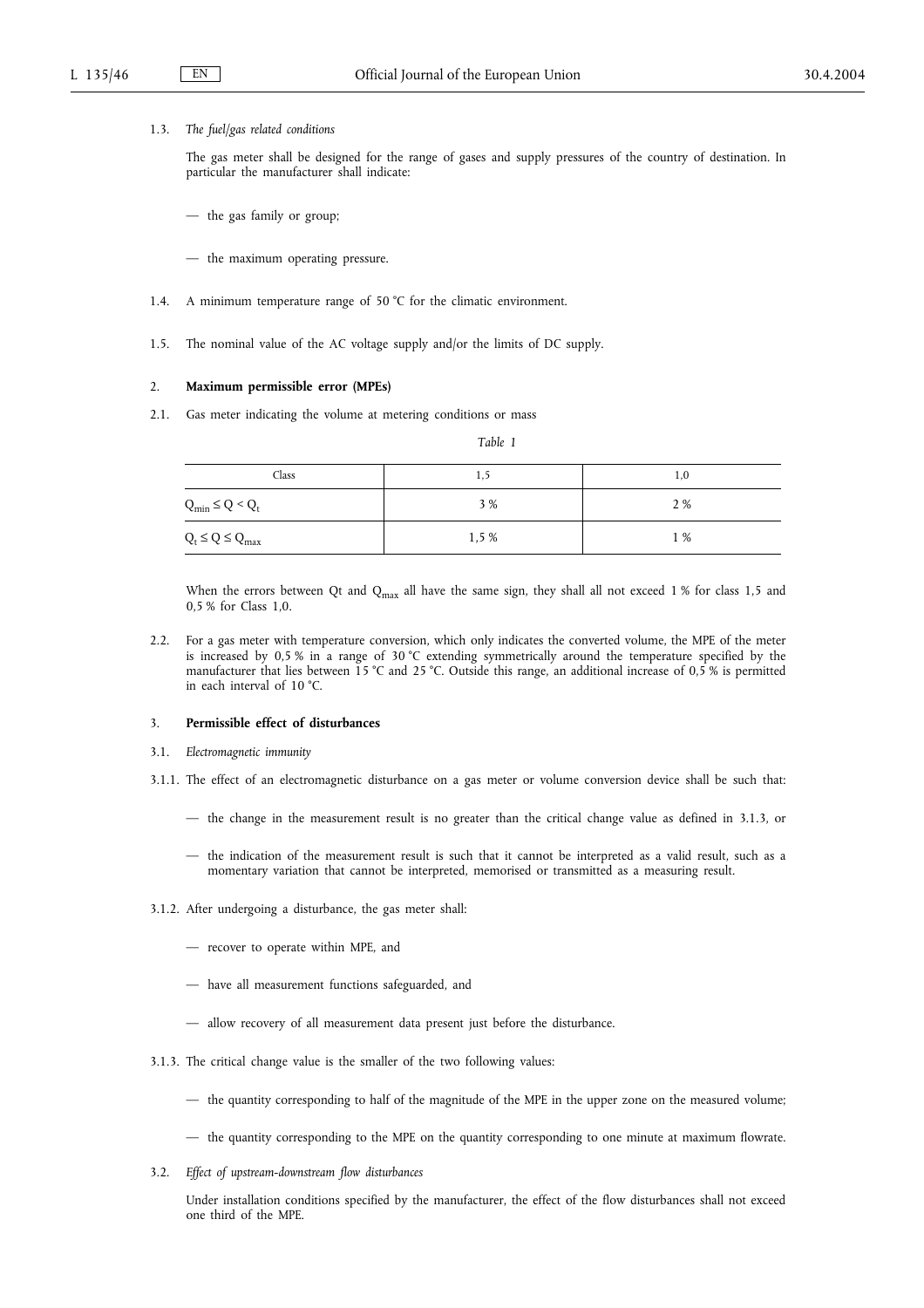1.3. *The fuel/gas related conditions*

The gas meter shall be designed for the range of gases and supply pressures of the country of destination. In particular the manufacturer shall indicate:

— the gas family or group;

— the maximum operating pressure.

1.4. A minimum temperature range of 50 °C for the climatic environment.

1.5. The nominal value of the AC voltage supply and/or the limits of DC supply.

2. **Maximum permissible error (MPEs)**

2.1. Gas meter indicating the volume at metering conditions or mass

*Table 1*

| Class | 1,5 | 1,0 |
|---|---|---|
| $Q_{min} \leq Q < Q_t$ | 3 % | 2 % |
| $Q_t \leq Q \leq Q_{max}$ | 1,5 % | 1 % |

When the errors between Qt and $Q_{max}$ all have the same sign, they shall all not exceed 1 % for class 1,5 and 0,5 % for Class 1,0.

2.2. For a gas meter with temperature conversion, which only indicates the converted volume, the MPE of the meter is increased by 0,5 % in a range of 30 °C extending symmetrically around the temperature specified by the manufacturer that lies between 15 °C and 25 °C. Outside this range, an additional increase of 0,5 % is permitted in each interval of 10 °C.

3. **Permissible effect of disturbances**

3.1. *Electromagnetic immunity*

3.1.1. The effect of an electromagnetic disturbance on a gas meter or volume conversion device shall be such that:

— the change in the measurement result is no greater than the critical change value as defined in 3.1.3, or

— the indication of the measurement result is such that it cannot be interpreted as a valid result, such as a momentary variation that cannot be interpreted, memorised or transmitted as a measuring result.

3.1.2. After undergoing a disturbance, the gas meter shall:

— recover to operate within MPE, and

— have all measurement functions safeguarded, and

— allow recovery of all measurement data present just before the disturbance.

3.1.3. The critical change value is the smaller of the two following values:

— the quantity corresponding to half of the magnitude of the MPE in the upper zone on the measured volume;

— the quantity corresponding to the MPE on the quantity corresponding to one minute at maximum flowrate.

3.2. *Effect of upstream-downstream flow disturbances*

Under installation conditions specified by the manufacturer, the effect of the flow disturbances shall not exceed one third of the MPE.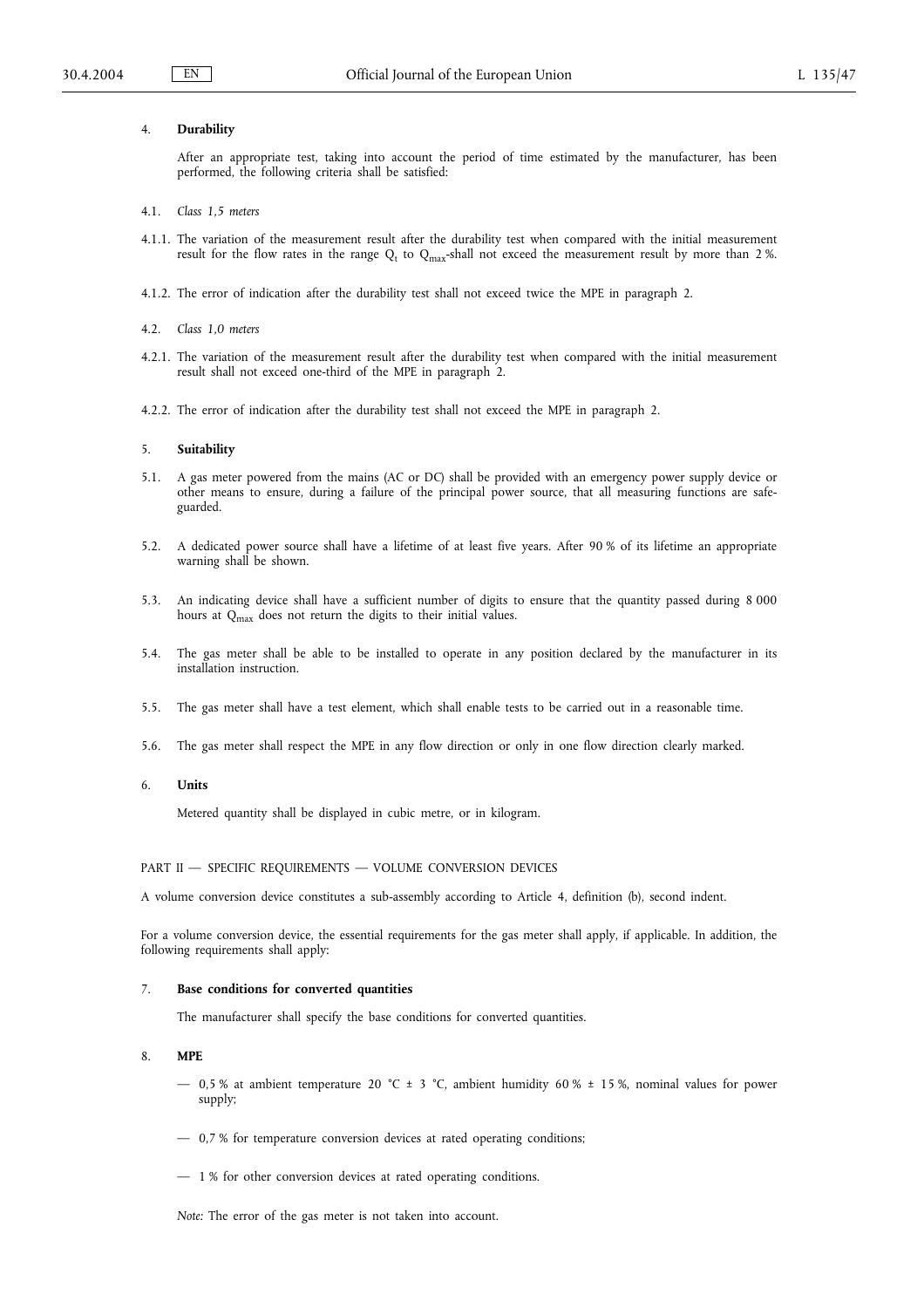4. **Durability**

After an appropriate test, taking into account the period of time estimated by the manufacturer, has been performed, the following criteria shall be satisfied:

4.1. *Class 1,5 meters*

4.1.1. The variation of the measurement result after the durability test when compared with the initial measurement result for the flow rates in the range $Q_t$ to $Q_{max}$-shall not exceed the measurement result by more than 2 %.

4.1.2. The error of indication after the durability test shall not exceed twice the MPE in paragraph 2.

4.2. *Class 1,0 meters*

4.2.1. The variation of the measurement result after the durability test when compared with the initial measurement result shall not exceed one-third of the MPE in paragraph 2.

4.2.2. The error of indication after the durability test shall not exceed the MPE in paragraph 2.

5. **Suitability**

5.1. A gas meter powered from the mains (AC or DC) shall be provided with an emergency power supply device or other means to ensure, during a failure of the principal power source, that all measuring functions are safeguarded.

5.2. A dedicated power source shall have a lifetime of at least five years. After 90 % of its lifetime an appropriate warning shall be shown.

5.3. An indicating device shall have a sufficient number of digits to ensure that the quantity passed during 8 000 hours at $Q_{max}$ does not return the digits to their initial values.

5.4. The gas meter shall be able to be installed to operate in any position declared by the manufacturer in its installation instruction.

5.5. The gas meter shall have a test element, which shall enable tests to be carried out in a reasonable time.

5.6. The gas meter shall respect the MPE in any flow direction or only in one flow direction clearly marked.

6. **Units**

Metered quantity shall be displayed in cubic metre, or in kilogram.

PART II — SPECIFIC REQUIREMENTS — VOLUME CONVERSION DEVICES

A volume conversion device constitutes a sub-assembly according to Article 4, definition (b), second indent.

For a volume conversion device, the essential requirements for the gas meter shall apply, if applicable. In addition, the following requirements shall apply:

7. **Base conditions for converted quantities**

The manufacturer shall specify the base conditions for converted quantities.

8. **MPE**

— 0,5 % at ambient temperature 20 °C ± 3 °C, ambient humidity 60 % ± 15 %, nominal values for power supply;

— 0,7 % for temperature conversion devices at rated operating conditions;

— 1 % for other conversion devices at rated operating conditions.

*Note:* The error of the gas meter is not taken into account.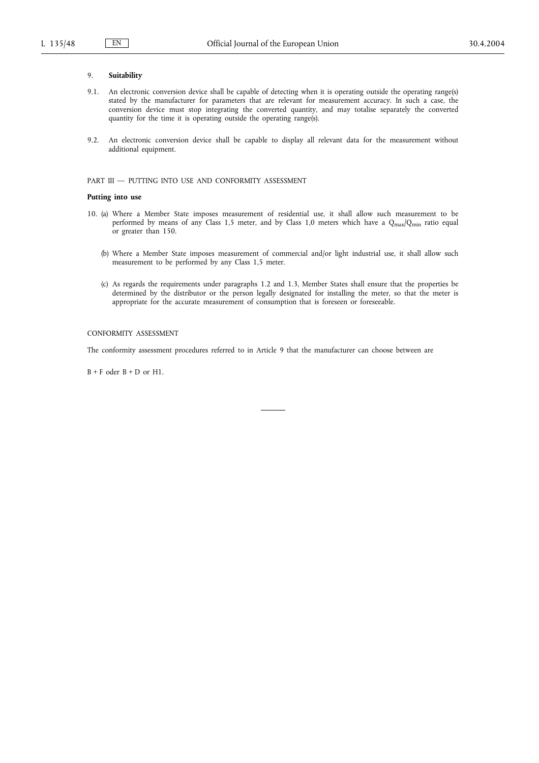9. **Suitability**

9.1. An electronic conversion device shall be capable of detecting when it is operating outside the operating range(s) stated by the manufacturer for parameters that are relevant for measurement accuracy. In such a case, the conversion device must stop integrating the converted quantity, and may totalise separately the converted quantity for the time it is operating outside the operating range(s).

9.2. An electronic conversion device shall be capable to display all relevant data for the measurement without additional equipment.

PART III — PUTTING INTO USE AND CONFORMITY ASSESSMENT

**Putting into use**

10. (a) Where a Member State imposes measurement of residential use, it shall allow such measurement to be performed by means of any Class 1,5 meter, and by Class 1,0 meters which have a $Q_{max}/Q_{min}$ ratio equal or greater than 150.

(b) Where a Member State imposes measurement of commercial and/or light industrial use, it shall allow such measurement to be performed by any Class 1,5 meter.

(c) As regards the requirements under paragraphs 1.2 and 1.3, Member States shall ensure that the properties be determined by the distributor or the person legally designated for installing the meter, so that the meter is appropriate for the accurate measurement of consumption that is foreseen or foreseeable.

CONFORMITY ASSESSMENT

The conformity assessment procedures referred to in Article 9 that the manufacturer can choose between are

B + F oder B + D or H1.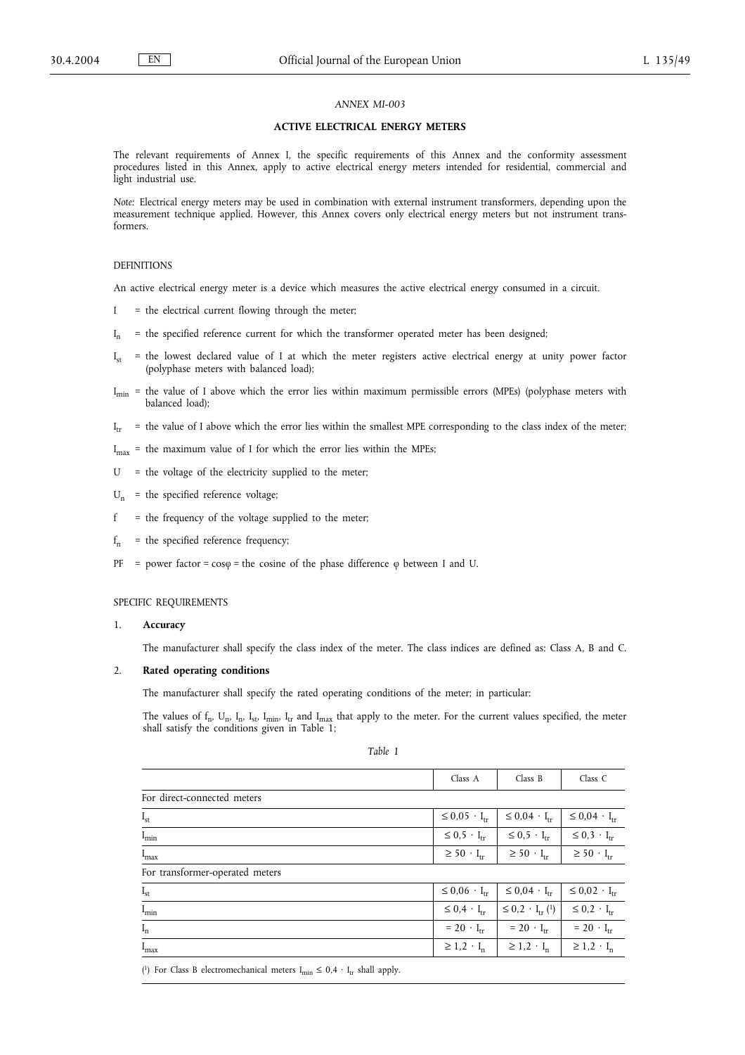*ANNEX MI-003*

## ACTIVE ELECTRICAL ENERGY METERS

The relevant requirements of Annex I, the specific requirements of this Annex and the conformity assessment procedures listed in this Annex, apply to active electrical energy meters intended for residential, commercial and light industrial use.

*Note:* Electrical energy meters may be used in combination with external instrument transformers, depending upon the measurement technique applied. However, this Annex covers only electrical energy meters but not instrument transformers.

### DEFINITIONS

An active electrical energy meter is a device which measures the active electrical energy consumed in a circuit.

- $I$ = the electrical current flowing through the meter;
- $I_n$ = the specified reference current for which the transformer operated meter has been designed;
- $I_{st}$ = the lowest declared value of I at which the meter registers active electrical energy at unity power factor (polyphase meters with balanced load);
- $I_{min}$ = the value of I above which the error lies within maximum permissible errors (MPEs) (polyphase meters with balanced load);
- $I_{tr}$ = the value of I above which the error lies within the smallest MPE corresponding to the class index of the meter;
- $I_{max}$ = the maximum value of I for which the error lies within the MPEs;
- $U$ = the voltage of the electricity supplied to the meter;
- $U_n$ = the specified reference voltage;
- $f$ = the frequency of the voltage supplied to the meter;
- $f_n$ = the specified reference frequency;
- PF = power factor = $\cos\varphi$ = the cosine of the phase difference $\varphi$ between I and U.

### SPECIFIC REQUIREMENTS

1. **Accuracy**

   The manufacturer shall specify the class index of the meter. The class indices are defined as: Class A, B and C.

2. **Rated operating conditions**

   The manufacturer shall specify the rated operating conditions of the meter; in particular:

   The values of $f_n$, $U_n$, $I_n$, $I_{st}$, $I_{min}$, $I_{tr}$ and $I_{max}$ that apply to the meter. For the current values specified, the meter shall satisfy the conditions given in Table 1;

*Table 1*

| | Class A | Class B | Class C |
|---|---|---|---|
| For direct-connected meters | | | |
| $I_{st}$ | $\leq 0{,}05 \cdot I_{tr}$ | $\leq 0{,}04 \cdot I_{tr}$ | $\leq 0{,}04 \cdot I_{tr}$ |
| $I_{min}$ | $\leq 0{,}5 \cdot I_{tr}$ | $\leq 0{,}5 \cdot I_{tr}$ | $\leq 0{,}3 \cdot I_{tr}$ |
| $I_{max}$ | $\geq 50 \cdot I_{tr}$ | $\geq 50 \cdot I_{tr}$ | $\geq 50 \cdot I_{tr}$ |
| For transformer-operated meters | | | |
| $I_{st}$ | $\leq 0{,}06 \cdot I_{tr}$ | $\leq 0{,}04 \cdot I_{tr}$ | $\leq 0{,}02 \cdot I_{tr}$ |
| $I_{min}$ | $\leq 0{,}4 \cdot I_{tr}$ | $\leq 0{,}2 \cdot I_{tr}$ (1) | $\leq 0{,}2 \cdot I_{tr}$ |
| $I_n$ | $= 20 \cdot I_{tr}$ | $= 20 \cdot I_{tr}$ | $= 20 \cdot I_{tr}$ |
| $I_{max}$ | $\geq 1{,}2 \cdot I_n$ | $\geq 1{,}2 \cdot I_n$ | $\geq 1{,}2 \cdot I_n$ |

(1) For Class B electromechanical meters $I_{min} \leq 0{,}4 \cdot I_{tr}$ shall apply.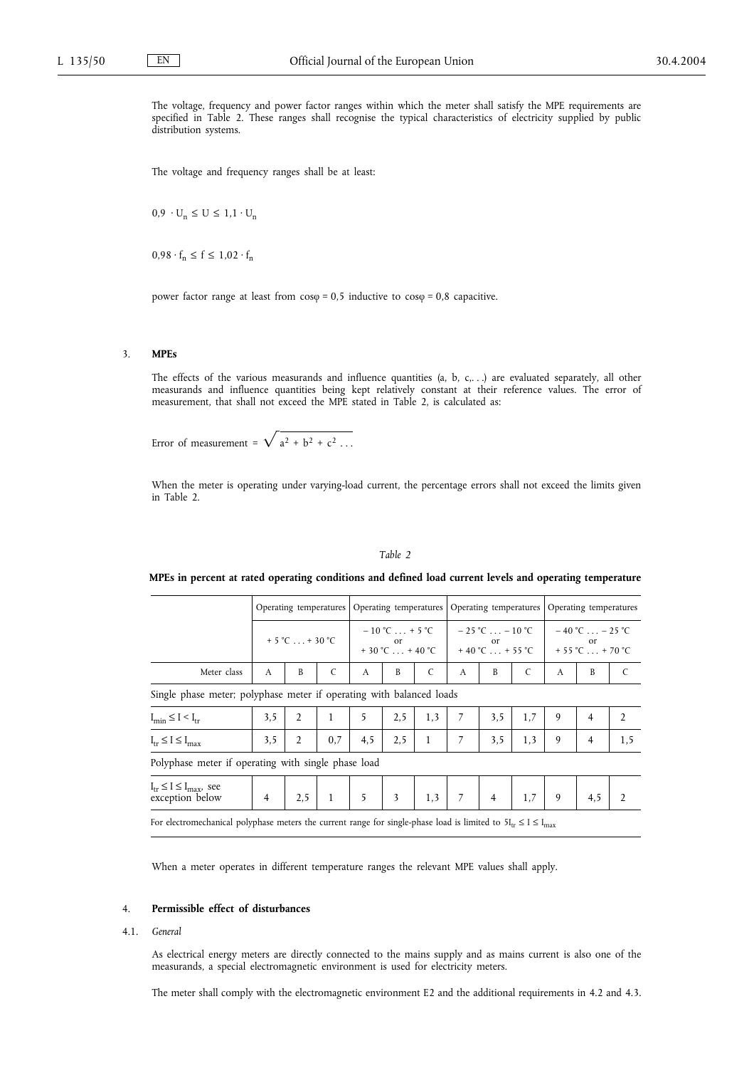The voltage, frequency and power factor ranges within which the meter shall satisfy the MPE requirements are specified in Table 2. These ranges shall recognise the typical characteristics of electricity supplied by public distribution systems.

The voltage and frequency ranges shall be at least:

$0,9 \cdot U_n \leq U \leq 1,1 \cdot U_n$

$0,98 \cdot f_n \leq f \leq 1,02 \cdot f_n$

power factor range at least from cosφ = 0,5 inductive to cosφ = 0,8 capacitive.

## 3. **MPEs**

The effects of the various measurands and influence quantities (a, b, c,. . .) are evaluated separately, all other measurands and influence quantities being kept relatively constant at their reference values. The error of measurement, that shall not exceed the MPE stated in Table 2, is calculated as:

$$\text{Error of measurement} = \sqrt{a^2 + b^2 + c^2 \ldots}$$

When the meter is operating under varying-load current, the percentage errors shall not exceed the limits given in Table 2.

*Table 2*

**MPEs in percent at rated operating conditions and defined load current levels and operating temperature**

| | Operating temperatures | | | Operating temperatures | | | Operating temperatures | | | Operating temperatures | | |
|---|---|---|---|---|---|---|---|---|---|---|---|---|
| | + 5 °C ... + 30 °C | | | − 10 °C ... + 5 °C or + 30 °C ... + 40 °C | | | − 25 °C ... − 10 °C or + 40 °C ... + 55 °C | | | − 40 °C ... − 25 °C or + 55 °C ... + 70 °C | | |
| Meter class | A | B | C | A | B | C | A | B | C | A | B | C |
| Single phase meter; polyphase meter if operating with balanced loads | | | | | | | | | | | | |
| $I_{min} \leq I < I_{tr}$ | 3,5 | 2 | 1 | 5 | 2,5 | 1,3 | 7 | 3,5 | 1,7 | 9 | 4 | 2 |
| $I_{tr} \leq I \leq I_{max}$ | 3,5 | 2 | 0,7 | 4,5 | 2,5 | 1 | 7 | 3,5 | 1,3 | 9 | 4 | 1,5 |
| Polyphase meter if operating with single phase load | | | | | | | | | | | | |
| $I_{tr} \leq I \leq I_{max}$, see exception below | 4 | 2,5 | 1 | 5 | 3 | 1,3 | 7 | 4 | 1,7 | 9 | 4,5 | 2 |
| For electromechanical polyphase meters the current range for single-phase load is limited to $5I_{tr} \leq I \leq I_{max}$ | | | | | | | | | | | | |

When a meter operates in different temperature ranges the relevant MPE values shall apply.

## 4. **Permissible effect of disturbances**

### 4.1. *General*

As electrical energy meters are directly connected to the mains supply and as mains current is also one of the measurands, a special electromagnetic environment is used for electricity meters.

The meter shall comply with the electromagnetic environment E2 and the additional requirements in 4.2 and 4.3.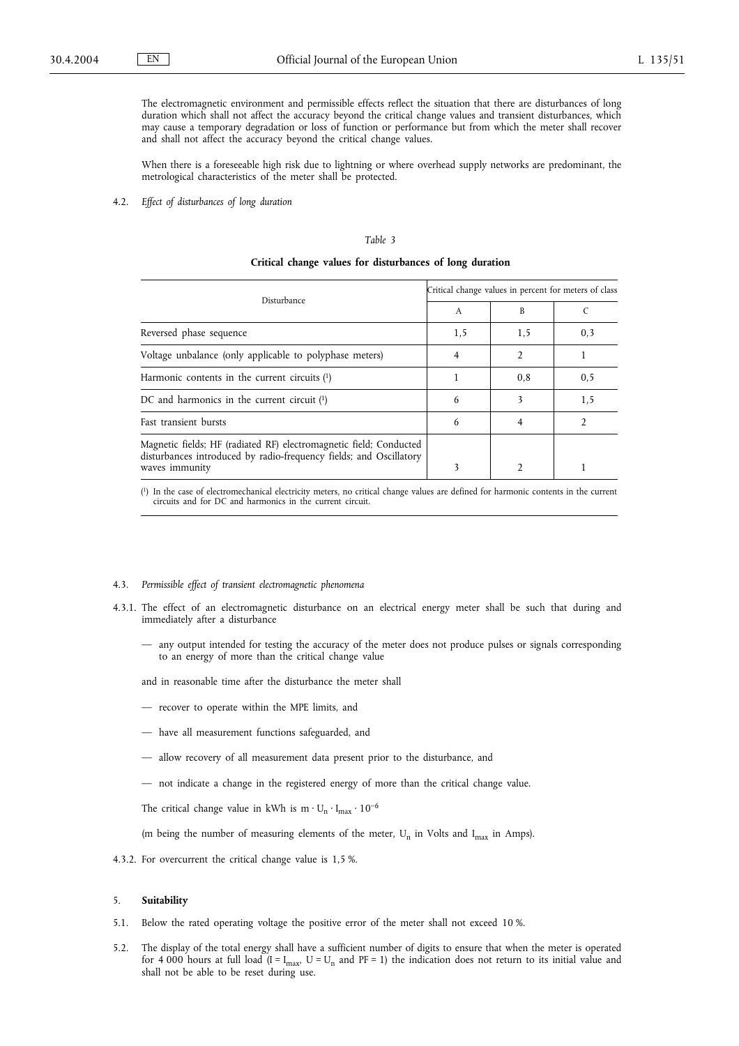The electromagnetic environment and permissible effects reflect the situation that there are disturbances of long duration which shall not affect the accuracy beyond the critical change values and transient disturbances, which may cause a temporary degradation or loss of function or performance but from which the meter shall recover and shall not affect the accuracy beyond the critical change values.

When there is a foreseeable high risk due to lightning or where overhead supply networks are predominant, the metrological characteristics of the meter shall be protected.

4.2. *Effect of disturbances of long duration*

*Table 3*

**Critical change values for disturbances of long duration**

| Disturbance | Critical change values in percent for meters of class | | |
|---|---|---|---|
| | A | B | C |
| Reversed phase sequence | 1,5 | 1,5 | 0,3 |
| Voltage unbalance (only applicable to polyphase meters) | 4 | 2 | 1 |
| Harmonic contents in the current circuits [1] | 1 | 0,8 | 0,5 |
| DC and harmonics in the current circuit [1] | 6 | 3 | 1,5 |
| Fast transient bursts | 6 | 4 | 2 |
| Magnetic fields; HF (radiated RF) electromagnetic field; Conducted disturbances introduced by radio-frequency fields; and Oscillatory waves immunity | 3 | 2 | 1 |

[1] In the case of electromechanical electricity meters, no critical change values are defined for harmonic contents in the current circuits and for DC and harmonics in the current circuit.

4.3. *Permissible effect of transient electromagnetic phenomena*

4.3.1. The effect of an electromagnetic disturbance on an electrical energy meter shall be such that during and immediately after a disturbance

— any output intended for testing the accuracy of the meter does not produce pulses or signals corresponding to an energy of more than the critical change value

and in reasonable time after the disturbance the meter shall

— recover to operate within the MPE limits, and

— have all measurement functions safeguarded, and

— allow recovery of all measurement data present prior to the disturbance, and

— not indicate a change in the registered energy of more than the critical change value.

The critical change value in kWh is $m \cdot U_n \cdot I_{max} \cdot 10^{-6}$

(m being the number of measuring elements of the meter, $U_n$ in Volts and $I_{max}$ in Amps).

4.3.2. For overcurrent the critical change value is 1,5 %.

5. **Suitability**

5.1. Below the rated operating voltage the positive error of the meter shall not exceed 10 %.

5.2. The display of the total energy shall have a sufficient number of digits to ensure that when the meter is operated for 4 000 hours at full load ($I = I_{max}$, $U = U_n$ and PF = 1) the indication does not return to its initial value and shall not be able to be reset during use.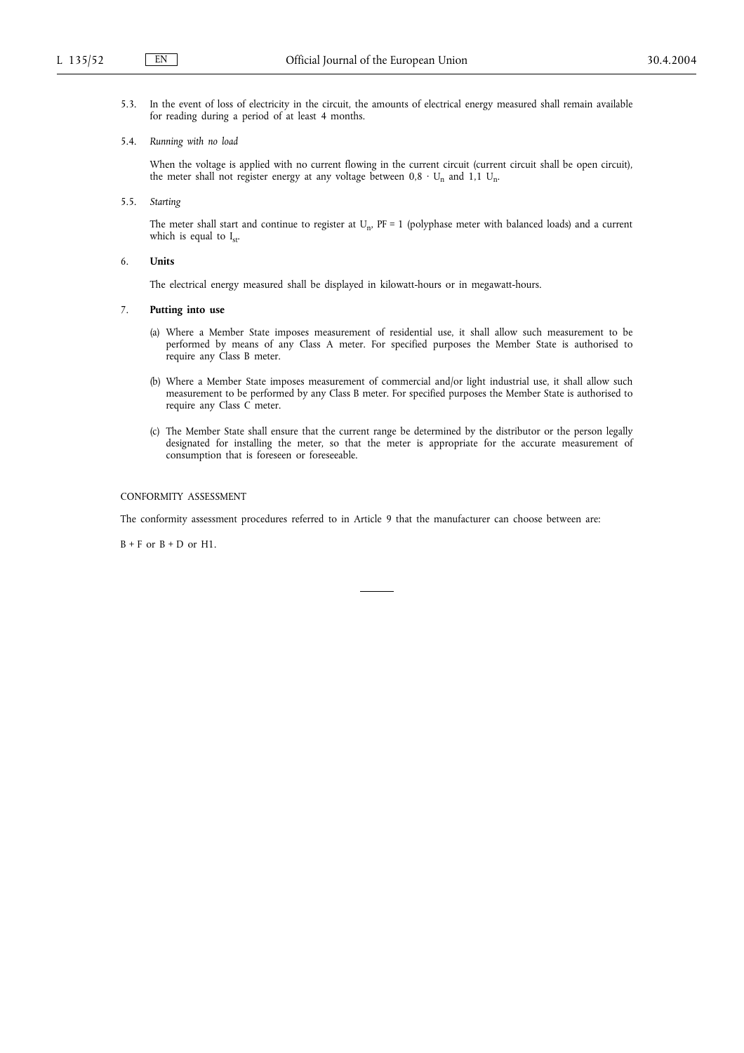5.3. In the event of loss of electricity in the circuit, the amounts of electrical energy measured shall remain available for reading during a period of at least 4 months.

5.4. *Running with no load*

When the voltage is applied with no current flowing in the current circuit (current circuit shall be open circuit), the meter shall not register energy at any voltage between $0,8 \cdot U_n$ and $1,1\ U_n$.

5.5. *Starting*

The meter shall start and continue to register at $U_n$, PF = 1 (polyphase meter with balanced loads) and a current which is equal to $I_{st}$.

6. **Units**

The electrical energy measured shall be displayed in kilowatt-hours or in megawatt-hours.

7. **Putting into use**

(a) Where a Member State imposes measurement of residential use, it shall allow such measurement to be performed by means of any Class A meter. For specified purposes the Member State is authorised to require any Class B meter.

(b) Where a Member State imposes measurement of commercial and/or light industrial use, it shall allow such measurement to be performed by any Class B meter. For specified purposes the Member State is authorised to require any Class C meter.

(c) The Member State shall ensure that the current range be determined by the distributor or the person legally designated for installing the meter, so that the meter is appropriate for the accurate measurement of consumption that is foreseen or foreseeable.

CONFORMITY ASSESSMENT

The conformity assessment procedures referred to in Article 9 that the manufacturer can choose between are:

B + F or B + D or H1.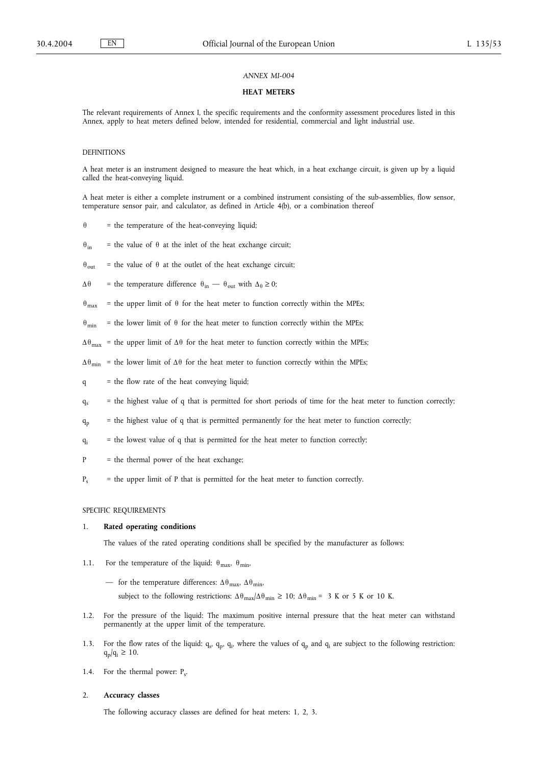*ANNEX MI-004*

## HEAT METERS

The relevant requirements of Annex I, the specific requirements and the conformity assessment procedures listed in this Annex, apply to heat meters defined below, intended for residential, commercial and light industrial use.

### DEFINITIONS

A heat meter is an instrument designed to measure the heat which, in a heat exchange circuit, is given up by a liquid called the heat-conveying liquid.

A heat meter is either a complete instrument or a combined instrument consisting of the sub-assemblies, flow sensor, temperature sensor pair, and calculator, as defined in Article 4(b), or a combination thereof

$\theta$ = the temperature of the heat-conveying liquid;

$\theta_{in}$ = the value of $\theta$ at the inlet of the heat exchange circuit;

$\theta_{out}$ = the value of $\theta$ at the outlet of the heat exchange circuit;

$\Delta\theta$ = the temperature difference $\theta_{in} — \theta_{out}$ with $\Delta_{\theta} \geq 0$;

$\theta_{max}$ = the upper limit of $\theta$ for the heat meter to function correctly within the MPEs;

$\theta_{min}$ = the lower limit of $\theta$ for the heat meter to function correctly within the MPEs;

$\Delta\theta_{max}$ = the upper limit of $\Delta\theta$ for the heat meter to function correctly within the MPEs;

$\Delta\theta_{min}$ = the lower limit of $\Delta\theta$ for the heat meter to function correctly within the MPEs;

$q$ = the flow rate of the heat conveying liquid;

$q_s$ = the highest value of q that is permitted for short periods of time for the heat meter to function correctly;

$q_p$ = the highest value of q that is permitted permanently for the heat meter to function correctly;

$q_i$ = the lowest value of q that is permitted for the heat meter to function correctly;

$P$ = the thermal power of the heat exchange;

$P_s$ = the upper limit of P that is permitted for the heat meter to function correctly.

### SPECIFIC REQUIREMENTS

1. **Rated operating conditions**

   The values of the rated operating conditions shall be specified by the manufacturer as follows:

1.1. For the temperature of the liquid: $\theta_{max}$, $\theta_{min}$,

   — for the temperature differences: $\Delta\theta_{max}$, $\Delta\theta_{min}$,

   subject to the following restrictions: $\Delta\theta_{max}/\Delta\theta_{min} \geq 10$; $\Delta\theta_{min}$ = 3 K or 5 K or 10 K.

1.2. For the pressure of the liquid: The maximum positive internal pressure that the heat meter can withstand permanently at the upper limit of the temperature.

1.3. For the flow rates of the liquid: $q_s$, $q_p$, $q_i$, where the values of $q_p$ and $q_i$ are subject to the following restriction: $q_p/q_i \geq 10$.

1.4. For the thermal power: $P_s$.

2. **Accuracy classes**

   The following accuracy classes are defined for heat meters: 1, 2, 3.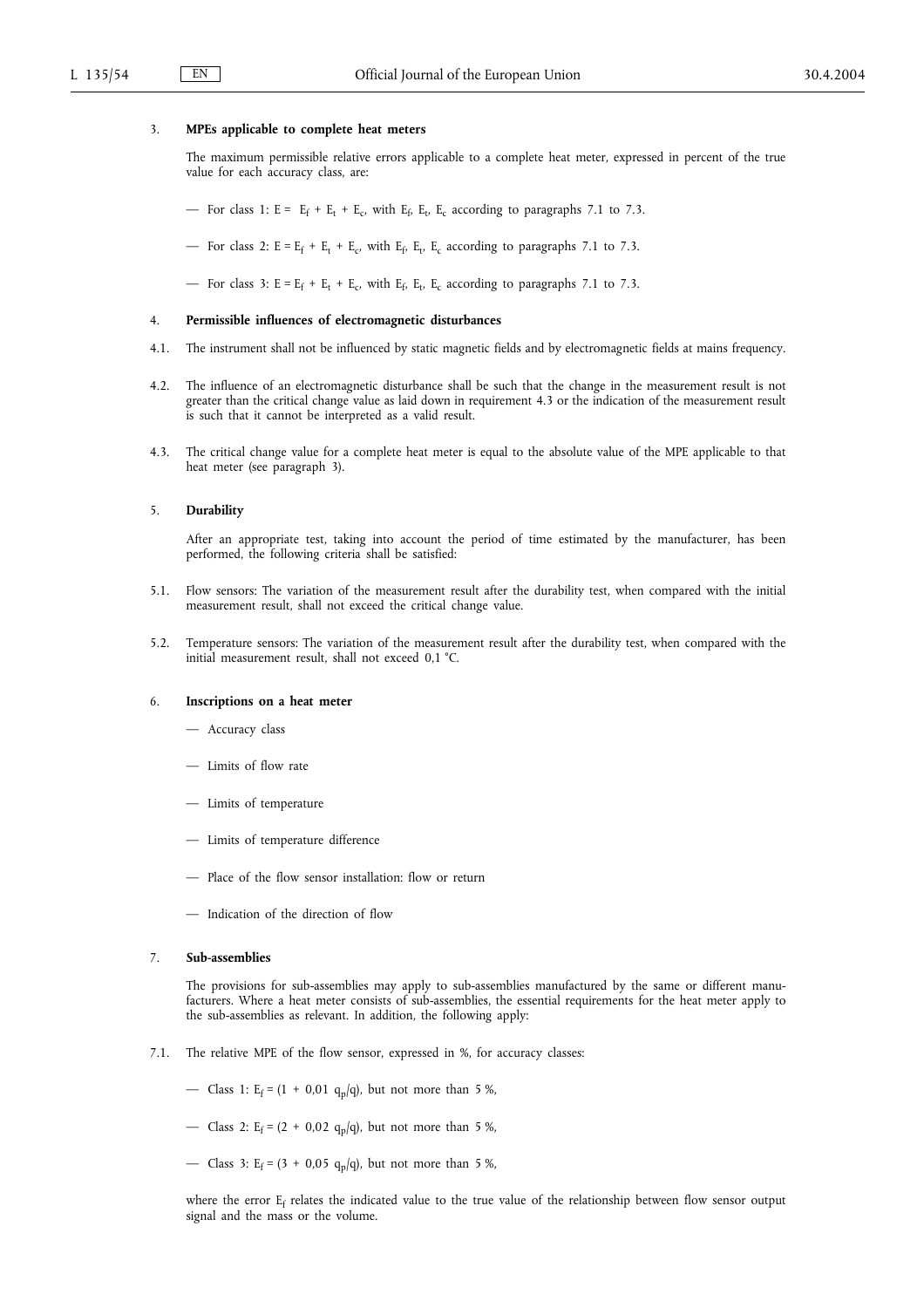3. **MPEs applicable to complete heat meters**

The maximum permissible relative errors applicable to a complete heat meter, expressed in percent of the true value for each accuracy class, are:

— For class 1: $E = E_f + E_t + E_c$, with $E_f$, $E_t$, $E_c$ according to paragraphs 7.1 to 7.3.

— For class 2: $E = E_f + E_t + E_c$, with $E_f$, $E_t$, $E_c$ according to paragraphs 7.1 to 7.3.

— For class 3: $E = E_f + E_t + E_c$, with $E_f$, $E_t$, $E_c$ according to paragraphs 7.1 to 7.3.

4. **Permissible influences of electromagnetic disturbances**

4.1. The instrument shall not be influenced by static magnetic fields and by electromagnetic fields at mains frequency.

4.2. The influence of an electromagnetic disturbance shall be such that the change in the measurement result is not greater than the critical change value as laid down in requirement 4.3 or the indication of the measurement result is such that it cannot be interpreted as a valid result.

4.3. The critical change value for a complete heat meter is equal to the absolute value of the MPE applicable to that heat meter (see paragraph 3).

5. **Durability**

After an appropriate test, taking into account the period of time estimated by the manufacturer, has been performed, the following criteria shall be satisfied:

5.1. Flow sensors: The variation of the measurement result after the durability test, when compared with the initial measurement result, shall not exceed the critical change value.

5.2. Temperature sensors: The variation of the measurement result after the durability test, when compared with the initial measurement result, shall not exceed 0,1 °C.

6. **Inscriptions on a heat meter**

— Accuracy class

— Limits of flow rate

— Limits of temperature

— Limits of temperature difference

— Place of the flow sensor installation: flow or return

— Indication of the direction of flow

7. **Sub-assemblies**

The provisions for sub-assemblies may apply to sub-assemblies manufactured by the same or different manufacturers. Where a heat meter consists of sub-assemblies, the essential requirements for the heat meter apply to the sub-assemblies as relevant. In addition, the following apply:

7.1. The relative MPE of the flow sensor, expressed in %, for accuracy classes:

— Class 1: $E_f = (1 + 0{,}01\ q_p/q)$, but not more than 5 %,

— Class 2: $E_f = (2 + 0{,}02\ q_p/q)$, but not more than 5 %,

— Class 3: $E_f = (3 + 0{,}05\ q_p/q)$, but not more than 5 %,

where the error $E_f$ relates the indicated value to the true value of the relationship between flow sensor output signal and the mass or the volume.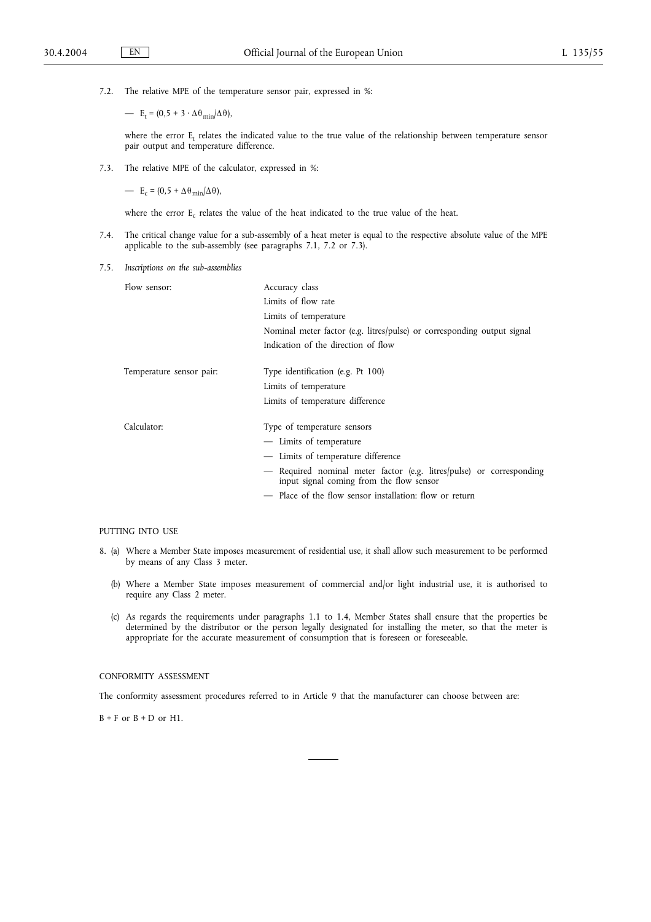7.2. The relative MPE of the temperature sensor pair, expressed in %:

— $E_t = (0,5 + 3 \cdot \Delta\theta_{min}/\Delta\theta)$,

where the error $E_t$ relates the indicated value to the true value of the relationship between temperature sensor pair output and temperature difference.

7.3. The relative MPE of the calculator, expressed in %:

— $E_c = (0,5 + \Delta\theta_{min}/\Delta\theta)$,

where the error $E_c$ relates the value of the heat indicated to the true value of the heat.

7.4. The critical change value for a sub-assembly of a heat meter is equal to the respective absolute value of the MPE applicable to the sub-assembly (see paragraphs 7.1, 7.2 or 7.3).

7.5. *Inscriptions on the sub-assemblies*

| | |
|---|---|
| Flow sensor: | Accuracy class |
| | Limits of flow rate |
| | Limits of temperature |
| | Nominal meter factor (e.g. litres/pulse) or corresponding output signal |
| | Indication of the direction of flow |
| Temperature sensor pair: | Type identification (e.g. Pt 100) |
| | Limits of temperature |
| | Limits of temperature difference |
| Calculator: | Type of temperature sensors |
| | — Limits of temperature |
| | — Limits of temperature difference |
| | — Required nominal meter factor (e.g. litres/pulse) or corresponding input signal coming from the flow sensor |
| | — Place of the flow sensor installation: flow or return |

PUTTING INTO USE

8. (a) Where a Member State imposes measurement of residential use, it shall allow such measurement to be performed by means of any Class 3 meter.

(b) Where a Member State imposes measurement of commercial and/or light industrial use, it is authorised to require any Class 2 meter.

(c) As regards the requirements under paragraphs 1.1 to 1.4, Member States shall ensure that the properties be determined by the distributor or the person legally designated for installing the meter, so that the meter is appropriate for the accurate measurement of consumption that is foreseen or foreseeable.

CONFORMITY ASSESSMENT

The conformity assessment procedures referred to in Article 9 that the manufacturer can choose between are:

B + F or B + D or H1.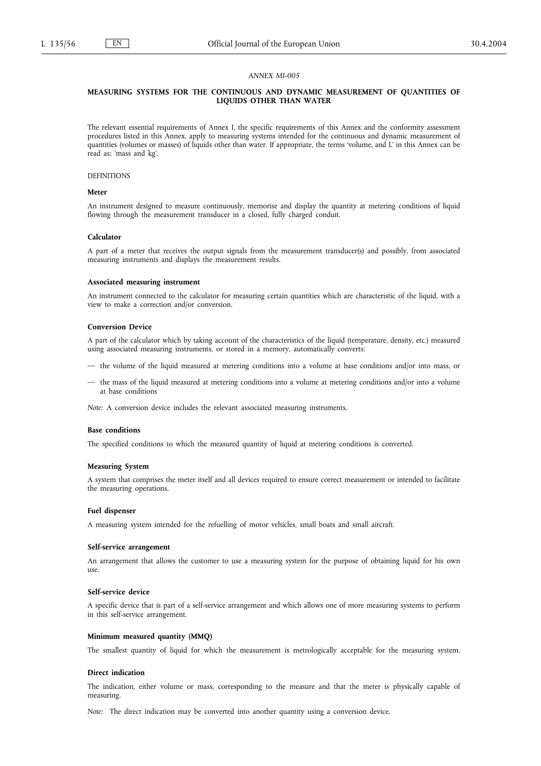*ANNEX MI-005*

## MEASURING SYSTEMS FOR THE CONTINUOUS AND DYNAMIC MEASUREMENT OF QUANTITIES OF LIQUIDS OTHER THAN WATER

The relevant essential requirements of Annex I, the specific requirements of this Annex and the conformity assessment procedures listed in this Annex, apply to measuring systems intended for the continuous and dynamic measurement of quantities (volumes or masses) of liquids other than water. If appropriate, the terms 'volume, and L' in this Annex can be read as: 'mass and kg'.

DEFINITIONS

**Meter**

An instrument designed to measure continuously, memorise and display the quantity at metering conditions of liquid flowing through the measurement transducer in a closed, fully charged conduit.

**Calculator**

A part of a meter that receives the output signals from the measurement transducer(s) and possibly, from associated measuring instruments and displays the measurement results.

**Associated measuring instrument**

An instrument connected to the calculator for measuring certain quantities which are characteristic of the liquid, with a view to make a correction and/or conversion.

**Conversion Device**

A part of the calculator which by taking account of the characteristics of the liquid (temperature, density, etc.) measured using associated measuring instruments, or stored in a memory, automatically converts:

- the volume of the liquid measured at metering conditions into a volume at base conditions and/or into mass, or
- the mass of the liquid measured at metering conditions into a volume at metering conditions and/or into a volume at base conditions

*Note:* A conversion device includes the relevant associated measuring instruments.

**Base conditions**

The specified conditions to which the measured quantity of liquid at metering conditions is converted.

**Measuring System**

A system that comprises the meter itself and all devices required to ensure correct measurement or intended to facilitate the measuring operations.

**Fuel dispenser**

A measuring system intended for the refuelling of motor vehicles, small boats and small aircraft.

**Self-service arrangement**

An arrangement that allows the customer to use a measuring system for the purpose of obtaining liquid for his own use.

**Self-service device**

A specific device that is part of a self-service arrangement and which allows one of more measuring systems to perform in this self-service arrangement.

**Minimum measured quantity (MMQ)**

The smallest quantity of liquid for which the measurement is metrologically acceptable for the measuring system.

**Direct indication**

The indication, either volume or mass, corresponding to the measure and that the meter is physically capable of measuring.

*Note:* The direct indication may be converted into another quantity using a conversion device.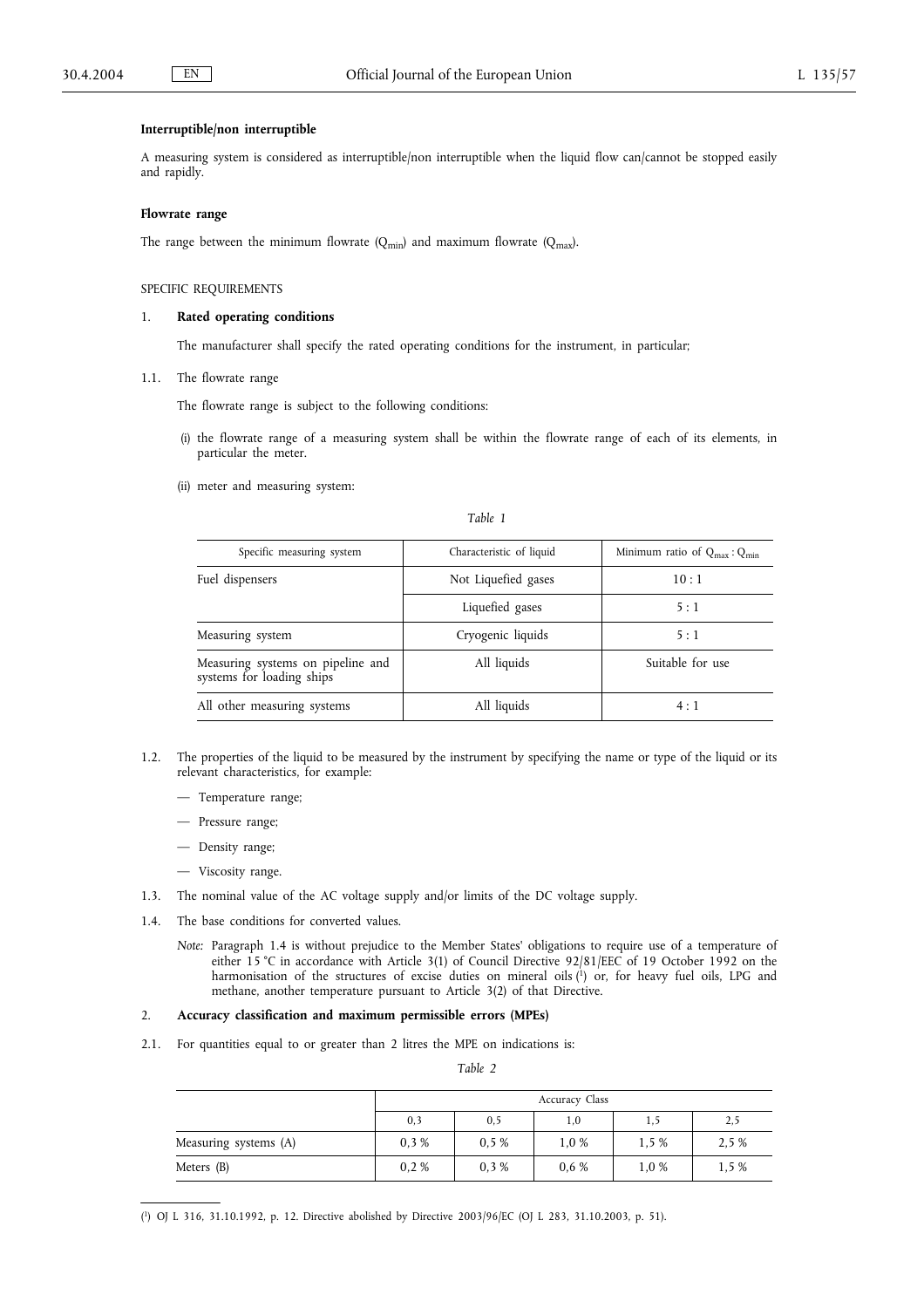**Interruptible/non interruptible**

A measuring system is considered as interruptible/non interruptible when the liquid flow can/cannot be stopped easily and rapidly.

**Flowrate range**

The range between the minimum flowrate ($Q_{min}$) and maximum flowrate ($Q_{max}$).

SPECIFIC REQUIREMENTS

1. **Rated operating conditions**

The manufacturer shall specify the rated operating conditions for the instrument, in particular;

1.1. The flowrate range

The flowrate range is subject to the following conditions:

(i) the flowrate range of a measuring system shall be within the flowrate range of each of its elements, in particular the meter.

(ii) meter and measuring system:

*Table 1*

| Specific measuring system | Characteristic of liquid | Minimum ratio of $Q_{max} : Q_{min}$ |
|---|---|---|
| Fuel dispensers | Not Liquefied gases | 10 : 1 |
| | Liquefied gases | 5 : 1 |
| Measuring system | Cryogenic liquids | 5 : 1 |
| Measuring systems on pipeline and systems for loading ships | All liquids | Suitable for use |
| All other measuring systems | All liquids | 4 : 1 |

1.2. The properties of the liquid to be measured by the instrument by specifying the name or type of the liquid or its relevant characteristics, for example:

- Temperature range;
- Pressure range;
- Density range;
- Viscosity range.

1.3. The nominal value of the AC voltage supply and/or limits of the DC voltage supply.

1.4. The base conditions for converted values.

*Note:* Paragraph 1.4 is without prejudice to the Member States' obligations to require use of a temperature of either 15 °C in accordance with Article 3(1) of Council Directive 92/81/EEC of 19 October 1992 on the harmonisation of the structures of excise duties on mineral oils [1] or, for heavy fuel oils, LPG and methane, another temperature pursuant to Article 3(2) of that Directive.

2. **Accuracy classification and maximum permissible errors (MPEs)**

2.1. For quantities equal to or greater than 2 litres the MPE on indications is:

*Table 2*

| | Accuracy Class | | | | |
|---|---|---|---|---|---|
| | 0,3 | 0,5 | 1,0 | 1,5 | 2,5 |
| Measuring systems (A) | 0,3 % | 0,5 % | 1,0 % | 1,5 % | 2,5 % |
| Meters (B) | 0,2 % | 0,3 % | 0,6 % | 1,0 % | 1,5 % |

[1] OJ L 316, 31.10.1992, p. 12. Directive abolished by Directive 2003/96/EC (OJ L 283, 31.10.2003, p. 51).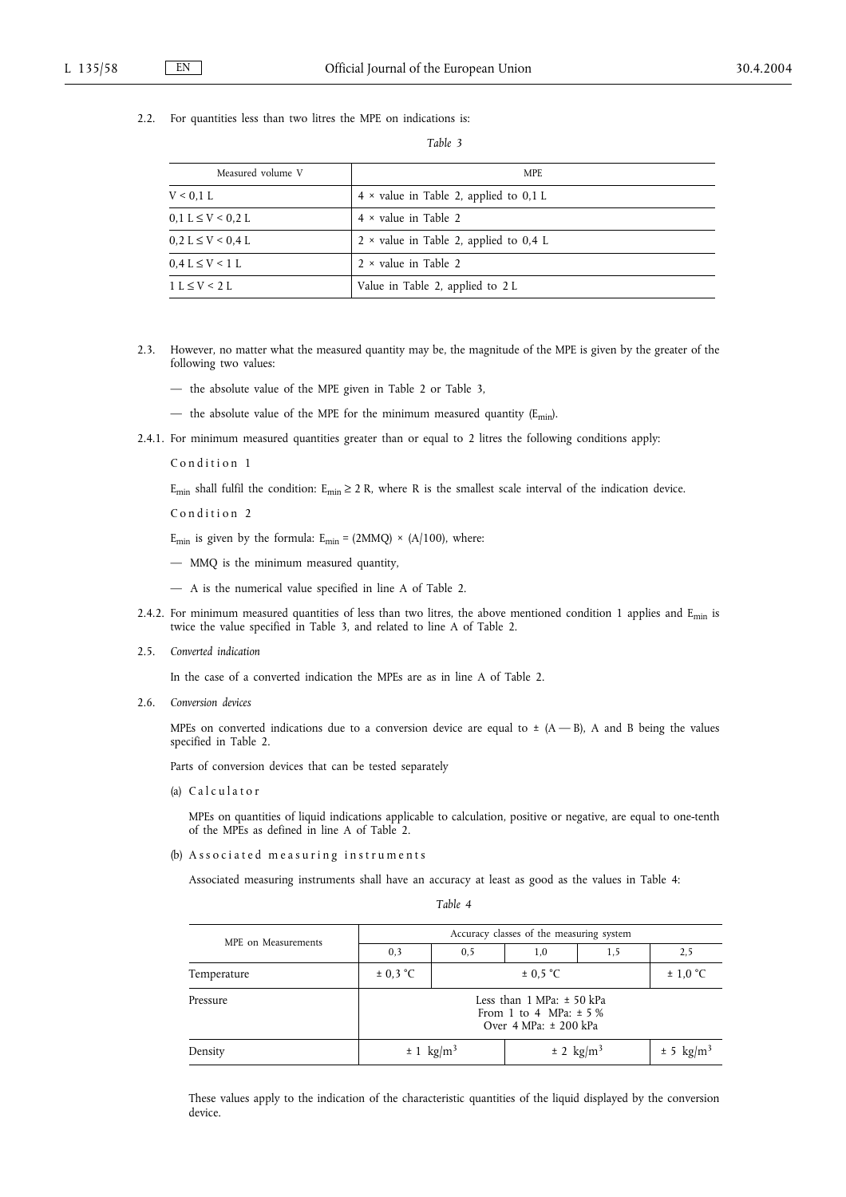2.2. For quantities less than two litres the MPE on indications is:

*Table 3*

| Measured volume V | MPE |
|---|---|
| V < 0,1 L | 4 × value in Table 2, applied to 0,1 L |
| 0,1 L ≤ V < 0,2 L | 4 × value in Table 2 |
| 0,2 L ≤ V < 0,4 L | 2 × value in Table 2, applied to 0,4 L |
| 0,4 L ≤ V < 1 L | 2 × value in Table 2 |
| 1 L ≤ V < 2 L | Value in Table 2, applied to 2 L |

2.3. However, no matter what the measured quantity may be, the magnitude of the MPE is given by the greater of the following two values:

— the absolute value of the MPE given in Table 2 or Table 3,

— the absolute value of the MPE for the minimum measured quantity ($E_{min}$).

2.4.1. For minimum measured quantities greater than or equal to 2 litres the following conditions apply:

Condition 1

$E_{min}$ shall fulfil the condition: $E_{min} \geq 2$ R, where R is the smallest scale interval of the indication device.

Condition 2

$E_{min}$ is given by the formula: $E_{min} = (2MMQ) \times (A/100)$, where:

— MMQ is the minimum measured quantity,

— A is the numerical value specified in line A of Table 2.

2.4.2. For minimum measured quantities of less than two litres, the above mentioned condition 1 applies and $E_{min}$ is twice the value specified in Table 3, and related to line A of Table 2.

2.5. *Converted indication*

In the case of a converted indication the MPEs are as in line A of Table 2.

2.6. *Conversion devices*

MPEs on converted indications due to a conversion device are equal to ± (A — B), A and B being the values specified in Table 2.

Parts of conversion devices that can be tested separately

(a) Calculator

MPEs on quantities of liquid indications applicable to calculation, positive or negative, are equal to one-tenth of the MPEs as defined in line A of Table 2.

(b) Associated measuring instruments

Associated measuring instruments shall have an accuracy at least as good as the values in Table 4:

*Table 4*

| MPE on Measurements | Accuracy classes of the measuring system | | | | |
|---|---|---|---|---|---|
| | 0,3 | 0,5 | 1,0 | 1,5 | 2,5 |
| Temperature | ± 0,3 °C | ± 0,5 °C | | | ± 1,0 °C |
| Pressure | Less than 1 MPa: ± 50 kPa<br>From 1 to 4 MPa: ± 5 %<br>Over 4 MPa: ± 200 kPa | | | | |
| Density | ± 1 kg/m$^3$ | | ± 2 kg/m$^3$ | | ± 5 kg/m$^3$ |

These values apply to the indication of the characteristic quantities of the liquid displayed by the conversion device.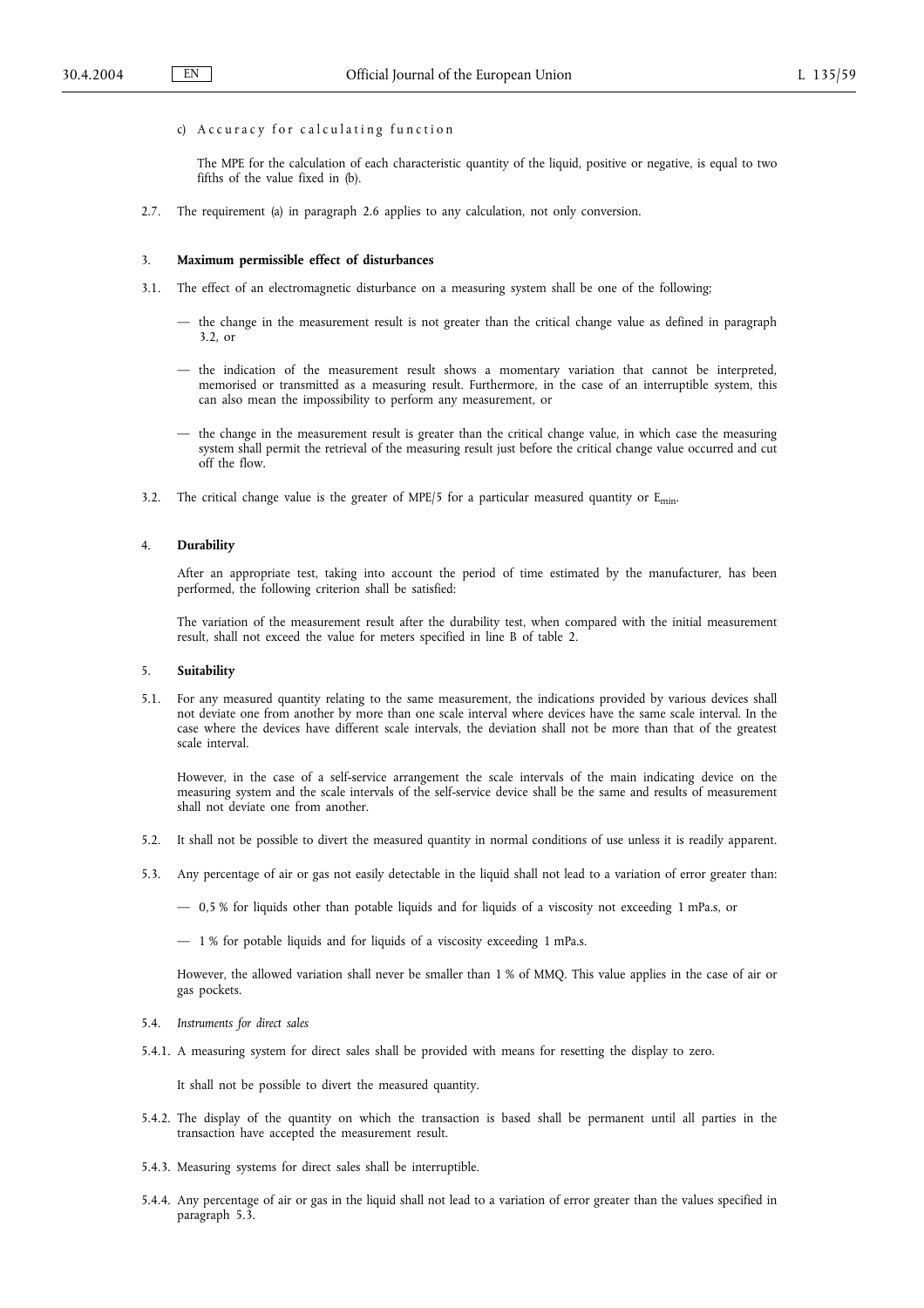c) Accuracy for calculating function

The MPE for the calculation of each characteristic quantity of the liquid, positive or negative, is equal to two fifths of the value fixed in (b).

2.7. The requirement (a) in paragraph 2.6 applies to any calculation, not only conversion.

3. **Maximum permissible effect of disturbances**

3.1. The effect of an electromagnetic disturbance on a measuring system shall be one of the following;

— the change in the measurement result is not greater than the critical change value as defined in paragraph 3.2, or

— the indication of the measurement result shows a momentary variation that cannot be interpreted, memorised or transmitted as a measuring result. Furthermore, in the case of an interruptible system, this can also mean the impossibility to perform any measurement, or

— the change in the measurement result is greater than the critical change value, in which case the measuring system shall permit the retrieval of the measuring result just before the critical change value occurred and cut off the flow.

3.2. The critical change value is the greater of MPE/5 for a particular measured quantity or $E_{min}$.

4. **Durability**

After an appropriate test, taking into account the period of time estimated by the manufacturer, has been performed, the following criterion shall be satisfied:

The variation of the measurement result after the durability test, when compared with the initial measurement result, shall not exceed the value for meters specified in line B of table 2.

5. **Suitability**

5.1. For any measured quantity relating to the same measurement, the indications provided by various devices shall not deviate one from another by more than one scale interval where devices have the same scale interval. In the case where the devices have different scale intervals, the deviation shall not be more than that of the greatest scale interval.

However, in the case of a self-service arrangement the scale intervals of the main indicating device on the measuring system and the scale intervals of the self-service device shall be the same and results of measurement shall not deviate one from another.

5.2. It shall not be possible to divert the measured quantity in normal conditions of use unless it is readily apparent.

5.3. Any percentage of air or gas not easily detectable in the liquid shall not lead to a variation of error greater than:

— 0,5 % for liquids other than potable liquids and for liquids of a viscosity not exceeding 1 mPa.s, or

— 1 % for potable liquids and for liquids of a viscosity exceeding 1 mPa.s.

However, the allowed variation shall never be smaller than 1 % of MMQ. This value applies in the case of air or gas pockets.

5.4. *Instruments for direct sales*

5.4.1. A measuring system for direct sales shall be provided with means for resetting the display to zero.

It shall not be possible to divert the measured quantity.

5.4.2. The display of the quantity on which the transaction is based shall be permanent until all parties in the transaction have accepted the measurement result.

5.4.3. Measuring systems for direct sales shall be interruptible.

5.4.4. Any percentage of air or gas in the liquid shall not lead to a variation of error greater than the values specified in paragraph 5.3.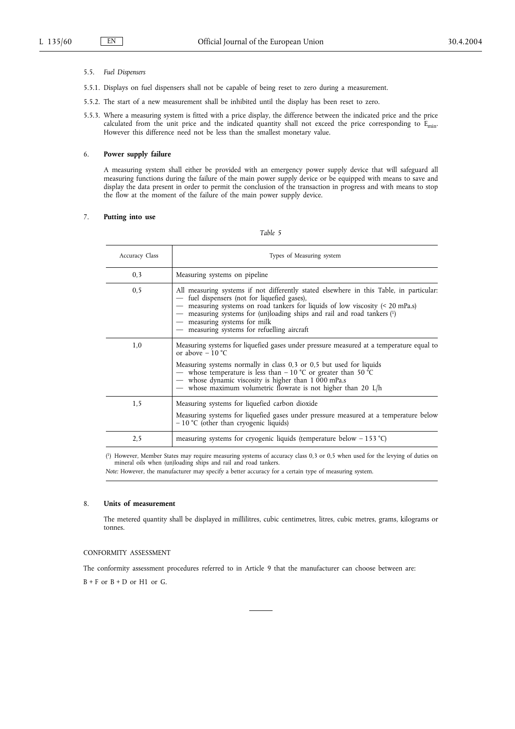5.5. *Fuel Dispensers*

5.5.1. Displays on fuel dispensers shall not be capable of being reset to zero during a measurement.

5.5.2. The start of a new measurement shall be inhibited until the display has been reset to zero.

5.5.3. Where a measuring system is fitted with a price display, the difference between the indicated price and the price calculated from the unit price and the indicated quantity shall not exceed the price corresponding to $E_{min}$. However this difference need not be less than the smallest monetary value.

6. **Power supply failure**

A measuring system shall either be provided with an emergency power supply device that will safeguard all measuring functions during the failure of the main power supply device or be equipped with means to save and display the data present in order to permit the conclusion of the transaction in progress and with means to stop the flow at the moment of the failure of the main power supply device.

7. **Putting into use**

*Table 5*

| Accuracy Class | Types of Measuring system |
|---|---|
| 0,3 | Measuring systems on pipeline |
| 0,5 | All measuring systems if not differently stated elsewhere in this Table, in particular:<br>— fuel dispensers (not for liquefied gases),<br>— measuring systems on road tankers for liquids of low viscosity (< 20 mPa.s)<br>— measuring systems for (un)loading ships and rail and road tankers [1]<br>— measuring systems for milk<br>— measuring systems for refuelling aircraft |
| 1,0 | Measuring systems for liquefied gases under pressure measured at a temperature equal to or above – 10 °C<br>Measuring systems normally in class 0,3 or 0,5 but used for liquids<br>— whose temperature is less than – 10 °C or greater than 50 °C<br>— whose dynamic viscosity is higher than 1 000 mPa.s<br>— whose maximum volumetric flowrate is not higher than 20 L/h |
| 1,5 | Measuring systems for liquefied carbon dioxide<br>Measuring systems for liquefied gases under pressure measured at a temperature below – 10 °C (other than cryogenic liquids) |
| 2,5 | measuring systems for cryogenic liquids (temperature below – 153 °C) |

[1] However, Member States may require measuring systems of accuracy class 0,3 or 0,5 when used for the levying of duties on mineral oils when (un)loading ships and rail and road tankers.

*Note*: However, the manufacturer may specify a better accuracy for a certain type of measuring system.

8. **Units of measurement**

The metered quantity shall be displayed in millilitres, cubic centimetres, litres, cubic metres, grams, kilograms or tonnes.

CONFORMITY ASSESSMENT

The conformity assessment procedures referred to in Article 9 that the manufacturer can choose between are:

B + F or B + D or H1 or G.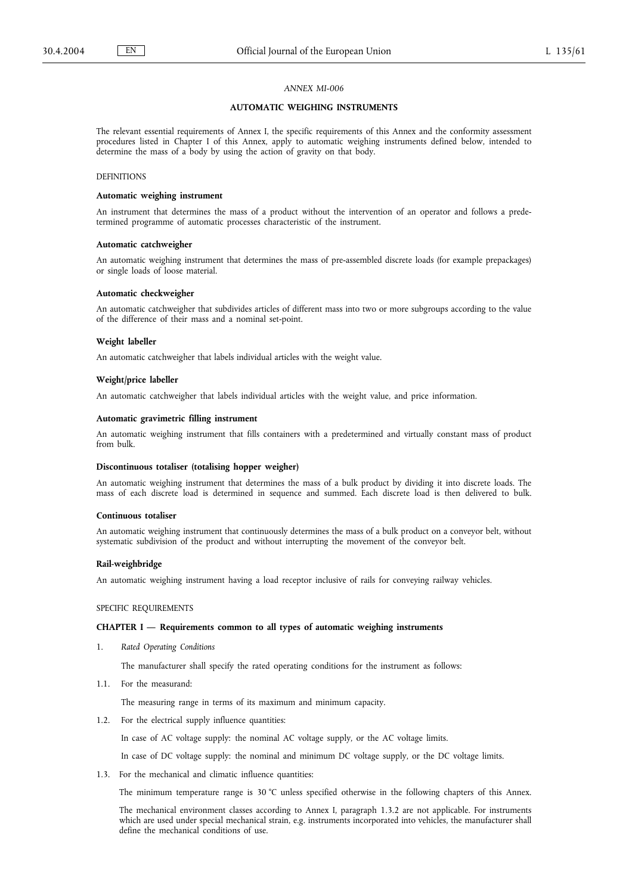*ANNEX MI-006*

## AUTOMATIC WEIGHING INSTRUMENTS

The relevant essential requirements of Annex I, the specific requirements of this Annex and the conformity assessment procedures listed in Chapter I of this Annex, apply to automatic weighing instruments defined below, intended to determine the mass of a body by using the action of gravity on that body.

DEFINITIONS

**Automatic weighing instrument**

An instrument that determines the mass of a product without the intervention of an operator and follows a predetermined programme of automatic processes characteristic of the instrument.

**Automatic catchweigher**

An automatic weighing instrument that determines the mass of pre-assembled discrete loads (for example prepackages) or single loads of loose material.

**Automatic checkweigher**

An automatic catchweigher that subdivides articles of different mass into two or more subgroups according to the value of the difference of their mass and a nominal set-point.

**Weight labeller**

An automatic catchweigher that labels individual articles with the weight value.

**Weight/price labeller**

An automatic catchweigher that labels individual articles with the weight value, and price information.

**Automatic gravimetric filling instrument**

An automatic weighing instrument that fills containers with a predetermined and virtually constant mass of product from bulk.

**Discontinuous totaliser (totalising hopper weigher)**

An automatic weighing instrument that determines the mass of a bulk product by dividing it into discrete loads. The mass of each discrete load is determined in sequence and summed. Each discrete load is then delivered to bulk.

**Continuous totaliser**

An automatic weighing instrument that continuously determines the mass of a bulk product on a conveyor belt, without systematic subdivision of the product and without interrupting the movement of the conveyor belt.

**Rail-weighbridge**

An automatic weighing instrument having a load receptor inclusive of rails for conveying railway vehicles.

SPECIFIC REQUIREMENTS

### CHAPTER I — Requirements common to all types of automatic weighing instruments

1. *Rated Operating Conditions*

   The manufacturer shall specify the rated operating conditions for the instrument as follows:

1.1. For the measurand:

   The measuring range in terms of its maximum and minimum capacity.

1.2. For the electrical supply influence quantities:

   In case of AC voltage supply: the nominal AC voltage supply, or the AC voltage limits.

   In case of DC voltage supply: the nominal and minimum DC voltage supply, or the DC voltage limits.

1.3. For the mechanical and climatic influence quantities:

   The minimum temperature range is 30 °C unless specified otherwise in the following chapters of this Annex.

   The mechanical environment classes according to Annex I, paragraph 1.3.2 are not applicable. For instruments which are used under special mechanical strain, e.g. instruments incorporated into vehicles, the manufacturer shall define the mechanical conditions of use.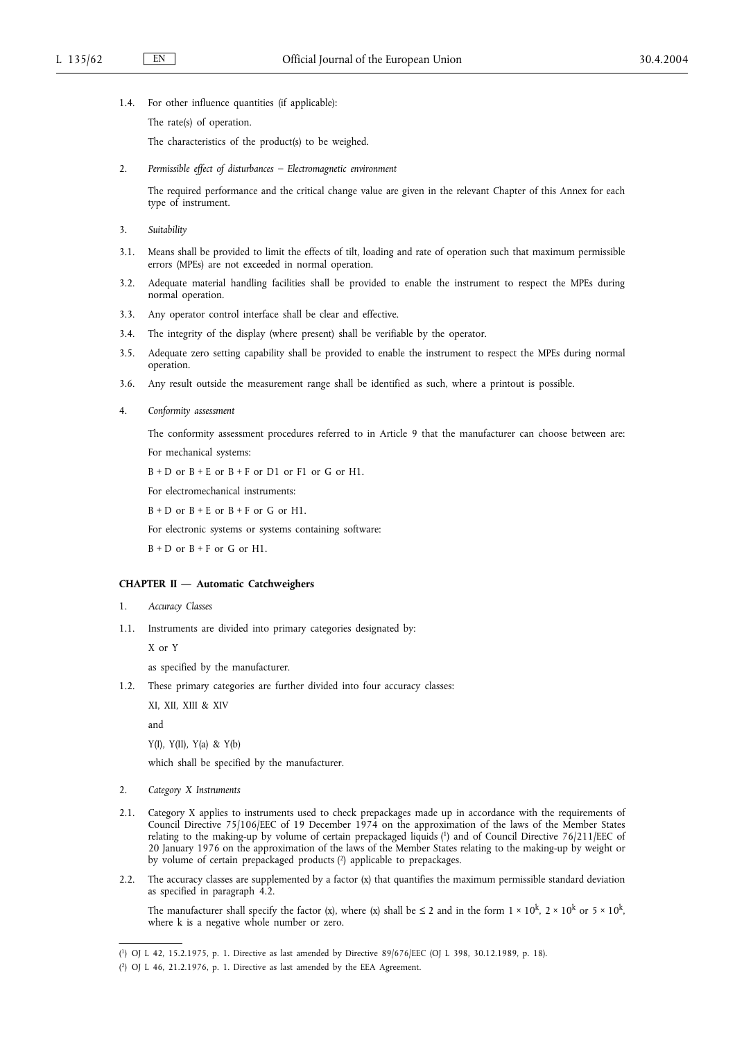1.4. For other influence quantities (if applicable):

The rate(s) of operation.

The characteristics of the product(s) to be weighed.

2. *Permissible effect of disturbances — Electromagnetic environment*

The required performance and the critical change value are given in the relevant Chapter of this Annex for each type of instrument.

3. *Suitability*

3.1. Means shall be provided to limit the effects of tilt, loading and rate of operation such that maximum permissible errors (MPEs) are not exceeded in normal operation.

3.2. Adequate material handling facilities shall be provided to enable the instrument to respect the MPEs during normal operation.

3.3. Any operator control interface shall be clear and effective.

3.4. The integrity of the display (where present) shall be verifiable by the operator.

3.5. Adequate zero setting capability shall be provided to enable the instrument to respect the MPEs during normal operation.

3.6. Any result outside the measurement range shall be identified as such, where a printout is possible.

4. *Conformity assessment*

The conformity assessment procedures referred to in Article 9 that the manufacturer can choose between are:

For mechanical systems:

B + D or B + E or B + F or D1 or F1 or G or H1.

For electromechanical instruments:

B + D or B + E or B + F or G or H1.

For electronic systems or systems containing software:

B + D or B + F or G or H1.

## CHAPTER II — Automatic Catchweighers

1. *Accuracy Classes*

1.1. Instruments are divided into primary categories designated by:

X or Y

as specified by the manufacturer.

1.2. These primary categories are further divided into four accuracy classes:

XI, XII, XIII & XIV

and

Y(I), Y(II), Y(a) & Y(b)

which shall be specified by the manufacturer.

2. *Category X Instruments*

2.1. Category X applies to instruments used to check prepackages made up in accordance with the requirements of Council Directive 75/106/EEC of 19 December 1974 on the approximation of the laws of the Member States relating to the making-up by volume of certain prepackaged liquids [1] and of Council Directive 76/211/EEC of 20 January 1976 on the approximation of the laws of the Member States relating to the making-up by weight or by volume of certain prepackaged products [2] applicable to prepackages.

2.2. The accuracy classes are supplemented by a factor (x) that quantifies the maximum permissible standard deviation as specified in paragraph 4.2.

The manufacturer shall specify the factor (x), where (x) shall be $\leq 2$ and in the form $1 \times 10^k$, $2 \times 10^k$ or $5 \times 10^k$, where k is a negative whole number or zero.

---

[1] OJ L 42, 15.2.1975, p. 1. Directive as last amended by Directive 89/676/EEC (OJ L 398, 30.12.1989, p. 18).

[2] OJ L 46, 21.2.1976, p. 1. Directive as last amended by the EEA Agreement.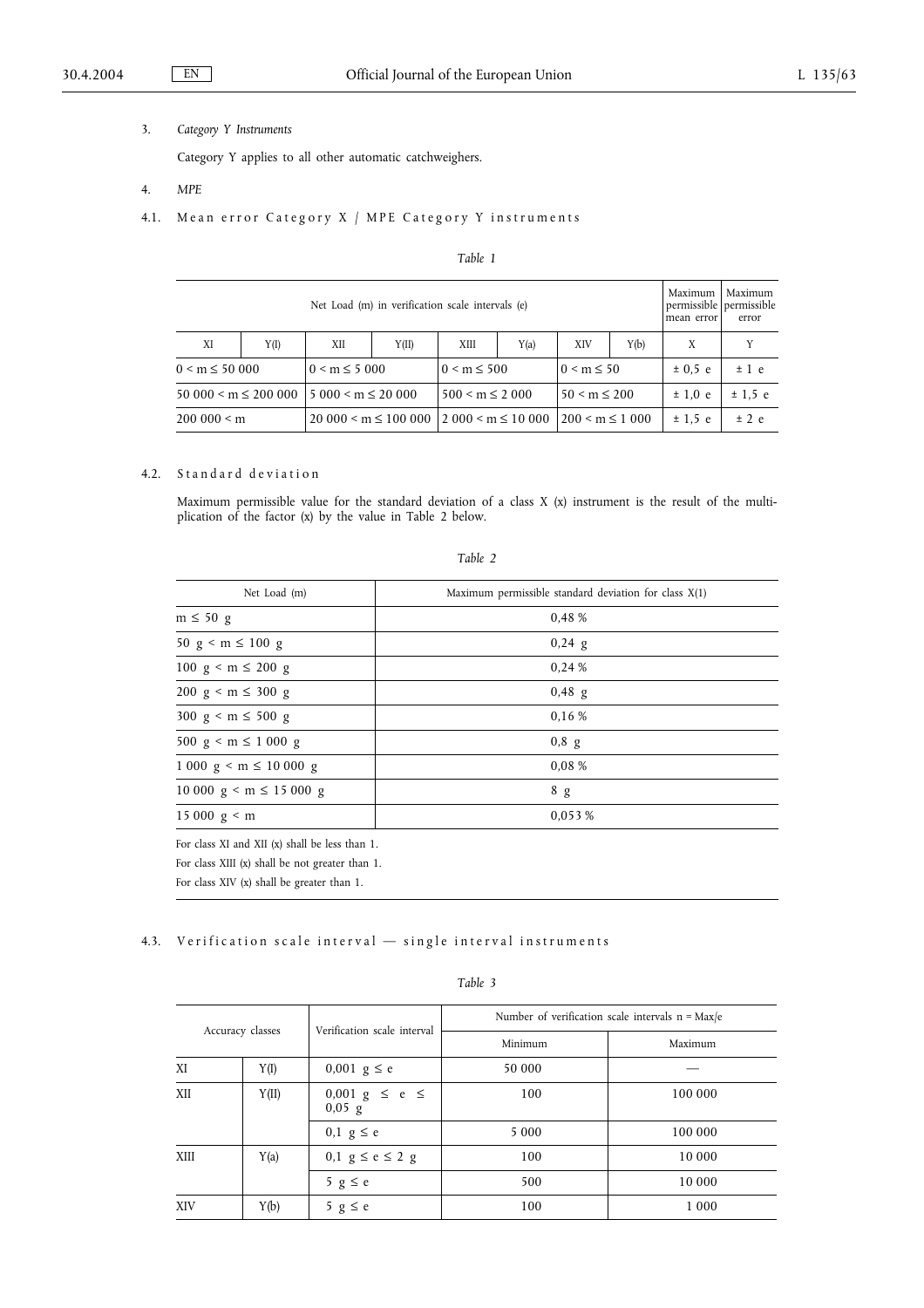3. *Category Y Instruments*

Category Y applies to all other automatic catchweighers.

4. *MPE*

4.1. Mean error Category X / MPE Category Y instruments

*Table 1*

| Net Load (m) in verification scale intervals (e) | | | | | | | | Maximum permissible mean error | Maximum permissible error |
|---|---|---|---|---|---|---|---|---|---|
| XI | Y(I) | XII | Y(II) | XIII | Y(a) | XIV | Y(b) | X | Y |
| 0 < m ≤ 50 000 | | 0 < m ≤ 5 000 | | 0 < m ≤ 500 | | 0 < m ≤ 50 | | ± 0,5 e | ± 1 e |
| 50 000 < m ≤ 200 000 | | 5 000 < m ≤ 20 000 | | 500 < m ≤ 2 000 | | 50 < m ≤ 200 | | ± 1,0 e | ± 1,5 e |
| 200 000 < m | | 20 000 < m ≤ 100 000 | | 2 000 < m ≤ 10 000 | | 200 < m ≤ 1 000 | | ± 1,5 e | ± 2 e |

4.2. Standard deviation

Maximum permissible value for the standard deviation of a class X (x) instrument is the result of the multiplication of the factor (x) by the value in Table 2 below.

*Table 2*

| Net Load (m) | Maximum permissible standard deviation for class X(1) |
|---|---|
| m ≤ 50 g | 0,48 % |
| 50 g < m ≤ 100 g | 0,24 g |
| 100 g < m ≤ 200 g | 0,24 % |
| 200 g < m ≤ 300 g | 0,48 g |
| 300 g < m ≤ 500 g | 0,16 % |
| 500 g < m ≤ 1 000 g | 0,8 g |
| 1 000 g < m ≤ 10 000 g | 0,08 % |
| 10 000 g < m ≤ 15 000 g | 8 g |
| 15 000 g < m | 0,053 % |

For class XI and XII (x) shall be less than 1.

For class XIII (x) shall be not greater than 1.

For class XIV (x) shall be greater than 1.

4.3. Verification scale interval — single interval instruments

*Table 3*

| Accuracy classes | | Verification scale interval | Number of verification scale intervals n = Max/e | |
|---|---|---|---|---|
| | | | Minimum | Maximum |
| XI | Y(I) | 0,001 g ≤ e | 50 000 | — |
| XII | Y(II) | 0,001 g ≤ e ≤ 0,05 g | 100 | 100 000 |
| | | 0,1 g ≤ e | 5 000 | 100 000 |
| XIII | Y(a) | 0,1 g ≤ e ≤ 2 g | 100 | 10 000 |
| | | 5 g ≤ e | 500 | 10 000 |
| XIV | Y(b) | 5 g ≤ e | 100 | 1 000 |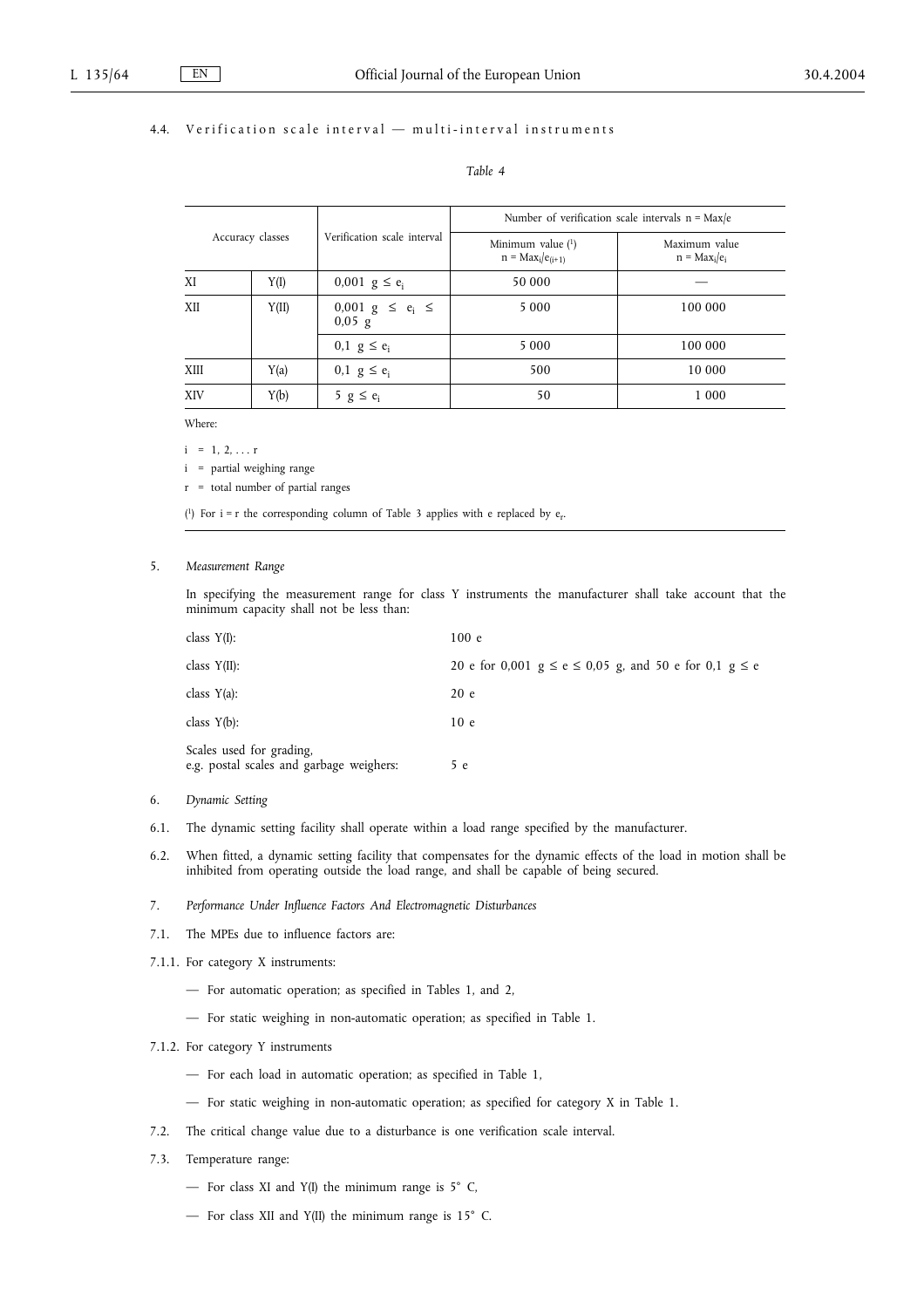4.4. Verification scale interval — multi-interval instruments

*Table 4*

| Accuracy classes | | Verification scale interval | Number of verification scale intervals $n = Max/e$ | |
|---|---|---|---|---|
| | | | Minimum value [1] $n = Max_i/e_{(i+1)}$ | Maximum value $n = Max_i/e_i$ |
| XI | Y(I) | $0{,}001\ g \leq e_i$ | 50 000 | — |
| XII | Y(II) | $0{,}001\ g \leq e_i \leq 0{,}05\ g$ | 5 000 | 100 000 |
| | | $0{,}1\ g \leq e_i$ | 5 000 | 100 000 |
| XIII | Y(a) | $0{,}1\ g \leq e_i$ | 500 | 10 000 |
| XIV | Y(b) | $5\ g \leq e_i$ | 50 | 1 000 |

Where:

i = 1, 2, ... r

i = partial weighing range

r = total number of partial ranges

[1] For i = r the corresponding column of Table 3 applies with e replaced by $e_r$.

5. *Measurement Range*

In specifying the measurement range for class Y instruments the manufacturer shall take account that the minimum capacity shall not be less than:

| | |
|---|---|
| class Y(I): | 100 e |
| class Y(II): | 20 e for $0{,}001\ g \leq e \leq 0{,}05\ g$, and 50 e for $0{,}1\ g \leq e$ |
| class Y(a): | 20 e |
| class Y(b): | 10 e |
| Scales used for grading, e.g. postal scales and garbage weighers: | 5 e |

6. *Dynamic Setting*

6.1. The dynamic setting facility shall operate within a load range specified by the manufacturer.

6.2. When fitted, a dynamic setting facility that compensates for the dynamic effects of the load in motion shall be inhibited from operating outside the load range, and shall be capable of being secured.

7. *Performance Under Influence Factors And Electromagnetic Disturbances*

7.1. The MPEs due to influence factors are:

7.1.1. For category X instruments:

— For automatic operation; as specified in Tables 1, and 2,

— For static weighing in non-automatic operation; as specified in Table 1.

7.1.2. For category Y instruments

— For each load in automatic operation; as specified in Table 1,

— For static weighing in non-automatic operation; as specified for category X in Table 1.

7.2. The critical change value due to a disturbance is one verification scale interval.

7.3. Temperature range:

— For class XI and Y(I) the minimum range is 5° C,

— For class XII and Y(II) the minimum range is 15° C.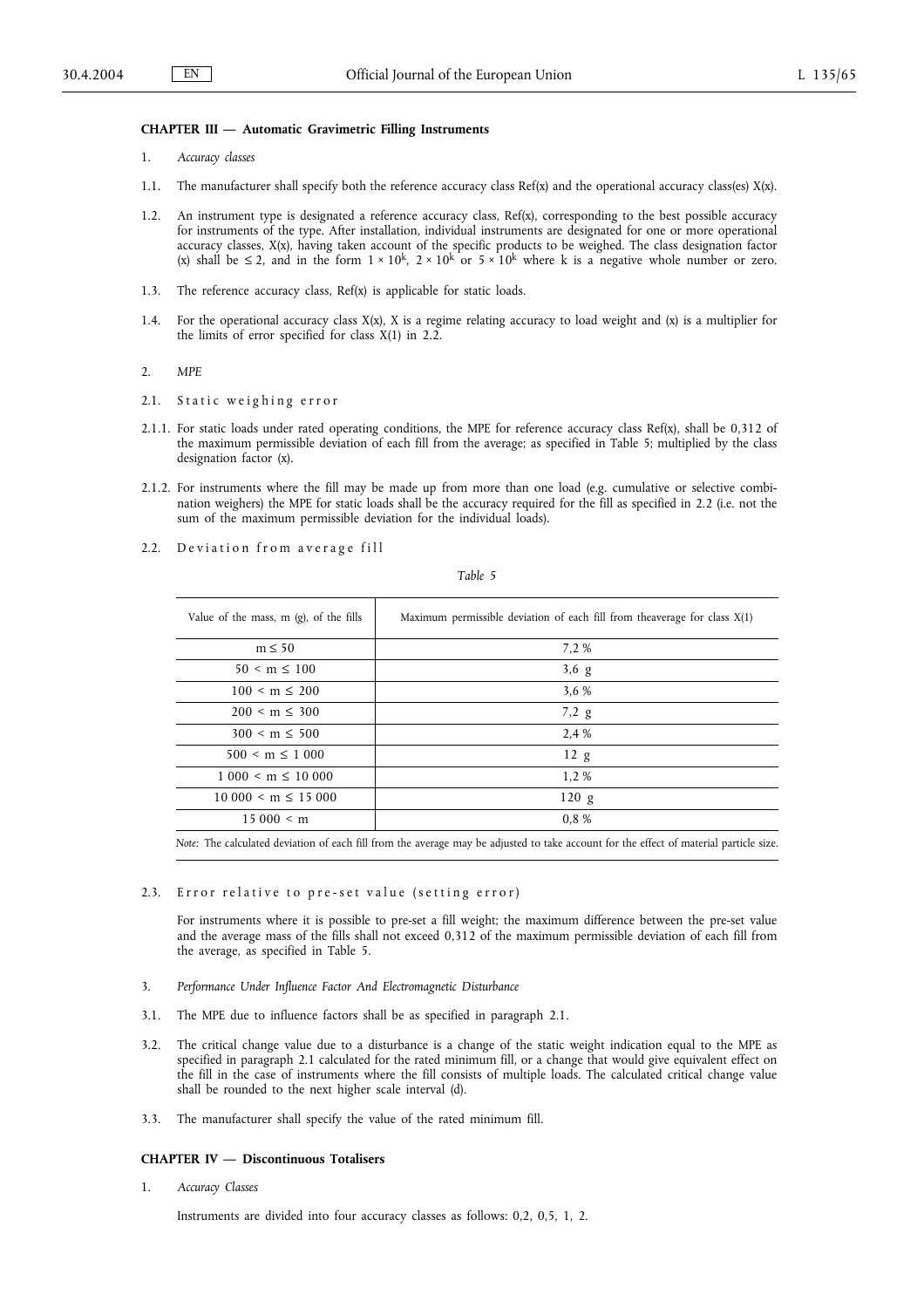**CHAPTER III — Automatic Gravimetric Filling Instruments**

1. *Accuracy classes*

1.1. The manufacturer shall specify both the reference accuracy class Ref(x) and the operational accuracy class(es) X(x).

1.2. An instrument type is designated a reference accuracy class, Ref(x), corresponding to the best possible accuracy for instruments of the type. After installation, individual instruments are designated for one or more operational accuracy classes, X(x), having taken account of the specific products to be weighed. The class designation factor (x) shall be ≤ 2, and in the form $1 \times 10^k$, $2 \times 10^k$ or $5 \times 10^k$ where k is a negative whole number or zero.

1.3. The reference accuracy class, Ref(x) is applicable for static loads.

1.4. For the operational accuracy class X(x), X is a regime relating accuracy to load weight and (x) is a multiplier for the limits of error specified for class X(1) in 2.2.

2. *MPE*

2.1. Static weighing error

2.1.1. For static loads under rated operating conditions, the MPE for reference accuracy class Ref(x), shall be 0,312 of the maximum permissible deviation of each fill from the average; as specified in Table 5; multiplied by the class designation factor (x).

2.1.2. For instruments where the fill may be made up from more than one load (e.g. cumulative or selective combination weighers) the MPE for static loads shall be the accuracy required for the fill as specified in 2.2 (i.e. not the sum of the maximum permissible deviation for the individual loads).

2.2. Deviation from average fill

*Table 5*

| Value of the mass, m (g), of the fills | Maximum permissible deviation of each fill from theaverage for class X(1) |
|---|---|
| m ≤ 50 | 7,2 % |
| 50 < m ≤ 100 | 3,6 g |
| 100 < m ≤ 200 | 3,6 % |
| 200 < m ≤ 300 | 7,2 g |
| 300 < m ≤ 500 | 2,4 % |
| 500 < m ≤ 1 000 | 12 g |
| 1 000 < m ≤ 10 000 | 1,2 % |
| 10 000 < m ≤ 15 000 | 120 g |
| 15 000 < m | 0,8 % |

*Note:* The calculated deviation of each fill from the average may be adjusted to take account for the effect of material particle size.

2.3. Error relative to pre-set value (setting error)

For instruments where it is possible to pre-set a fill weight; the maximum difference between the pre-set value and the average mass of the fills shall not exceed 0,312 of the maximum permissible deviation of each fill from the average, as specified in Table 5.

3. *Performance Under Influence Factor And Electromagnetic Disturbance*

3.1. The MPE due to influence factors shall be as specified in paragraph 2.1.

3.2. The critical change value due to a disturbance is a change of the static weight indication equal to the MPE as specified in paragraph 2.1 calculated for the rated minimum fill, or a change that would give equivalent effect on the fill in the case of instruments where the fill consists of multiple loads. The calculated critical change value shall be rounded to the next higher scale interval (d).

3.3. The manufacturer shall specify the value of the rated minimum fill.

**CHAPTER IV — Discontinuous Totalisers**

1. *Accuracy Classes*

Instruments are divided into four accuracy classes as follows: 0,2, 0,5, 1, 2.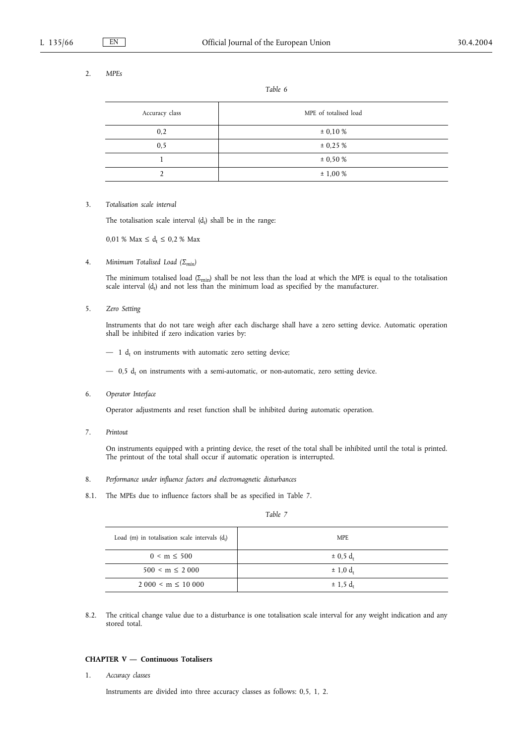2. *MPEs*

*Table 6*

| Accuracy class | MPE of totalised load |
|---|---|
| 0,2 | ± 0,10 % |
| 0,5 | ± 0,25 % |
| 1 | ± 0,50 % |
| 2 | ± 1,00 % |

3. *Totalisation scale interval*

The totalisation scale interval ($d_t$) shall be in the range:

$0{,}01\ \%\ \text{Max} \leq d_t \leq 0{,}2\ \%\ \text{Max}$

4. *Minimum Totalised Load ($\Sigma_{min}$)*

The minimum totalised load ($\Sigma_{min}$) shall be not less than the load at which the MPE is equal to the totalisation scale interval ($d_t$) and not less than the minimum load as specified by the manufacturer.

5. *Zero Setting*

Instruments that do not tare weigh after each discharge shall have a zero setting device. Automatic operation shall be inhibited if zero indication varies by:

— 1 $d_t$ on instruments with automatic zero setting device;

— 0,5 $d_t$ on instruments with a semi-automatic, or non-automatic, zero setting device.

6. *Operator Interface*

Operator adjustments and reset function shall be inhibited during automatic operation.

7. *Printout*

On instruments equipped with a printing device, the reset of the total shall be inhibited until the total is printed. The printout of the total shall occur if automatic operation is interrupted.

8. *Performance under influence factors and electromagnetic disturbances*

8.1. The MPEs due to influence factors shall be as specified in Table 7.

*Table 7*

| Load (m) in totalisation scale intervals ($d_t$) | MPE |
|---|---|
| $0 < m \leq 500$ | ± 0,5 $d_t$ |
| $500 < m \leq 2\,000$ | ± 1,0 $d_t$ |
| $2\,000 < m \leq 10\,000$ | ± 1,5 $d_t$ |

8.2. The critical change value due to a disturbance is one totalisation scale interval for any weight indication and any stored total.

**CHAPTER V — Continuous Totalisers**

1. *Accuracy classes*

Instruments are divided into three accuracy classes as follows: 0,5, 1, 2.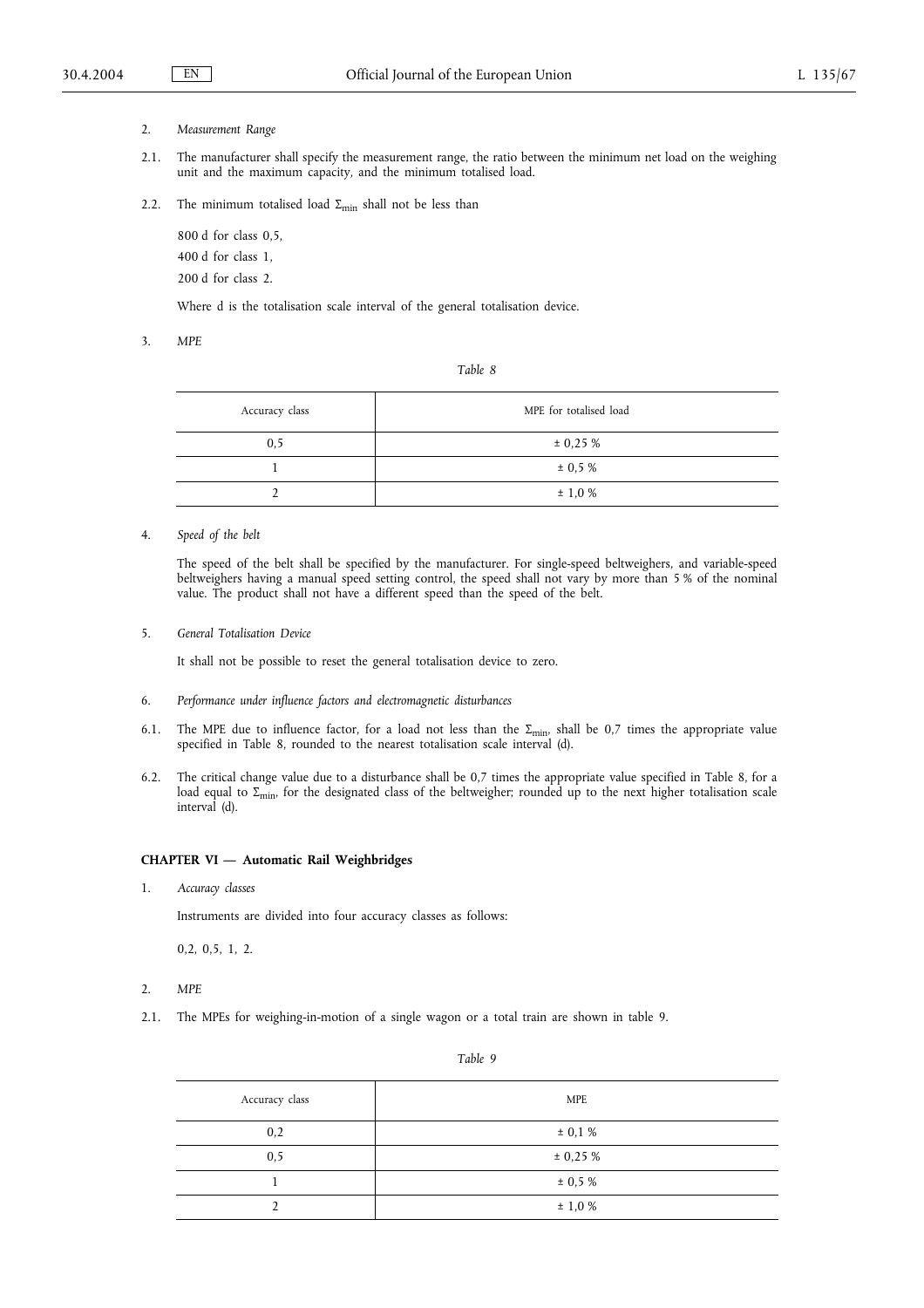2. *Measurement Range*

2.1. The manufacturer shall specify the measurement range, the ratio between the minimum net load on the weighing unit and the maximum capacity, and the minimum totalised load.

2.2. The minimum totalised load $\Sigma_{min}$ shall not be less than

800 d for class 0,5,

400 d for class 1,

200 d for class 2.

Where d is the totalisation scale interval of the general totalisation device.

3. *MPE*

*Table 8*

| Accuracy class | MPE for totalised load |
|---|---|
| 0,5 | ± 0,25 % |
| 1 | ± 0,5 % |
| 2 | ± 1,0 % |

4. *Speed of the belt*

The speed of the belt shall be specified by the manufacturer. For single-speed beltweighers, and variable-speed beltweighers having a manual speed setting control, the speed shall not vary by more than 5 % of the nominal value. The product shall not have a different speed than the speed of the belt.

5. *General Totalisation Device*

It shall not be possible to reset the general totalisation device to zero.

6. *Performance under influence factors and electromagnetic disturbances*

6.1. The MPE due to influence factor, for a load not less than the $\Sigma_{min}$, shall be 0,7 times the appropriate value specified in Table 8, rounded to the nearest totalisation scale interval (d).

6.2. The critical change value due to a disturbance shall be 0,7 times the appropriate value specified in Table 8, for a load equal to $\Sigma_{min}$, for the designated class of the beltweigher; rounded up to the next higher totalisation scale interval (d).

## CHAPTER VI — Automatic Rail Weighbridges

1. *Accuracy classes*

Instruments are divided into four accuracy classes as follows:

0,2, 0,5, 1, 2.

2. *MPE*

2.1. The MPEs for weighing-in-motion of a single wagon or a total train are shown in table 9.

*Table 9*

| Accuracy class | MPE |
|---|---|
| 0,2 | ± 0,1 % |
| 0,5 | ± 0,25 % |
| 1 | ± 0,5 % |
| 2 | ± 1,0 % |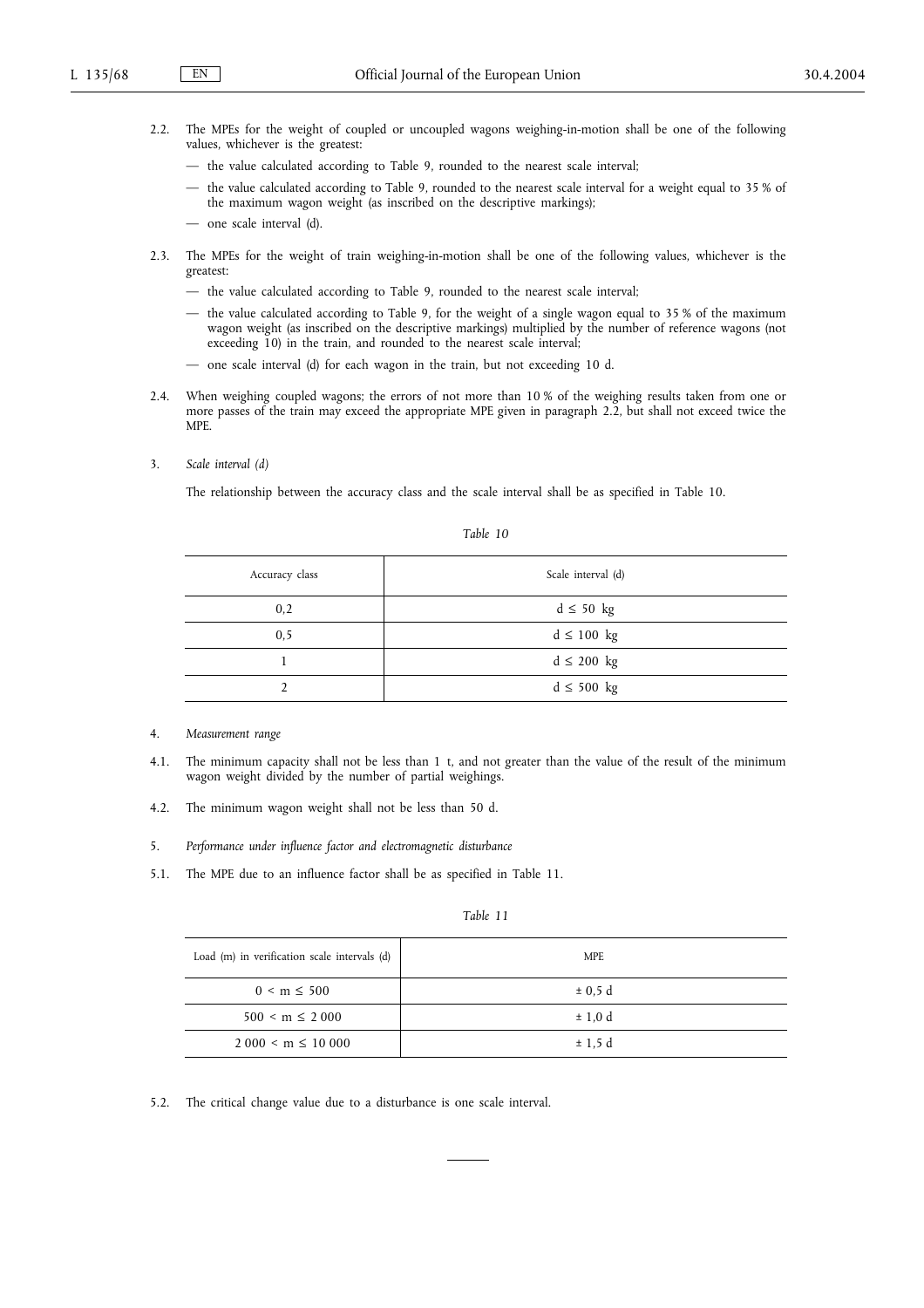2.2. The MPEs for the weight of coupled or uncoupled wagons weighing-in-motion shall be one of the following values, whichever is the greatest:

— the value calculated according to Table 9, rounded to the nearest scale interval;

— the value calculated according to Table 9, rounded to the nearest scale interval for a weight equal to 35 % of the maximum wagon weight (as inscribed on the descriptive markings);

— one scale interval (d).

2.3. The MPEs for the weight of train weighing-in-motion shall be one of the following values, whichever is the greatest:

— the value calculated according to Table 9, rounded to the nearest scale interval;

— the value calculated according to Table 9, for the weight of a single wagon equal to 35 % of the maximum wagon weight (as inscribed on the descriptive markings) multiplied by the number of reference wagons (not exceeding 10) in the train, and rounded to the nearest scale interval;

— one scale interval (d) for each wagon in the train, but not exceeding 10 d.

2.4. When weighing coupled wagons; the errors of not more than 10 % of the weighing results taken from one or more passes of the train may exceed the appropriate MPE given in paragraph 2.2, but shall not exceed twice the MPE.

3. *Scale interval (d)*

The relationship between the accuracy class and the scale interval shall be as specified in Table 10.

*Table 10*

| Accuracy class | Scale interval (d) |
|---|---|
| 0,2 | d ≤ 50 kg |
| 0,5 | d ≤ 100 kg |
| 1 | d ≤ 200 kg |
| 2 | d ≤ 500 kg |

4. *Measurement range*

4.1. The minimum capacity shall not be less than 1 t, and not greater than the value of the result of the minimum wagon weight divided by the number of partial weighings.

4.2. The minimum wagon weight shall not be less than 50 d.

5. *Performance under influence factor and electromagnetic disturbance*

5.1. The MPE due to an influence factor shall be as specified in Table 11.

*Table 11*

| Load (m) in verification scale intervals (d) | MPE |
|---|---|
| 0 < m ≤ 500 | ± 0,5 d |
| 500 < m ≤ 2 000 | ± 1,0 d |
| 2 000 < m ≤ 10 000 | ± 1,5 d |

5.2. The critical change value due to a disturbance is one scale interval.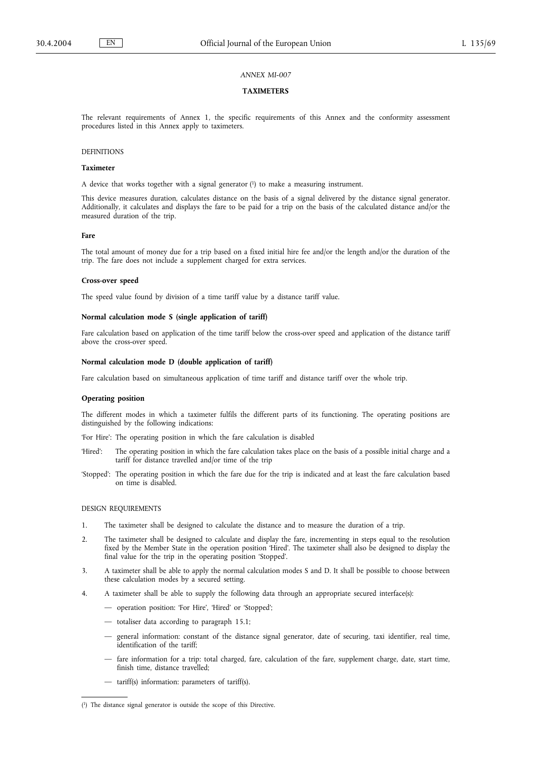*ANNEX MI-007*

**TAXIMETERS**

The relevant requirements of Annex 1, the specific requirements of this Annex and the conformity assessment procedures listed in this Annex apply to taximeters.

DEFINITIONS

**Taximeter**

A device that works together with a signal generator [1] to make a measuring instrument.

This device measures duration, calculates distance on the basis of a signal delivered by the distance signal generator. Additionally, it calculates and displays the fare to be paid for a trip on the basis of the calculated distance and/or the measured duration of the trip.

**Fare**

The total amount of money due for a trip based on a fixed initial hire fee and/or the length and/or the duration of the trip. The fare does not include a supplement charged for extra services.

**Cross-over speed**

The speed value found by division of a time tariff value by a distance tariff value.

**Normal calculation mode S (single application of tariff)**

Fare calculation based on application of the time tariff below the cross-over speed and application of the distance tariff above the cross-over speed.

**Normal calculation mode D (double application of tariff)**

Fare calculation based on simultaneous application of time tariff and distance tariff over the whole trip.

**Operating position**

The different modes in which a taximeter fulfils the different parts of its functioning. The operating positions are distinguished by the following indications:

'For Hire': The operating position in which the fare calculation is disabled

'Hired': The operating position in which the fare calculation takes place on the basis of a possible initial charge and a tariff for distance travelled and/or time of the trip

'Stopped': The operating position in which the fare due for the trip is indicated and at least the fare calculation based on time is disabled.

DESIGN REQUIREMENTS

1. The taximeter shall be designed to calculate the distance and to measure the duration of a trip.

2. The taximeter shall be designed to calculate and display the fare, incrementing in steps equal to the resolution fixed by the Member State in the operation position 'Hired'. The taximeter shall also be designed to display the final value for the trip in the operating position 'Stopped'.

3. A taximeter shall be able to apply the normal calculation modes S and D. It shall be possible to choose between these calculation modes by a secured setting.

4. A taximeter shall be able to supply the following data through an appropriate secured interface(s):

   — operation position: 'For Hire', 'Hired' or 'Stopped';

   — totaliser data according to paragraph 15.1;

   — general information: constant of the distance signal generator, date of securing, taxi identifier, real time, identification of the tariff;

   — fare information for a trip: total charged, fare, calculation of the fare, supplement charge, date, start time, finish time, distance travelled;

   — tariff(s) information: parameters of tariff(s).

[1] The distance signal generator is outside the scope of this Directive.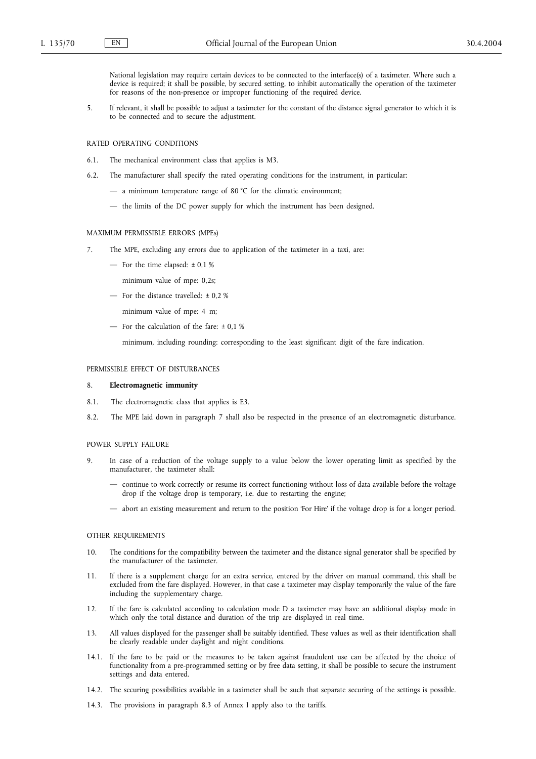National legislation may require certain devices to be connected to the interface(s) of a taximeter. Where such a device is required; it shall be possible, by secured setting, to inhibit automatically the operation of the taximeter for reasons of the non-presence or improper functioning of the required device.

5. If relevant, it shall be possible to adjust a taximeter for the constant of the distance signal generator to which it is to be connected and to secure the adjustment.

RATED OPERATING CONDITIONS

6.1. The mechanical environment class that applies is M3.

6.2. The manufacturer shall specify the rated operating conditions for the instrument, in particular:

- a minimum temperature range of 80 °C for the climatic environment;
- the limits of the DC power supply for which the instrument has been designed.

MAXIMUM PERMISSIBLE ERRORS (MPEs)

7. The MPE, excluding any errors due to application of the taximeter in a taxi, are:

- For the time elapsed: ± 0,1 %

  minimum value of mpe: 0,2s;

- For the distance travelled: ± 0,2 %

  minimum value of mpe: 4 m;

- For the calculation of the fare: ± 0,1 %

  minimum, including rounding: corresponding to the least significant digit of the fare indication.

PERMISSIBLE EFFECT OF DISTURBANCES

8. **Electromagnetic immunity**

8.1. The electromagnetic class that applies is E3.

8.2. The MPE laid down in paragraph 7 shall also be respected in the presence of an electromagnetic disturbance.

POWER SUPPLY FAILURE

9. In case of a reduction of the voltage supply to a value below the lower operating limit as specified by the manufacturer, the taximeter shall:

- continue to work correctly or resume its correct functioning without loss of data available before the voltage drop if the voltage drop is temporary, i.e. due to restarting the engine;
- abort an existing measurement and return to the position 'For Hire' if the voltage drop is for a longer period.

OTHER REQUIREMENTS

10. The conditions for the compatibility between the taximeter and the distance signal generator shall be specified by the manufacturer of the taximeter.

11. If there is a supplement charge for an extra service, entered by the driver on manual command, this shall be excluded from the fare displayed. However, in that case a taximeter may display temporarily the value of the fare including the supplementary charge.

12. If the fare is calculated according to calculation mode D a taximeter may have an additional display mode in which only the total distance and duration of the trip are displayed in real time.

13. All values displayed for the passenger shall be suitably identified. These values as well as their identification shall be clearly readable under daylight and night conditions.

14.1. If the fare to be paid or the measures to be taken against fraudulent use can be affected by the choice of functionality from a pre-programmed setting or by free data setting, it shall be possible to secure the instrument settings and data entered.

14.2. The securing possibilities available in a taximeter shall be such that separate securing of the settings is possible.

14.3. The provisions in paragraph 8.3 of Annex I apply also to the tariffs.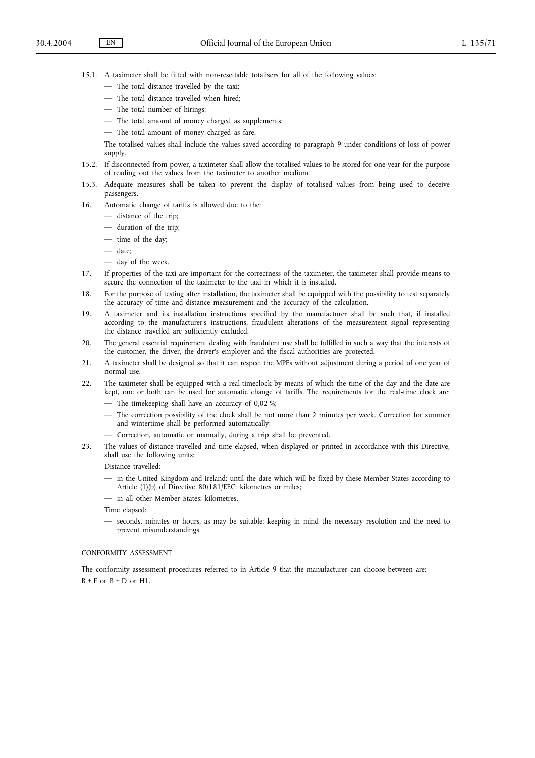15.1. A taximeter shall be fitted with non-resettable totalisers for all of the following values:

— The total distance travelled by the taxi;

— The total distance travelled when hired;

— The total number of hirings;

— The total amount of money charged as supplements;

— The total amount of money charged as fare.

The totalised values shall include the values saved according to paragraph 9 under conditions of loss of power supply.

15.2. If disconnected from power, a taximeter shall allow the totalised values to be stored for one year for the purpose of reading out the values from the taximeter to another medium.

15.3. Adequate measures shall be taken to prevent the display of totalised values from being used to deceive passengers.

16. Automatic change of tariffs is allowed due to the:

— distance of the trip;

— duration of the trip;

— time of the day;

— date;

— day of the week.

17. If properties of the taxi are important for the correctness of the taximeter, the taximeter shall provide means to secure the connection of the taximeter to the taxi in which it is installed.

18. For the purpose of testing after installation, the taximeter shall be equipped with the possibility to test separately the accuracy of time and distance measurement and the accuracy of the calculation.

19. A taximeter and its installation instructions specified by the manufacturer shall be such that, if installed according to the manufacturer's instructions, fraudulent alterations of the measurement signal representing the distance travelled are sufficiently excluded.

20. The general essential requirement dealing with fraudulent use shall be fulfilled in such a way that the interests of the customer, the driver, the driver's employer and the fiscal authorities are protected.

21. A taximeter shall be designed so that it can respect the MPEs without adjustment during a period of one year of normal use.

22. The taximeter shall be equipped with a real-timeclock by means of which the time of the day and the date are kept, one or both can be used for automatic change of tariffs. The requirements for the real-time clock are:

— The timekeeping shall have an accuracy of 0,02 %;

— The correction possibility of the clock shall be not more than 2 minutes per week. Correction for summer and wintertime shall be performed automatically;

— Correction, automatic or manually, during a trip shall be prevented.

23. The values of distance travelled and time elapsed, when displayed or printed in accordance with this Directive, shall use the following units:

Distance travelled:

— in the United Kingdom and Ireland: until the date which will be fixed by these Member States according to Article (1)(b) of Directive 80/181/EEC: kilometres or miles;

— in all other Member States: kilometres.

Time elapsed:

— seconds, minutes or hours, as may be suitable; keeping in mind the necessary resolution and the need to prevent misunderstandings.

CONFORMITY ASSESSMENT

The conformity assessment procedures referred to in Article 9 that the manufacturer can choose between are:

B + F or B + D or H1.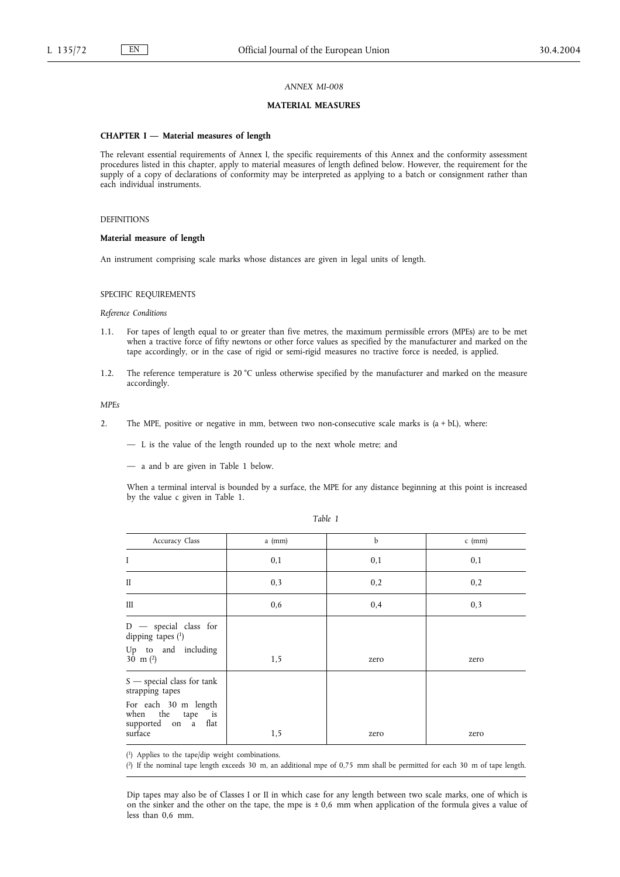*ANNEX MI-008*

## MATERIAL MEASURES

### CHAPTER I — Material measures of length

The relevant essential requirements of Annex I, the specific requirements of this Annex and the conformity assessment procedures listed in this chapter, apply to material measures of length defined below. However, the requirement for the supply of a copy of declarations of conformity may be interpreted as applying to a batch or consignment rather than each individual instruments.

DEFINITIONS

**Material measure of length**

An instrument comprising scale marks whose distances are given in legal units of length.

SPECIFIC REQUIREMENTS

*Reference Conditions*

1.1. For tapes of length equal to or greater than five metres, the maximum permissible errors (MPEs) are to be met when a tractive force of fifty newtons or other force values as specified by the manufacturer and marked on the tape accordingly, or in the case of rigid or semi-rigid measures no tractive force is needed, is applied.

1.2. The reference temperature is 20 °C unless otherwise specified by the manufacturer and marked on the measure accordingly.

*MPEs*

2. The MPE, positive or negative in mm, between two non-consecutive scale marks is $(a + bL)$, where:

— L is the value of the length rounded up to the next whole metre; and

— a and b are given in Table 1 below.

When a terminal interval is bounded by a surface, the MPE for any distance beginning at this point is increased by the value c given in Table 1.

*Table 1*

| Accuracy Class | a (mm) | b | c (mm) |
|---|---|---|---|
| I | 0,1 | 0,1 | 0,1 |
| II | 0,3 | 0,2 | 0,2 |
| III | 0,6 | 0,4 | 0,3 |
| D — special class for dipping tapes [1]<br>Up to and including 30 m [2] | 1,5 | zero | zero |
| S — special class for tank strapping tapes<br>For each 30 m length when the tape is supported on a flat surface | 1,5 | zero | zero |

[1] Applies to the tape/dip weight combinations.

[2] If the nominal tape length exceeds 30 m, an additional mpe of 0,75 mm shall be permitted for each 30 m of tape length.

Dip tapes may also be of Classes I or II in which case for any length between two scale marks, one of which is on the sinker and the other on the tape, the mpe is ± 0,6 mm when application of the formula gives a value of less than 0,6 mm.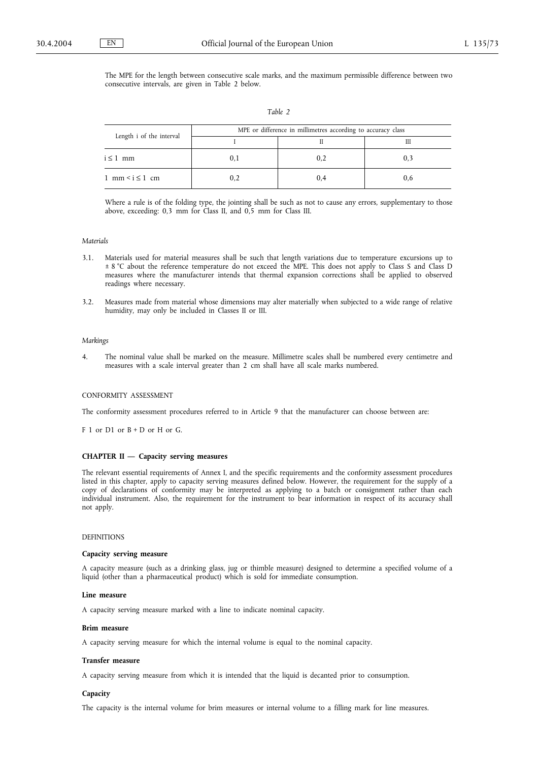The MPE for the length between consecutive scale marks, and the maximum permissible difference between two consecutive intervals, are given in Table 2 below.

*Table 2*

| Length i of the interval | MPE or difference in millimetres according to accuracy class | | |
|---|---|---|---|
| | I | II | III |
| i ≤ 1 mm | 0,1 | 0,2 | 0,3 |
| 1 mm < i ≤ 1 cm | 0,2 | 0,4 | 0,6 |

Where a rule is of the folding type, the jointing shall be such as not to cause any errors, supplementary to those above, exceeding: 0,3 mm for Class II, and 0,5 mm for Class III.

*Materials*

3.1. Materials used for material measures shall be such that length variations due to temperature excursions up to ± 8 °C about the reference temperature do not exceed the MPE. This does not apply to Class S and Class D measures where the manufacturer intends that thermal expansion corrections shall be applied to observed readings where necessary.

3.2. Measures made from material whose dimensions may alter materially when subjected to a wide range of relative humidity, may only be included in Classes II or III.

*Markings*

4. The nominal value shall be marked on the measure. Millimetre scales shall be numbered every centimetre and measures with a scale interval greater than 2 cm shall have all scale marks numbered.

CONFORMITY ASSESSMENT

The conformity assessment procedures referred to in Article 9 that the manufacturer can choose between are:

F 1 or D1 or B + D or H or G.

## CHAPTER II — Capacity serving measures

The relevant essential requirements of Annex I, and the specific requirements and the conformity assessment procedures listed in this chapter, apply to capacity serving measures defined below. However, the requirement for the supply of a copy of declarations of conformity may be interpreted as applying to a batch or consignment rather than each individual instrument. Also, the requirement for the instrument to bear information in respect of its accuracy shall not apply.

DEFINITIONS

**Capacity serving measure**

A capacity measure (such as a drinking glass, jug or thimble measure) designed to determine a specified volume of a liquid (other than a pharmaceutical product) which is sold for immediate consumption.

**Line measure**

A capacity serving measure marked with a line to indicate nominal capacity.

**Brim measure**

A capacity serving measure for which the internal volume is equal to the nominal capacity.

**Transfer measure**

A capacity serving measure from which it is intended that the liquid is decanted prior to consumption.

**Capacity**

The capacity is the internal volume for brim measures or internal volume to a filling mark for line measures.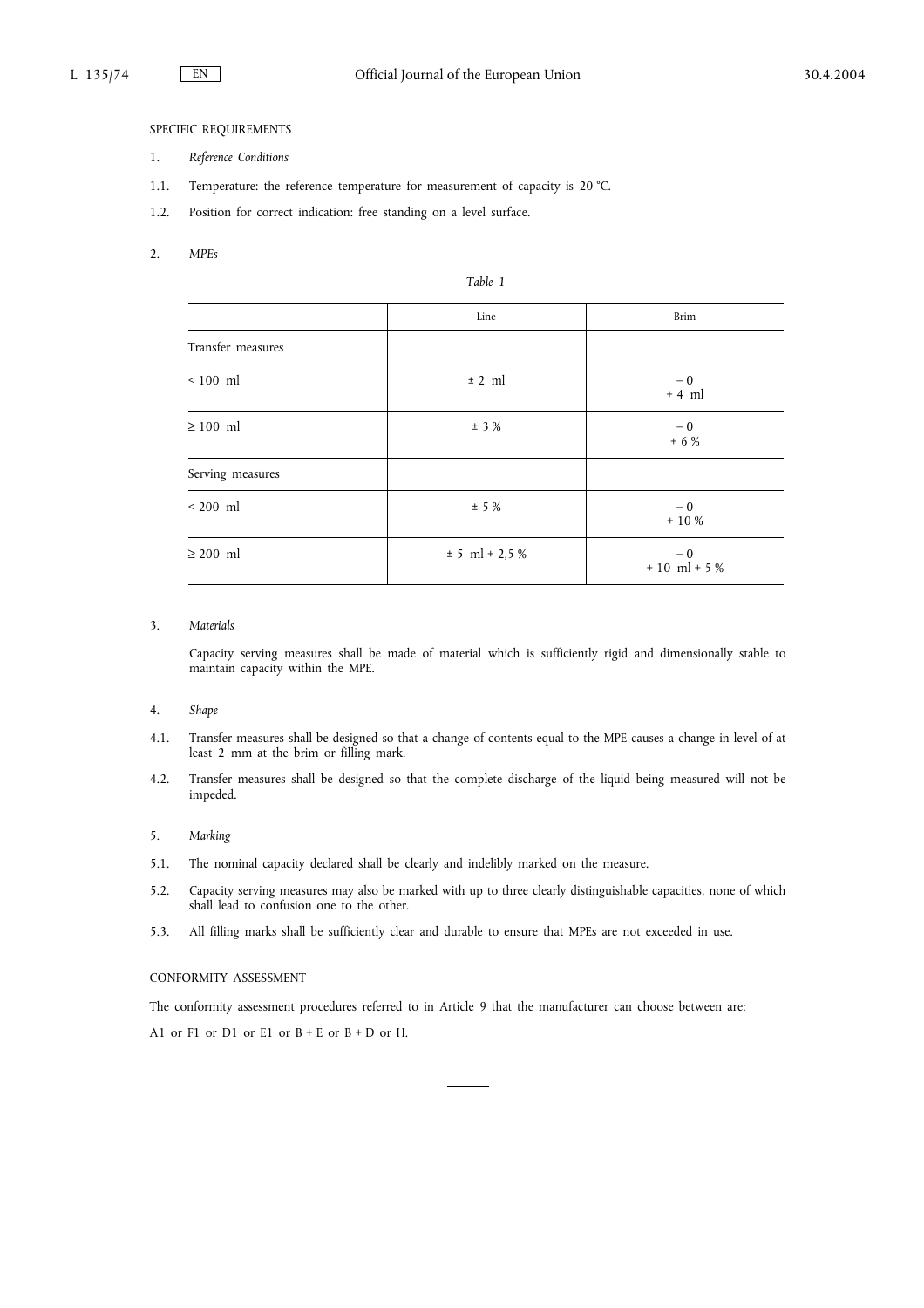SPECIFIC REQUIREMENTS

1. *Reference Conditions*

1.1. Temperature: the reference temperature for measurement of capacity is 20 °C.

1.2. Position for correct indication: free standing on a level surface.

2. *MPEs*

*Table 1*

| | Line | Brim |
|---|---|---|
| Transfer measures | | |
| < 100 ml | ± 2 ml | − 0<br>+ 4 ml |
| ≥ 100 ml | ± 3 % | − 0<br>+ 6 % |
| Serving measures | | |
| < 200 ml | ± 5 % | − 0<br>+ 10 % |
| ≥ 200 ml | ± 5 ml + 2,5 % | − 0<br>+ 10 ml + 5 % |

3. *Materials*

Capacity serving measures shall be made of material which is sufficiently rigid and dimensionally stable to maintain capacity within the MPE.

4. *Shape*

4.1. Transfer measures shall be designed so that a change of contents equal to the MPE causes a change in level of at least 2 mm at the brim or filling mark.

4.2. Transfer measures shall be designed so that the complete discharge of the liquid being measured will not be impeded.

5. *Marking*

5.1. The nominal capacity declared shall be clearly and indelibly marked on the measure.

5.2. Capacity serving measures may also be marked with up to three clearly distinguishable capacities, none of which shall lead to confusion one to the other.

5.3. All filling marks shall be sufficiently clear and durable to ensure that MPEs are not exceeded in use.

CONFORMITY ASSESSMENT

The conformity assessment procedures referred to in Article 9 that the manufacturer can choose between are:

A1 or F1 or D1 or E1 or B + E or B + D or H.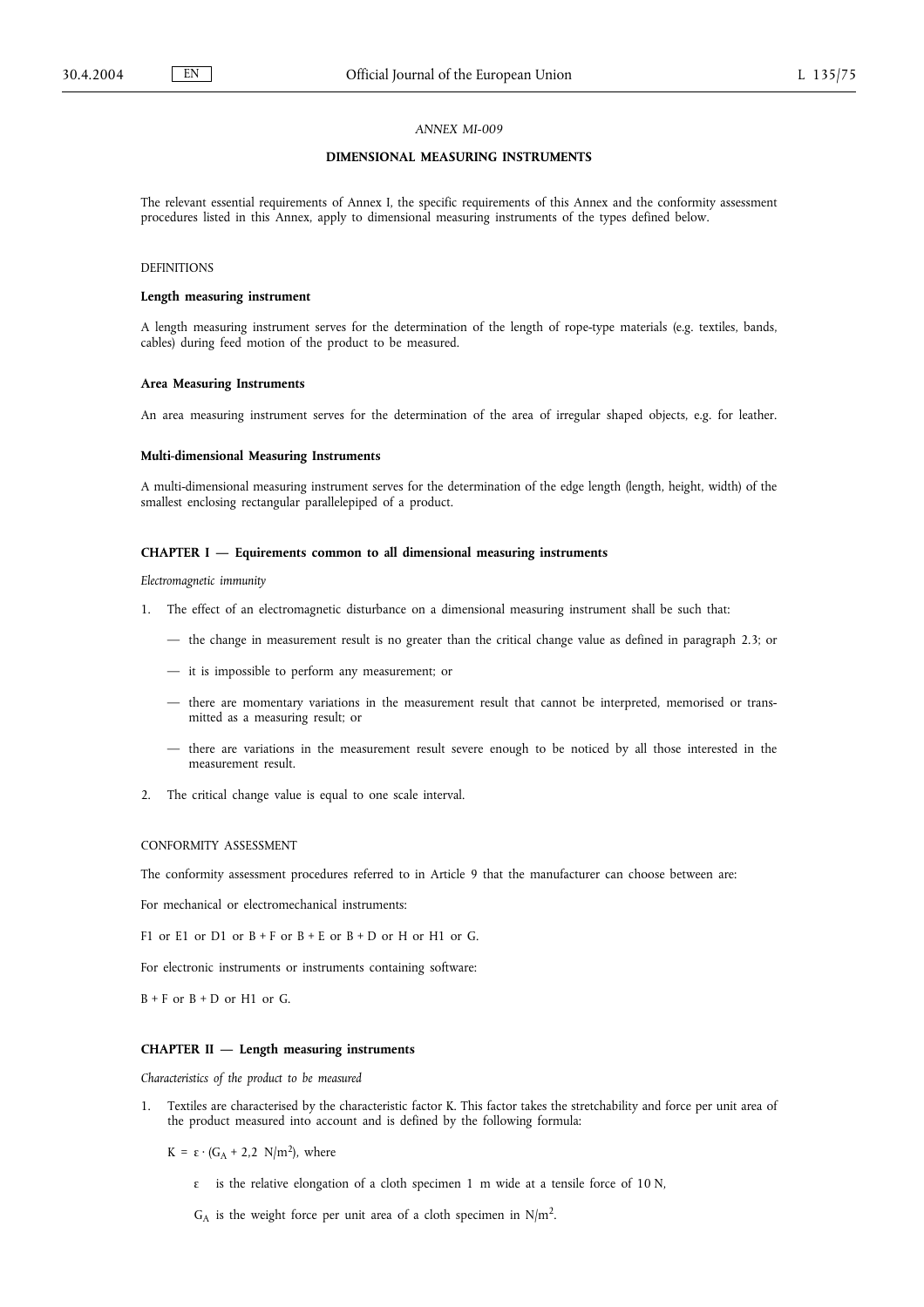*ANNEX MI-009*

## DIMENSIONAL MEASURING INSTRUMENTS

The relevant essential requirements of Annex I, the specific requirements of this Annex and the conformity assessment procedures listed in this Annex, apply to dimensional measuring instruments of the types defined below.

DEFINITIONS

**Length measuring instrument**

A length measuring instrument serves for the determination of the length of rope-type materials (e.g. textiles, bands, cables) during feed motion of the product to be measured.

**Area Measuring Instruments**

An area measuring instrument serves for the determination of the area of irregular shaped objects, e.g. for leather.

**Multi-dimensional Measuring Instruments**

A multi-dimensional measuring instrument serves for the determination of the edge length (length, height, width) of the smallest enclosing rectangular parallelepiped of a product.

### CHAPTER I — Equirements common to all dimensional measuring instruments

*Electromagnetic immunity*

1. The effect of an electromagnetic disturbance on a dimensional measuring instrument shall be such that:

   — the change in measurement result is no greater than the critical change value as defined in paragraph 2.3; or

   — it is impossible to perform any measurement; or

   — there are momentary variations in the measurement result that cannot be interpreted, memorised or transmitted as a measuring result; or

   — there are variations in the measurement result severe enough to be noticed by all those interested in the measurement result.

2. The critical change value is equal to one scale interval.

CONFORMITY ASSESSMENT

The conformity assessment procedures referred to in Article 9 that the manufacturer can choose between are:

For mechanical or electromechanical instruments:

F1 or E1 or D1 or B + F or B + E or B + D or H or H1 or G.

For electronic instruments or instruments containing software:

B + F or B + D or H1 or G.

### CHAPTER II — Length measuring instruments

*Characteristics of the product to be measured*

1. Textiles are characterised by the characteristic factor K. This factor takes the stretchability and force per unit area of the product measured into account and is defined by the following formula:

   $K = \varepsilon \cdot (G_A + 2{,}2\ \text{N/m}^2)$, where

   $\varepsilon$ is the relative elongation of a cloth specimen 1 m wide at a tensile force of 10 N,

   $G_A$ is the weight force per unit area of a cloth specimen in $\text{N/m}^2$.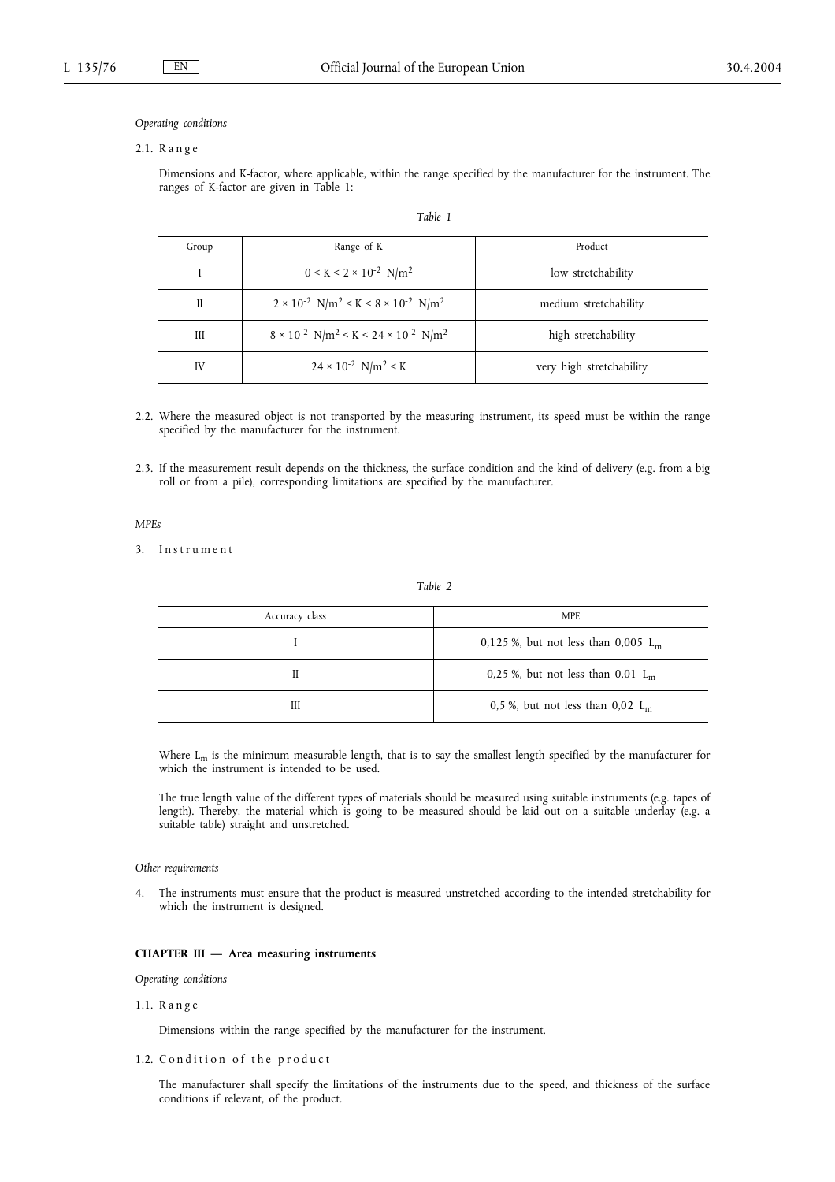*Operating conditions*

2.1. Range

Dimensions and K-factor, where applicable, within the range specified by the manufacturer for the instrument. The ranges of K-factor are given in Table 1:

*Table 1*

| Group | Range of K | Product |
|---|---|---|
| I | $0 < K < 2 \times 10^{-2}$ N/m$^2$ | low stretchability |
| II | $2 \times 10^{-2}$ N/m$^2 < K < 8 \times 10^{-2}$ N/m$^2$ | medium stretchability |
| III | $8 \times 10^{-2}$ N/m$^2 < K < 24 \times 10^{-2}$ N/m$^2$ | high stretchability |
| IV | $24 \times 10^{-2}$ N/m$^2 < K$ | very high stretchability |

2.2. Where the measured object is not transported by the measuring instrument, its speed must be within the range specified by the manufacturer for the instrument.

2.3. If the measurement result depends on the thickness, the surface condition and the kind of delivery (e.g. from a big roll or from a pile), corresponding limitations are specified by the manufacturer.

*MPEs*

3. Instrument

*Table 2*

| Accuracy class | MPE |
|---|---|
| I | 0,125 %, but not less than 0,005 $L_m$ |
| II | 0,25 %, but not less than 0,01 $L_m$ |
| III | 0,5 %, but not less than 0,02 $L_m$ |

Where $L_m$ is the minimum measurable length, that is to say the smallest length specified by the manufacturer for which the instrument is intended to be used.

The true length value of the different types of materials should be measured using suitable instruments (e.g. tapes of length). Thereby, the material which is going to be measured should be laid out on a suitable underlay (e.g. a suitable table) straight and unstretched.

*Other requirements*

4. The instruments must ensure that the product is measured unstretched according to the intended stretchability for which the instrument is designed.

**CHAPTER III — Area measuring instruments**

*Operating conditions*

1.1. Range

Dimensions within the range specified by the manufacturer for the instrument.

1.2. Condition of the product

The manufacturer shall specify the limitations of the instruments due to the speed, and thickness of the surface conditions if relevant, of the product.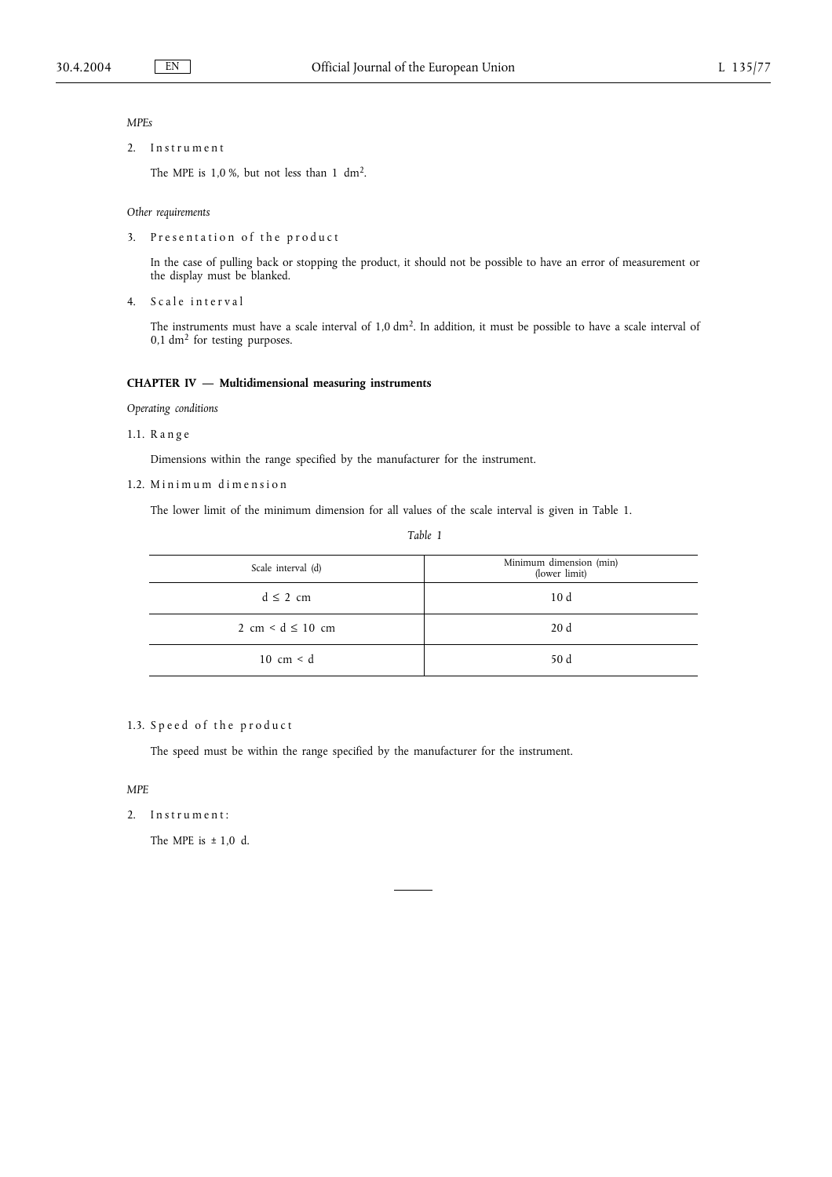*MPEs*

2. Instrument

The MPE is 1,0 %, but not less than 1 $dm^2$.

*Other requirements*

3. Presentation of the product

In the case of pulling back or stopping the product, it should not be possible to have an error of measurement or the display must be blanked.

4. Scale interval

The instruments must have a scale interval of 1,0 $dm^2$. In addition, it must be possible to have a scale interval of 0,1 $dm^2$ for testing purposes.

**CHAPTER IV — Multidimensional measuring instruments**

*Operating conditions*

1.1. Range

Dimensions within the range specified by the manufacturer for the instrument.

1.2. Minimum dimension

The lower limit of the minimum dimension for all values of the scale interval is given in Table 1.

*Table 1*

| Scale interval (d) | Minimum dimension (min) (lower limit) |
|---|---|
| $d \leq 2$ cm | 10 d |
| 2 cm $< d \leq 10$ cm | 20 d |
| 10 cm $< d$ | 50 d |

1.3. Speed of the product

The speed must be within the range specified by the manufacturer for the instrument.

*MPE*

2. Instrument:

The MPE is ± 1,0 d.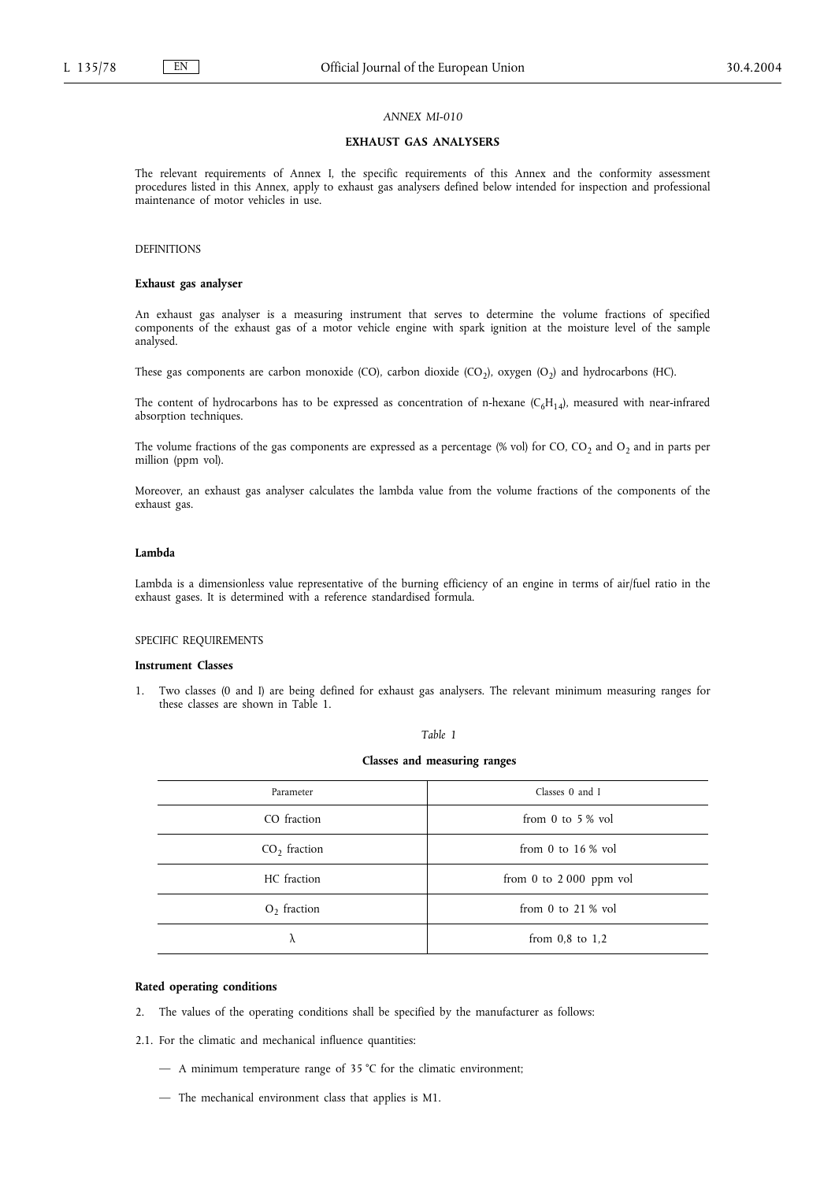*ANNEX MI-010*

# EXHAUST GAS ANALYSERS

The relevant requirements of Annex I, the specific requirements of this Annex and the conformity assessment procedures listed in this Annex, apply to exhaust gas analysers defined below intended for inspection and professional maintenance of motor vehicles in use.

## DEFINITIONS

**Exhaust gas analyser**

An exhaust gas analyser is a measuring instrument that serves to determine the volume fractions of specified components of the exhaust gas of a motor vehicle engine with spark ignition at the moisture level of the sample analysed.

These gas components are carbon monoxide (CO), carbon dioxide ($CO_2$), oxygen ($O_2$) and hydrocarbons (HC).

The content of hydrocarbons has to be expressed as concentration of n-hexane ($C_6H_{14}$), measured with near-infrared absorption techniques.

The volume fractions of the gas components are expressed as a percentage (% vol) for CO, $CO_2$ and $O_2$ and in parts per million (ppm vol).

Moreover, an exhaust gas analyser calculates the lambda value from the volume fractions of the components of the exhaust gas.

**Lambda**

Lambda is a dimensionless value representative of the burning efficiency of an engine in terms of air/fuel ratio in the exhaust gases. It is determined with a reference standardised formula.

## SPECIFIC REQUIREMENTS

**Instrument Classes**

1. Two classes (0 and I) are being defined for exhaust gas analysers. The relevant minimum measuring ranges for these classes are shown in Table 1.

*Table 1*

**Classes and measuring ranges**

| Parameter | Classes 0 and I |
|---|---|
| CO fraction | from 0 to 5 % vol |
| $CO_2$ fraction | from 0 to 16 % vol |
| HC fraction | from 0 to 2 000 ppm vol |
| $O_2$ fraction | from 0 to 21 % vol |
| $\lambda$ | from 0,8 to 1,2 |

**Rated operating conditions**

2. The values of the operating conditions shall be specified by the manufacturer as follows:

2.1. For the climatic and mechanical influence quantities:

— A minimum temperature range of 35 °C for the climatic environment;

— The mechanical environment class that applies is M1.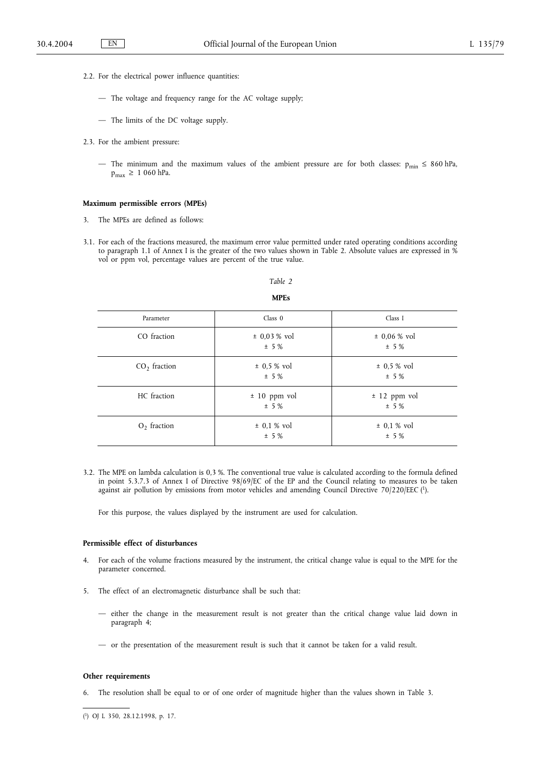2.2. For the electrical power influence quantities:

— The voltage and frequency range for the AC voltage supply;

— The limits of the DC voltage supply.

2.3. For the ambient pressure:

— The minimum and the maximum values of the ambient pressure are for both classes: $p_{min} \leq 860$ hPa, $p_{max} \geq 1\,060$ hPa.

**Maximum permissible errors (MPEs)**

3. The MPEs are defined as follows:

3.1. For each of the fractions measured, the maximum error value permitted under rated operating conditions according to paragraph 1.1 of Annex I is the greater of the two values shown in Table 2. Absolute values are expressed in % vol or ppm vol, percentage values are percent of the true value.

*Table 2*

**MPEs**

| Parameter | Class 0 | Class I |
|---|---|---|
| CO fraction | ± 0,03 % vol<br>± 5 % | ± 0,06 % vol<br>± 5 % |
| $CO_2$ fraction | ± 0,5 % vol<br>± 5 % | ± 0,5 % vol<br>± 5 % |
| HC fraction | ± 10 ppm vol<br>± 5 % | ± 12 ppm vol<br>± 5 % |
| $O_2$ fraction | ± 0,1 % vol<br>± 5 % | ± 0,1 % vol<br>± 5 % |

3.2. The MPE on lambda calculation is 0,3 %. The conventional true value is calculated according to the formula defined in point 5.3.7.3 of Annex I of Directive 98/69/EC of the EP and the Council relating to measures to be taken against air pollution by emissions from motor vehicles and amending Council Directive 70/220/EEC [1].

For this purpose, the values displayed by the instrument are used for calculation.

**Permissible effect of disturbances**

4. For each of the volume fractions measured by the instrument, the critical change value is equal to the MPE for the parameter concerned.

5. The effect of an electromagnetic disturbance shall be such that:

— either the change in the measurement result is not greater than the critical change value laid down in paragraph 4;

— or the presentation of the measurement result is such that it cannot be taken for a valid result.

**Other requirements**

6. The resolution shall be equal to or of one order of magnitude higher than the values shown in Table 3.

---

[1] OJ L 350, 28.12.1998, p. 17.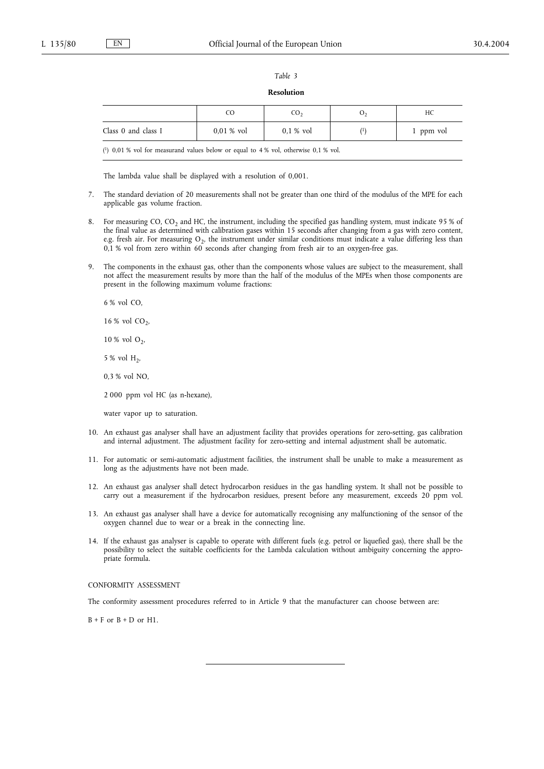*Table 3*

**Resolution**

| | CO | $CO_2$ | $O_2$ | HC |
|---|---|---|---|---|
| Class 0 and class I | 0,01 % vol | 0,1 % vol | [1] | 1 ppm vol |

[1] 0,01 % vol for measurand values below or equal to 4 % vol, otherwise 0,1 % vol.

The lambda value shall be displayed with a resolution of 0,001.

7. The standard deviation of 20 measurements shall not be greater than one third of the modulus of the MPE for each applicable gas volume fraction.

8. For measuring CO, $CO_2$ and HC, the instrument, including the specified gas handling system, must indicate 95 % of the final value as determined with calibration gases within 15 seconds after changing from a gas with zero content, e.g. fresh air. For measuring $O_2$, the instrument under similar conditions must indicate a value differing less than 0,1 % vol from zero within 60 seconds after changing from fresh air to an oxygen-free gas.

9. The components in the exhaust gas, other than the components whose values are subject to the measurement, shall not affect the measurement results by more than the half of the modulus of the MPEs when those components are present in the following maximum volume fractions:

   6 % vol CO,

   16 % vol $CO_2$,

   10 % vol $O_2$,

   5 % vol $H_2$,

   0,3 % vol NO,

   2 000 ppm vol HC (as n-hexane),

   water vapor up to saturation.

10. An exhaust gas analyser shall have an adjustment facility that provides operations for zero-setting, gas calibration and internal adjustment. The adjustment facility for zero-setting and internal adjustment shall be automatic.

11. For automatic or semi-automatic adjustment facilities, the instrument shall be unable to make a measurement as long as the adjustments have not been made.

12. An exhaust gas analyser shall detect hydrocarbon residues in the gas handling system. It shall not be possible to carry out a measurement if the hydrocarbon residues, present before any measurement, exceeds 20 ppm vol.

13. An exhaust gas analyser shall have a device for automatically recognising any malfunctioning of the sensor of the oxygen channel due to wear or a break in the connecting line.

14. If the exhaust gas analyser is capable to operate with different fuels (e.g. petrol or liquefied gas), there shall be the possibility to select the suitable coefficients for the Lambda calculation without ambiguity concerning the appropriate formula.

CONFORMITY ASSESSMENT

The conformity assessment procedures referred to in Article 9 that the manufacturer can choose between are:

B + F or B + D or H1.